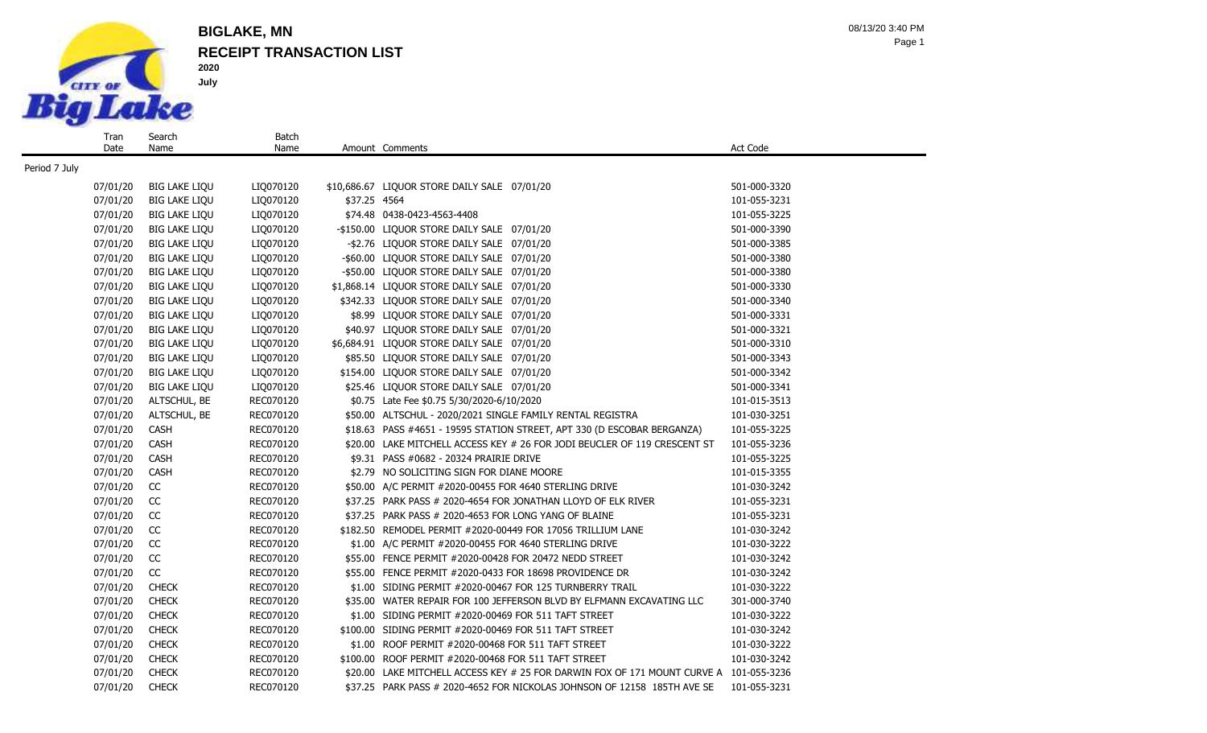# BIGLAKE, MN

## RECEIPT TRANSACTION LIST

**2020**

**July**

08/13/20 3:40 PM

| Tran Date | Search Name | Batch Name | Amount | Comments | Act Code |
|---|---|---|---|---|---|
| Period 7 July | | | | | |
| 07/01/20 | BIG LAKE LIQU | LIQ070120 | $10,686.67 | LIQUOR STORE DAILY SALE 07/01/20 | 501-000-3320 |
| 07/01/20 | BIG LAKE LIQU | LIQ070120 | $37.25 | 4564 | 101-055-3231 |
| 07/01/20 | BIG LAKE LIQU | LIQ070120 | $74.48 | 0438-0423-4563-4408 | 101-055-3225 |
| 07/01/20 | BIG LAKE LIQU | LIQ070120 | -$150.00 | LIQUOR STORE DAILY SALE 07/01/20 | 501-000-3390 |
| 07/01/20 | BIG LAKE LIQU | LIQ070120 | -$2.76 | LIQUOR STORE DAILY SALE 07/01/20 | 501-000-3385 |
| 07/01/20 | BIG LAKE LIQU | LIQ070120 | -$60.00 | LIQUOR STORE DAILY SALE 07/01/20 | 501-000-3380 |
| 07/01/20 | BIG LAKE LIQU | LIQ070120 | -$50.00 | LIQUOR STORE DAILY SALE 07/01/20 | 501-000-3380 |
| 07/01/20 | BIG LAKE LIQU | LIQ070120 | $1,868.14 | LIQUOR STORE DAILY SALE 07/01/20 | 501-000-3330 |
| 07/01/20 | BIG LAKE LIQU | LIQ070120 | $342.33 | LIQUOR STORE DAILY SALE 07/01/20 | 501-000-3340 |
| 07/01/20 | BIG LAKE LIQU | LIQ070120 | $8.99 | LIQUOR STORE DAILY SALE 07/01/20 | 501-000-3331 |
| 07/01/20 | BIG LAKE LIQU | LIQ070120 | $40.97 | LIQUOR STORE DAILY SALE 07/01/20 | 501-000-3321 |
| 07/01/20 | BIG LAKE LIQU | LIQ070120 | $6,684.91 | LIQUOR STORE DAILY SALE 07/01/20 | 501-000-3310 |
| 07/01/20 | BIG LAKE LIQU | LIQ070120 | $85.50 | LIQUOR STORE DAILY SALE 07/01/20 | 501-000-3343 |
| 07/01/20 | BIG LAKE LIQU | LIQ070120 | $154.00 | LIQUOR STORE DAILY SALE 07/01/20 | 501-000-3342 |
| 07/01/20 | BIG LAKE LIQU | LIQ070120 | $25.46 | LIQUOR STORE DAILY SALE 07/01/20 | 501-000-3341 |
| 07/01/20 | ALTSCHUL, BE | REC070120 | $0.75 | Late Fee $0.75 5/30/2020-6/10/2020 | 101-015-3513 |
| 07/01/20 | ALTSCHUL, BE | REC070120 | $50.00 | ALTSCHUL - 2020/2021 SINGLE FAMILY RENTAL REGISTRA | 101-030-3251 |
| 07/01/20 | CASH | REC070120 | $18.63 | PASS #4651 - 19595 STATION STREET, APT 330 (D ESCOBAR BERGANZA) | 101-055-3225 |
| 07/01/20 | CASH | REC070120 | $20.00 | LAKE MITCHELL ACCESS KEY # 26 FOR JODI BEUCLER OF 119 CRESCENT ST | 101-055-3236 |
| 07/01/20 | CASH | REC070120 | $9.31 | PASS #0682 - 20324 PRAIRIE DRIVE | 101-055-3225 |
| 07/01/20 | CASH | REC070120 | $2.79 | NO SOLICITING SIGN FOR DIANE MOORE | 101-015-3355 |
| 07/01/20 | CC | REC070120 | $50.00 | A/C PERMIT #2020-00455 FOR 4640 STERLING DRIVE | 101-030-3242 |
| 07/01/20 | CC | REC070120 | $37.25 | PARK PASS # 2020-4654 FOR JONATHAN LLOYD OF ELK RIVER | 101-055-3231 |
| 07/01/20 | CC | REC070120 | $37.25 | PARK PASS # 2020-4653 FOR LONG YANG OF BLAINE | 101-055-3231 |
| 07/01/20 | CC | REC070120 | $182.50 | REMODEL PERMIT #2020-00449 FOR 17056 TRILLIUM LANE | 101-030-3242 |
| 07/01/20 | CC | REC070120 | $1.00 | A/C PERMIT #2020-00455 FOR 4640 STERLING DRIVE | 101-030-3222 |
| 07/01/20 | CC | REC070120 | $55.00 | FENCE PERMIT #2020-00428 FOR 20472 NEDD STREET | 101-030-3242 |
| 07/01/20 | CC | REC070120 | $55.00 | FENCE PERMIT #2020-0433 FOR 18698 PROVIDENCE DR | 101-030-3242 |
| 07/01/20 | CHECK | REC070120 | $1.00 | SIDING PERMIT #2020-00467 FOR 125 TURNBERRY TRAIL | 101-030-3222 |
| 07/01/20 | CHECK | REC070120 | $35.00 | WATER REPAIR FOR 100 JEFFERSON BLVD BY ELFMANN EXCAVATING LLC | 301-000-3740 |
| 07/01/20 | CHECK | REC070120 | $1.00 | SIDING PERMIT #2020-00469 FOR 511 TAFT STREET | 101-030-3222 |
| 07/01/20 | CHECK | REC070120 | $100.00 | SIDING PERMIT #2020-00469 FOR 511 TAFT STREET | 101-030-3242 |
| 07/01/20 | CHECK | REC070120 | $1.00 | ROOF PERMIT #2020-00468 FOR 511 TAFT STREET | 101-030-3222 |
| 07/01/20 | CHECK | REC070120 | $100.00 | ROOF PERMIT #2020-00468 FOR 511 TAFT STREET | 101-030-3242 |
| 07/01/20 | CHECK | REC070120 | $20.00 | LAKE MITCHELL ACCESS KEY # 25 FOR DARWIN FOX OF 171 MOUNT CURVE A | 101-055-3236 |
| 07/01/20 | CHECK | REC070120 | $37.25 | PARK PASS # 2020-4652 FOR NICKOLAS JOHNSON OF 12158 185TH AVE SE | 101-055-3231 |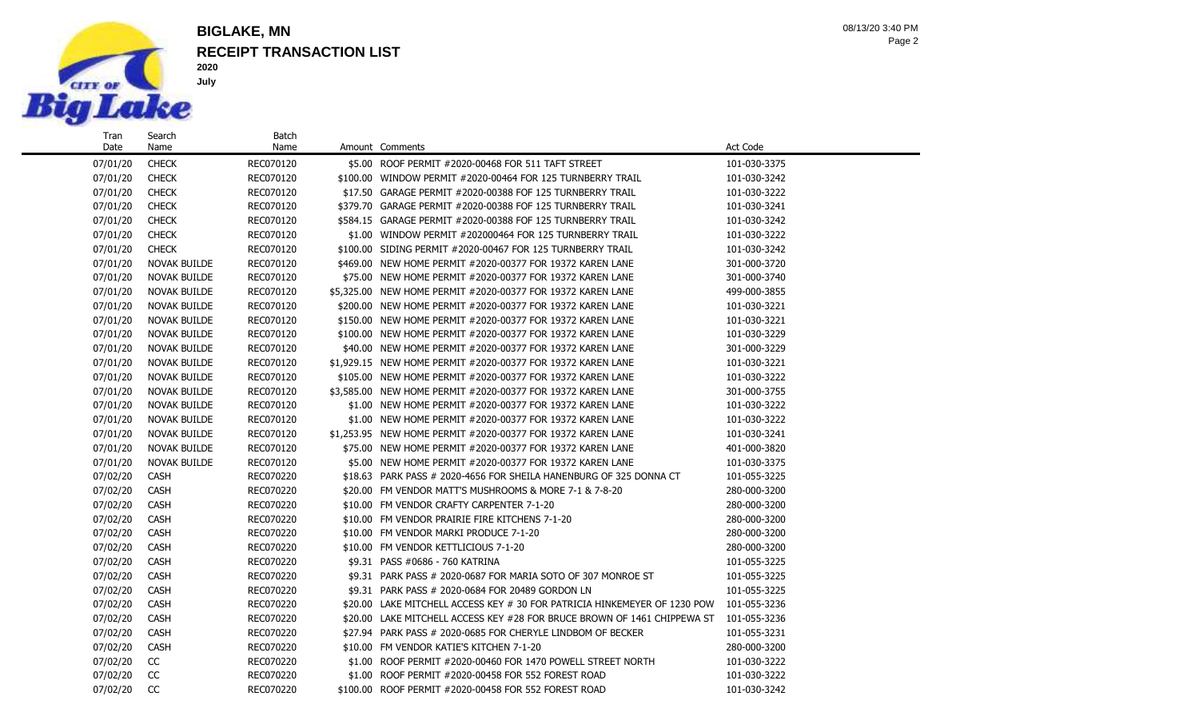# BIGLAKE, MN

## RECEIPT TRANSACTION LIST

**2020**

**July**

| Tran Date | Search Name | Batch Name | Amount | Comments | Act Code |
|---|---|---|---|---|---|
| 07/01/20 | CHECK | REC070120 | $5.00 | ROOF PERMIT #2020-00468 FOR 511 TAFT STREET | 101-030-3375 |
| 07/01/20 | CHECK | REC070120 | $100.00 | WINDOW PERMIT #2020-00464 FOR 125 TURNBERRY TRAIL | 101-030-3242 |
| 07/01/20 | CHECK | REC070120 | $17.50 | GARAGE PERMIT #2020-00388 FOF 125 TURNBERRY TRAIL | 101-030-3222 |
| 07/01/20 | CHECK | REC070120 | $379.70 | GARAGE PERMIT #2020-00388 FOF 125 TURNBERRY TRAIL | 101-030-3241 |
| 07/01/20 | CHECK | REC070120 | $584.15 | GARAGE PERMIT #2020-00388 FOF 125 TURNBERRY TRAIL | 101-030-3242 |
| 07/01/20 | CHECK | REC070120 | $1.00 | WINDOW PERMIT #202000464 FOR 125 TURNBERRY TRAIL | 101-030-3222 |
| 07/01/20 | CHECK | REC070120 | $100.00 | SIDING PERMIT #2020-00467 FOR 125 TURNBERRY TRAIL | 101-030-3242 |
| 07/01/20 | NOVAK BUILDE | REC070120 | $469.00 | NEW HOME PERMIT #2020-00377 FOR 19372 KAREN LANE | 301-000-3720 |
| 07/01/20 | NOVAK BUILDE | REC070120 | $75.00 | NEW HOME PERMIT #2020-00377 FOR 19372 KAREN LANE | 301-000-3740 |
| 07/01/20 | NOVAK BUILDE | REC070120 | $5,325.00 | NEW HOME PERMIT #2020-00377 FOR 19372 KAREN LANE | 499-000-3855 |
| 07/01/20 | NOVAK BUILDE | REC070120 | $200.00 | NEW HOME PERMIT #2020-00377 FOR 19372 KAREN LANE | 101-030-3221 |
| 07/01/20 | NOVAK BUILDE | REC070120 | $150.00 | NEW HOME PERMIT #2020-00377 FOR 19372 KAREN LANE | 101-030-3221 |
| 07/01/20 | NOVAK BUILDE | REC070120 | $100.00 | NEW HOME PERMIT #2020-00377 FOR 19372 KAREN LANE | 101-030-3229 |
| 07/01/20 | NOVAK BUILDE | REC070120 | $40.00 | NEW HOME PERMIT #2020-00377 FOR 19372 KAREN LANE | 301-000-3229 |
| 07/01/20 | NOVAK BUILDE | REC070120 | $1,929.15 | NEW HOME PERMIT #2020-00377 FOR 19372 KAREN LANE | 101-030-3221 |
| 07/01/20 | NOVAK BUILDE | REC070120 | $105.00 | NEW HOME PERMIT #2020-00377 FOR 19372 KAREN LANE | 101-030-3222 |
| 07/01/20 | NOVAK BUILDE | REC070120 | $3,585.00 | NEW HOME PERMIT #2020-00377 FOR 19372 KAREN LANE | 301-000-3755 |
| 07/01/20 | NOVAK BUILDE | REC070120 | $1.00 | NEW HOME PERMIT #2020-00377 FOR 19372 KAREN LANE | 101-030-3222 |
| 07/01/20 | NOVAK BUILDE | REC070120 | $1.00 | NEW HOME PERMIT #2020-00377 FOR 19372 KAREN LANE | 101-030-3222 |
| 07/01/20 | NOVAK BUILDE | REC070120 | $1,253.95 | NEW HOME PERMIT #2020-00377 FOR 19372 KAREN LANE | 101-030-3241 |
| 07/01/20 | NOVAK BUILDE | REC070120 | $75.00 | NEW HOME PERMIT #2020-00377 FOR 19372 KAREN LANE | 401-000-3820 |
| 07/01/20 | NOVAK BUILDE | REC070120 | $5.00 | NEW HOME PERMIT #2020-00377 FOR 19372 KAREN LANE | 101-030-3375 |
| 07/02/20 | CASH | REC070220 | $18.63 | PARK PASS # 2020-4656 FOR SHEILA HANENBURG OF 325 DONNA CT | 101-055-3225 |
| 07/02/20 | CASH | REC070220 | $20.00 | FM VENDOR MATT'S MUSHROOMS & MORE 7-1 & 7-8-20 | 280-000-3200 |
| 07/02/20 | CASH | REC070220 | $10.00 | FM VENDOR CRAFTY CARPENTER 7-1-20 | 280-000-3200 |
| 07/02/20 | CASH | REC070220 | $10.00 | FM VENDOR PRAIRIE FIRE KITCHENS 7-1-20 | 280-000-3200 |
| 07/02/20 | CASH | REC070220 | $10.00 | FM VENDOR MARKI PRODUCE 7-1-20 | 280-000-3200 |
| 07/02/20 | CASH | REC070220 | $10.00 | FM VENDOR KETTLICIOUS 7-1-20 | 280-000-3200 |
| 07/02/20 | CASH | REC070220 | $9.31 | PASS #0686 - 760 KATRINA | 101-055-3225 |
| 07/02/20 | CASH | REC070220 | $9.31 | PARK PASS # 2020-0687 FOR MARIA SOTO OF 307 MONROE ST | 101-055-3225 |
| 07/02/20 | CASH | REC070220 | $9.31 | PARK PASS # 2020-0684 FOR 20489 GORDON LN | 101-055-3225 |
| 07/02/20 | CASH | REC070220 | $20.00 | LAKE MITCHELL ACCESS KEY # 30 FOR PATRICIA HINKEMEYER OF 1230 POW | 101-055-3236 |
| 07/02/20 | CASH | REC070220 | $20.00 | LAKE MITCHELL ACCESS KEY #28 FOR BRUCE BROWN OF 1461 CHIPPEWA ST | 101-055-3236 |
| 07/02/20 | CASH | REC070220 | $27.94 | PARK PASS # 2020-0685 FOR CHERYLE LINDBOM OF BECKER | 101-055-3231 |
| 07/02/20 | CASH | REC070220 | $10.00 | FM VENDOR KATIE'S KITCHEN 7-1-20 | 280-000-3200 |
| 07/02/20 | CC | REC070220 | $1.00 | ROOF PERMIT #2020-00460 FOR 1470 POWELL STREET NORTH | 101-030-3222 |
| 07/02/20 | CC | REC070220 | $1.00 | ROOF PERMIT #2020-00458 FOR 552 FOREST ROAD | 101-030-3222 |
| 07/02/20 | CC | REC070220 | $100.00 | ROOF PERMIT #2020-00458 FOR 552 FOREST ROAD | 101-030-3242 |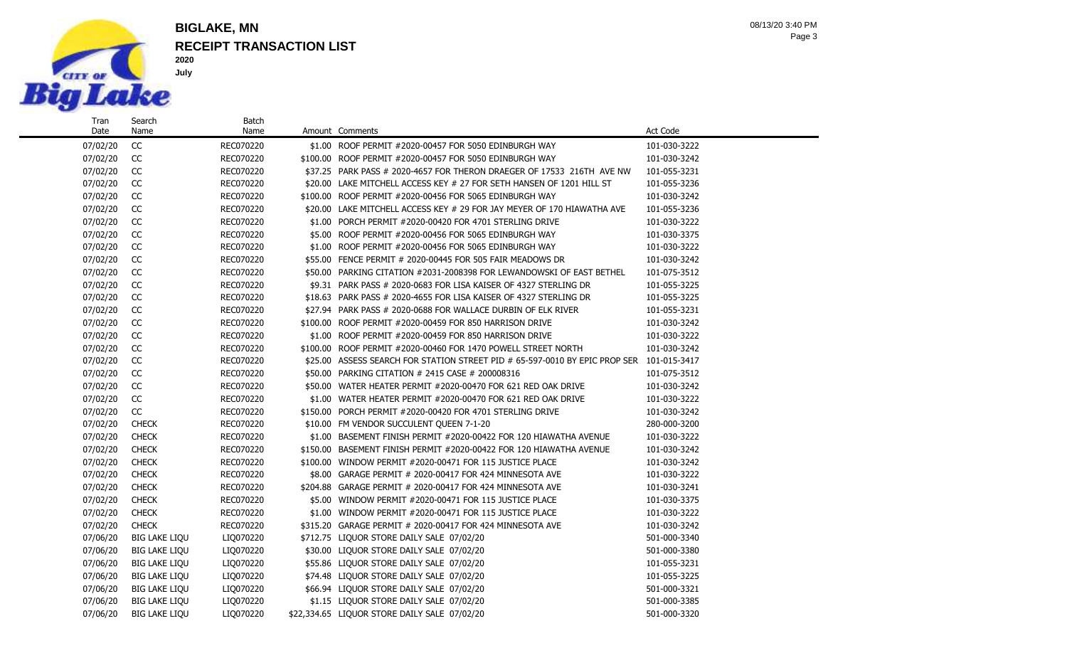# BIGLAKE, MN

## RECEIPT TRANSACTION LIST

**2020**

**July**

| Tran Date | Search Name | Batch Name | Amount | Comments | Act Code |
|---|---|---|---|---|---|
| 07/02/20 | CC | REC070220 | $1.00 | ROOF PERMIT #2020-00457 FOR 5050 EDINBURGH WAY | 101-030-3222 |
| 07/02/20 | CC | REC070220 | $100.00 | ROOF PERMIT #2020-00457 FOR 5050 EDINBURGH WAY | 101-030-3242 |
| 07/02/20 | CC | REC070220 | $37.25 | PARK PASS # 2020-4657 FOR THERON DRAEGER OF 17533 216TH AVE NW | 101-055-3231 |
| 07/02/20 | CC | REC070220 | $20.00 | LAKE MITCHELL ACCESS KEY # 27 FOR SETH HANSEN OF 1201 HILL ST | 101-055-3236 |
| 07/02/20 | CC | REC070220 | $100.00 | ROOF PERMIT #2020-00456 FOR 5065 EDINBURGH WAY | 101-030-3242 |
| 07/02/20 | CC | REC070220 | $20.00 | LAKE MITCHELL ACCESS KEY # 29 FOR JAY MEYER OF 170 HIAWATHA AVE | 101-055-3236 |
| 07/02/20 | CC | REC070220 | $1.00 | PORCH PERMIT #2020-00420 FOR 4701 STERLING DRIVE | 101-030-3222 |
| 07/02/20 | CC | REC070220 | $5.00 | ROOF PERMIT #2020-00456 FOR 5065 EDINBURGH WAY | 101-030-3375 |
| 07/02/20 | CC | REC070220 | $1.00 | ROOF PERMIT #2020-00456 FOR 5065 EDINBURGH WAY | 101-030-3222 |
| 07/02/20 | CC | REC070220 | $55.00 | FENCE PERMIT # 2020-00445 FOR 505 FAIR MEADOWS DR | 101-030-3242 |
| 07/02/20 | CC | REC070220 | $50.00 | PARKING CITATION #2031-2008398 FOR LEWANDOWSKI OF EAST BETHEL | 101-075-3512 |
| 07/02/20 | CC | REC070220 | $9.31 | PARK PASS # 2020-0683 FOR LISA KAISER OF 4327 STERLING DR | 101-055-3225 |
| 07/02/20 | CC | REC070220 | $18.63 | PARK PASS # 2020-4655 FOR LISA KAISER OF 4327 STERLING DR | 101-055-3225 |
| 07/02/20 | CC | REC070220 | $27.94 | PARK PASS # 2020-0688 FOR WALLACE DURBIN OF ELK RIVER | 101-055-3231 |
| 07/02/20 | CC | REC070220 | $100.00 | ROOF PERMIT #2020-00459 FOR 850 HARRISON DRIVE | 101-030-3242 |
| 07/02/20 | CC | REC070220 | $1.00 | ROOF PERMIT #2020-00459 FOR 850 HARRISON DRIVE | 101-030-3222 |
| 07/02/20 | CC | REC070220 | $100.00 | ROOF PERMIT #2020-00460 FOR 1470 POWELL STREET NORTH | 101-030-3242 |
| 07/02/20 | CC | REC070220 | $25.00 | ASSESS SEARCH FOR STATION STREET PID # 65-597-0010 BY EPIC PROP SER | 101-015-3417 |
| 07/02/20 | CC | REC070220 | $50.00 | PARKING CITATION # 2415 CASE # 200008316 | 101-075-3512 |
| 07/02/20 | CC | REC070220 | $50.00 | WATER HEATER PERMIT #2020-00470 FOR 621 RED OAK DRIVE | 101-030-3242 |
| 07/02/20 | CC | REC070220 | $1.00 | WATER HEATER PERMIT #2020-00470 FOR 621 RED OAK DRIVE | 101-030-3222 |
| 07/02/20 | CC | REC070220 | $150.00 | PORCH PERMIT #2020-00420 FOR 4701 STERLING DRIVE | 101-030-3242 |
| 07/02/20 | CHECK | REC070220 | $10.00 | FM VENDOR SUCCULENT QUEEN 7-1-20 | 280-000-3200 |
| 07/02/20 | CHECK | REC070220 | $1.00 | BASEMENT FINISH PERMIT #2020-00422 FOR 120 HIAWATHA AVENUE | 101-030-3222 |
| 07/02/20 | CHECK | REC070220 | $150.00 | BASEMENT FINISH PERMIT #2020-00422 FOR 120 HIAWATHA AVENUE | 101-030-3242 |
| 07/02/20 | CHECK | REC070220 | $100.00 | WINDOW PERMIT #2020-00471 FOR 115 JUSTICE PLACE | 101-030-3242 |
| 07/02/20 | CHECK | REC070220 | $8.00 | GARAGE PERMIT # 2020-00417 FOR 424 MINNESOTA AVE | 101-030-3222 |
| 07/02/20 | CHECK | REC070220 | $204.88 | GARAGE PERMIT # 2020-00417 FOR 424 MINNESOTA AVE | 101-030-3241 |
| 07/02/20 | CHECK | REC070220 | $5.00 | WINDOW PERMIT #2020-00471 FOR 115 JUSTICE PLACE | 101-030-3375 |
| 07/02/20 | CHECK | REC070220 | $1.00 | WINDOW PERMIT #2020-00471 FOR 115 JUSTICE PLACE | 101-030-3222 |
| 07/02/20 | CHECK | REC070220 | $315.20 | GARAGE PERMIT # 2020-00417 FOR 424 MINNESOTA AVE | 101-030-3242 |
| 07/06/20 | BIG LAKE LIQU | LIQ070220 | $712.75 | LIQUOR STORE DAILY SALE 07/02/20 | 501-000-3340 |
| 07/06/20 | BIG LAKE LIQU | LIQ070220 | $30.00 | LIQUOR STORE DAILY SALE 07/02/20 | 501-000-3380 |
| 07/06/20 | BIG LAKE LIQU | LIQ070220 | $55.86 | LIQUOR STORE DAILY SALE 07/02/20 | 101-055-3231 |
| 07/06/20 | BIG LAKE LIQU | LIQ070220 | $74.48 | LIQUOR STORE DAILY SALE 07/02/20 | 101-055-3225 |
| 07/06/20 | BIG LAKE LIQU | LIQ070220 | $66.94 | LIQUOR STORE DAILY SALE 07/02/20 | 501-000-3321 |
| 07/06/20 | BIG LAKE LIQU | LIQ070220 | $1.15 | LIQUOR STORE DAILY SALE 07/02/20 | 501-000-3385 |
| 07/06/20 | BIG LAKE LIQU | LIQ070220 | $22,334.65 | LIQUOR STORE DAILY SALE 07/02/20 | 501-000-3320 |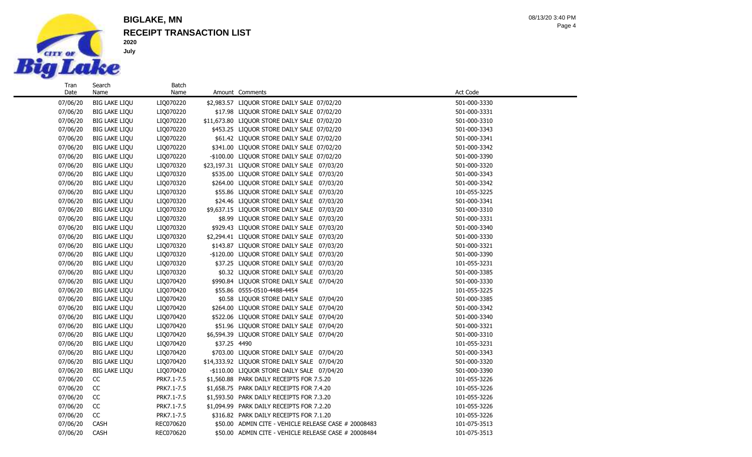# BIGLAKE, MN

## RECEIPT TRANSACTION LIST

**2020**

**July**

| Tran Date | Search Name | Batch Name | Amount | Comments | Act Code |
|---|---|---|---|---|---|
| 07/06/20 | BIG LAKE LIQU | LIQ070220 | $2,983.57 | LIQUOR STORE DAILY SALE 07/02/20 | 501-000-3330 |
| 07/06/20 | BIG LAKE LIQU | LIQ070220 | $17.98 | LIQUOR STORE DAILY SALE 07/02/20 | 501-000-3331 |
| 07/06/20 | BIG LAKE LIQU | LIQ070220 | $11,673.80 | LIQUOR STORE DAILY SALE 07/02/20 | 501-000-3310 |
| 07/06/20 | BIG LAKE LIQU | LIQ070220 | $453.25 | LIQUOR STORE DAILY SALE 07/02/20 | 501-000-3343 |
| 07/06/20 | BIG LAKE LIQU | LIQ070220 | $61.42 | LIQUOR STORE DAILY SALE 07/02/20 | 501-000-3341 |
| 07/06/20 | BIG LAKE LIQU | LIQ070220 | $341.00 | LIQUOR STORE DAILY SALE 07/02/20 | 501-000-3342 |
| 07/06/20 | BIG LAKE LIQU | LIQ070220 | -$100.00 | LIQUOR STORE DAILY SALE 07/02/20 | 501-000-3390 |
| 07/06/20 | BIG LAKE LIQU | LIQ070320 | $23,197.31 | LIQUOR STORE DAILY SALE 07/03/20 | 501-000-3320 |
| 07/06/20 | BIG LAKE LIQU | LIQ070320 | $535.00 | LIQUOR STORE DAILY SALE 07/03/20 | 501-000-3343 |
| 07/06/20 | BIG LAKE LIQU | LIQ070320 | $264.00 | LIQUOR STORE DAILY SALE 07/03/20 | 501-000-3342 |
| 07/06/20 | BIG LAKE LIQU | LIQ070320 | $55.86 | LIQUOR STORE DAILY SALE 07/03/20 | 101-055-3225 |
| 07/06/20 | BIG LAKE LIQU | LIQ070320 | $24.46 | LIQUOR STORE DAILY SALE 07/03/20 | 501-000-3341 |
| 07/06/20 | BIG LAKE LIQU | LIQ070320 | $9,637.15 | LIQUOR STORE DAILY SALE 07/03/20 | 501-000-3310 |
| 07/06/20 | BIG LAKE LIQU | LIQ070320 | $8.99 | LIQUOR STORE DAILY SALE 07/03/20 | 501-000-3331 |
| 07/06/20 | BIG LAKE LIQU | LIQ070320 | $929.43 | LIQUOR STORE DAILY SALE 07/03/20 | 501-000-3340 |
| 07/06/20 | BIG LAKE LIQU | LIQ070320 | $2,294.41 | LIQUOR STORE DAILY SALE 07/03/20 | 501-000-3330 |
| 07/06/20 | BIG LAKE LIQU | LIQ070320 | $143.87 | LIQUOR STORE DAILY SALE 07/03/20 | 501-000-3321 |
| 07/06/20 | BIG LAKE LIQU | LIQ070320 | -$120.00 | LIQUOR STORE DAILY SALE 07/03/20 | 501-000-3390 |
| 07/06/20 | BIG LAKE LIQU | LIQ070320 | $37.25 | LIQUOR STORE DAILY SALE 07/03/20 | 101-055-3231 |
| 07/06/20 | BIG LAKE LIQU | LIQ070320 | $0.32 | LIQUOR STORE DAILY SALE 07/03/20 | 501-000-3385 |
| 07/06/20 | BIG LAKE LIQU | LIQ070420 | $990.84 | LIQUOR STORE DAILY SALE 07/04/20 | 501-000-3330 |
| 07/06/20 | BIG LAKE LIQU | LIQ070420 | $55.86 | 0555-0510-4488-4454 | 101-055-3225 |
| 07/06/20 | BIG LAKE LIQU | LIQ070420 | $0.58 | LIQUOR STORE DAILY SALE 07/04/20 | 501-000-3385 |
| 07/06/20 | BIG LAKE LIQU | LIQ070420 | $264.00 | LIQUOR STORE DAILY SALE 07/04/20 | 501-000-3342 |
| 07/06/20 | BIG LAKE LIQU | LIQ070420 | $522.06 | LIQUOR STORE DAILY SALE 07/04/20 | 501-000-3340 |
| 07/06/20 | BIG LAKE LIQU | LIQ070420 | $51.96 | LIQUOR STORE DAILY SALE 07/04/20 | 501-000-3321 |
| 07/06/20 | BIG LAKE LIQU | LIQ070420 | $6,594.39 | LIQUOR STORE DAILY SALE 07/04/20 | 501-000-3310 |
| 07/06/20 | BIG LAKE LIQU | LIQ070420 | $37.25 | 4490 | 101-055-3231 |
| 07/06/20 | BIG LAKE LIQU | LIQ070420 | $703.00 | LIQUOR STORE DAILY SALE 07/04/20 | 501-000-3343 |
| 07/06/20 | BIG LAKE LIQU | LIQ070420 | $14,333.92 | LIQUOR STORE DAILY SALE 07/04/20 | 501-000-3320 |
| 07/06/20 | BIG LAKE LIQU | LIQ070420 | -$110.00 | LIQUOR STORE DAILY SALE 07/04/20 | 501-000-3390 |
| 07/06/20 | CC | PRK7.1-7.5 | $1,560.88 | PARK DAILY RECEIPTS FOR 7.5.20 | 101-055-3226 |
| 07/06/20 | CC | PRK7.1-7.5 | $1,658.75 | PARK DAILY RECEIPTS FOR 7.4.20 | 101-055-3226 |
| 07/06/20 | CC | PRK7.1-7.5 | $1,593.50 | PARK DAILY RECEIPTS FOR 7.3.20 | 101-055-3226 |
| 07/06/20 | CC | PRK7.1-7.5 | $1,094.99 | PARK DAILY RECEIPTS FOR 7.2.20 | 101-055-3226 |
| 07/06/20 | CC | PRK7.1-7.5 | $316.82 | PARK DAILY RECEIPTS FOR 7.1.20 | 101-055-3226 |
| 07/06/20 | CASH | REC070620 | $50.00 | ADMIN CITE - VEHICLE RELEASE CASE # 20008483 | 101-075-3513 |
| 07/06/20 | CASH | REC070620 | $50.00 | ADMIN CITE - VEHICLE RELEASE CASE # 20008484 | 101-075-3513 |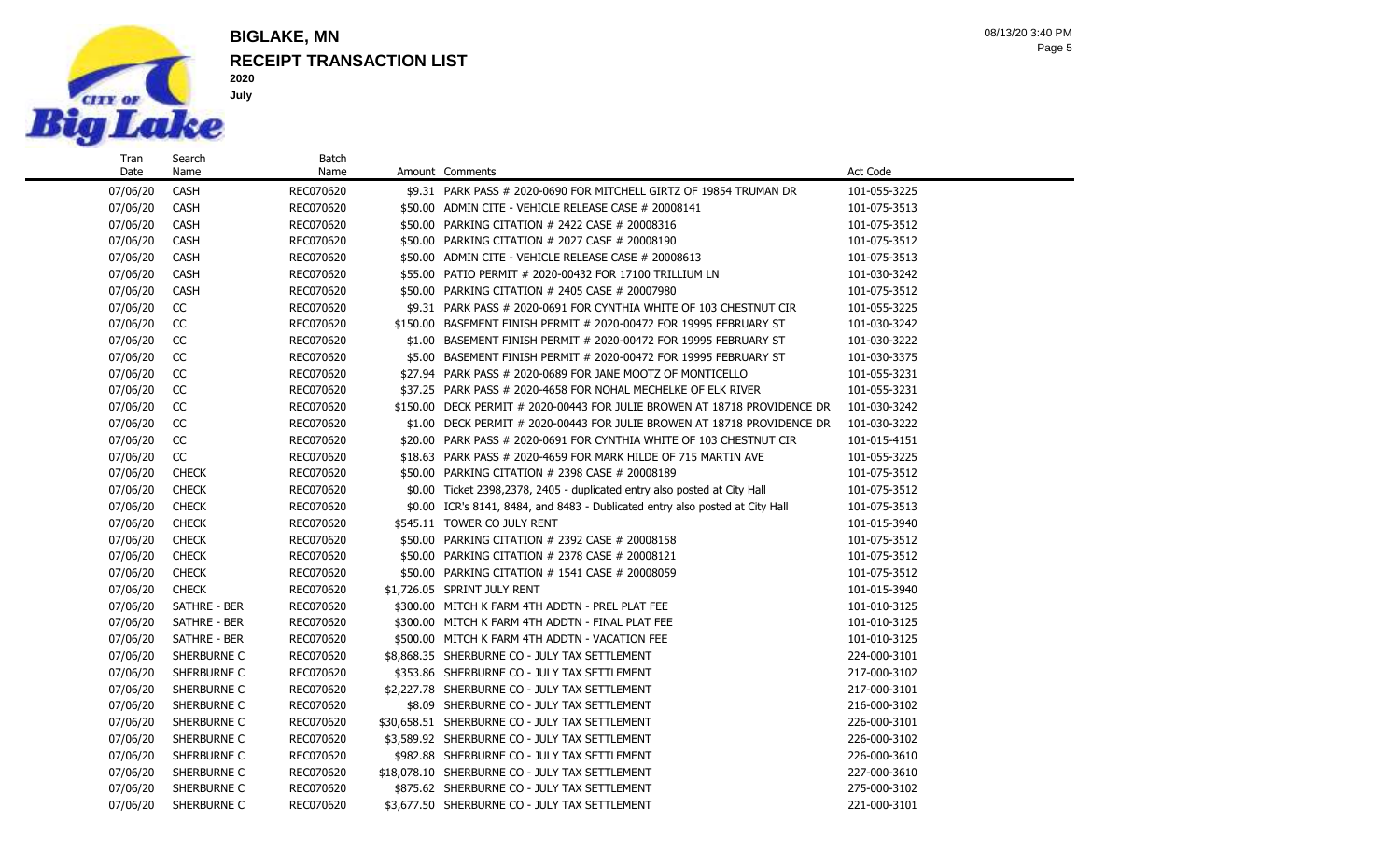# BIGLAKE, MN

## RECEIPT TRANSACTION LIST

**2020**

**July**

| Tran Date | Search Name | Batch Name | Amount | Comments | Act Code |
|---|---|---|---|---|---|
| 07/06/20 | CASH | REC070620 | $9.31 | PARK PASS # 2020-0690 FOR MITCHELL GIRTZ OF 19854 TRUMAN DR | 101-055-3225 |
| 07/06/20 | CASH | REC070620 | $50.00 | ADMIN CITE - VEHICLE RELEASE CASE # 20008141 | 101-075-3513 |
| 07/06/20 | CASH | REC070620 | $50.00 | PARKING CITATION # 2422 CASE # 20008316 | 101-075-3512 |
| 07/06/20 | CASH | REC070620 | $50.00 | PARKING CITATION # 2027 CASE # 20008190 | 101-075-3512 |
| 07/06/20 | CASH | REC070620 | $50.00 | ADMIN CITE - VEHICLE RELEASE CASE # 20008613 | 101-075-3513 |
| 07/06/20 | CASH | REC070620 | $55.00 | PATIO PERMIT # 2020-00432 FOR 17100 TRILLIUM LN | 101-030-3242 |
| 07/06/20 | CASH | REC070620 | $50.00 | PARKING CITATION # 2405 CASE # 20007980 | 101-075-3512 |
| 07/06/20 | CC | REC070620 | $9.31 | PARK PASS # 2020-0691 FOR CYNTHIA WHITE OF 103 CHESTNUT CIR | 101-055-3225 |
| 07/06/20 | CC | REC070620 | $150.00 | BASEMENT FINISH PERMIT # 2020-00472 FOR 19995 FEBRUARY ST | 101-030-3242 |
| 07/06/20 | CC | REC070620 | $1.00 | BASEMENT FINISH PERMIT # 2020-00472 FOR 19995 FEBRUARY ST | 101-030-3222 |
| 07/06/20 | CC | REC070620 | $5.00 | BASEMENT FINISH PERMIT # 2020-00472 FOR 19995 FEBRUARY ST | 101-030-3375 |
| 07/06/20 | CC | REC070620 | $27.94 | PARK PASS # 2020-0689 FOR JANE MOOTZ OF MONTICELLO | 101-055-3231 |
| 07/06/20 | CC | REC070620 | $37.25 | PARK PASS # 2020-4658 FOR NOHAL MECHELKE OF ELK RIVER | 101-055-3231 |
| 07/06/20 | CC | REC070620 | $150.00 | DECK PERMIT # 2020-00443 FOR JULIE BROWEN AT 18718 PROVIDENCE DR | 101-030-3242 |
| 07/06/20 | CC | REC070620 | $1.00 | DECK PERMIT # 2020-00443 FOR JULIE BROWEN AT 18718 PROVIDENCE DR | 101-030-3222 |
| 07/06/20 | CC | REC070620 | $20.00 | PARK PASS # 2020-0691 FOR CYNTHIA WHITE OF 103 CHESTNUT CIR | 101-015-4151 |
| 07/06/20 | CC | REC070620 | $18.63 | PARK PASS # 2020-4659 FOR MARK HILDE OF 715 MARTIN AVE | 101-055-3225 |
| 07/06/20 | CHECK | REC070620 | $50.00 | PARKING CITATION # 2398 CASE # 20008189 | 101-075-3512 |
| 07/06/20 | CHECK | REC070620 | $0.00 | Ticket 2398,2378, 2405 - duplicated entry also posted at City Hall | 101-075-3512 |
| 07/06/20 | CHECK | REC070620 | $0.00 | ICR's 8141, 8484, and 8483 - Dublicated entry also posted at City Hall | 101-075-3513 |
| 07/06/20 | CHECK | REC070620 | $545.11 | TOWER CO JULY RENT | 101-015-3940 |
| 07/06/20 | CHECK | REC070620 | $50.00 | PARKING CITATION # 2392 CASE # 20008158 | 101-075-3512 |
| 07/06/20 | CHECK | REC070620 | $50.00 | PARKING CITATION # 2378 CASE # 20008121 | 101-075-3512 |
| 07/06/20 | CHECK | REC070620 | $50.00 | PARKING CITATION # 1541 CASE # 20008059 | 101-075-3512 |
| 07/06/20 | CHECK | REC070620 | $1,726.05 | SPRINT JULY RENT | 101-015-3940 |
| 07/06/20 | SATHRE - BER | REC070620 | $300.00 | MITCH K FARM 4TH ADDTN - PREL PLAT FEE | 101-010-3125 |
| 07/06/20 | SATHRE - BER | REC070620 | $300.00 | MITCH K FARM 4TH ADDTN - FINAL PLAT FEE | 101-010-3125 |
| 07/06/20 | SATHRE - BER | REC070620 | $500.00 | MITCH K FARM 4TH ADDTN - VACATION FEE | 101-010-3125 |
| 07/06/20 | SHERBURNE C | REC070620 | $8,868.35 | SHERBURNE CO - JULY TAX SETTLEMENT | 224-000-3101 |
| 07/06/20 | SHERBURNE C | REC070620 | $353.86 | SHERBURNE CO - JULY TAX SETTLEMENT | 217-000-3102 |
| 07/06/20 | SHERBURNE C | REC070620 | $2,227.78 | SHERBURNE CO - JULY TAX SETTLEMENT | 217-000-3101 |
| 07/06/20 | SHERBURNE C | REC070620 | $8.09 | SHERBURNE CO - JULY TAX SETTLEMENT | 216-000-3102 |
| 07/06/20 | SHERBURNE C | REC070620 | $30,658.51 | SHERBURNE CO - JULY TAX SETTLEMENT | 226-000-3101 |
| 07/06/20 | SHERBURNE C | REC070620 | $3,589.92 | SHERBURNE CO - JULY TAX SETTLEMENT | 226-000-3102 |
| 07/06/20 | SHERBURNE C | REC070620 | $982.88 | SHERBURNE CO - JULY TAX SETTLEMENT | 226-000-3610 |
| 07/06/20 | SHERBURNE C | REC070620 | $18,078.10 | SHERBURNE CO - JULY TAX SETTLEMENT | 227-000-3610 |
| 07/06/20 | SHERBURNE C | REC070620 | $875.62 | SHERBURNE CO - JULY TAX SETTLEMENT | 275-000-3102 |
| 07/06/20 | SHERBURNE C | REC070620 | $3,677.50 | SHERBURNE CO - JULY TAX SETTLEMENT | 221-000-3101 |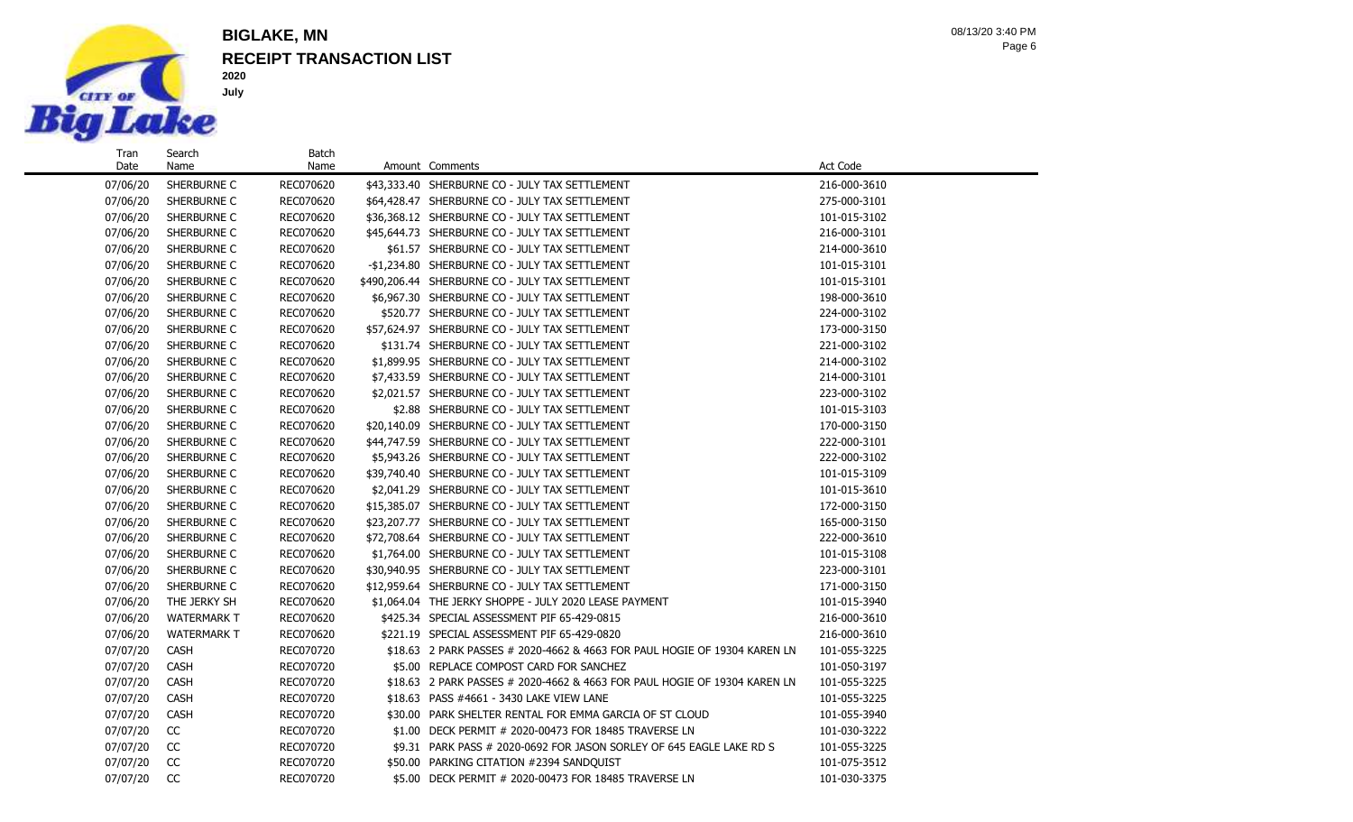# BIGLAKE, MN

## RECEIPT TRANSACTION LIST

**2020**

**July**

| Tran Date | Search Name | Batch Name | Amount | Comments | Act Code |
|---|---|---|---|---|---|
| 07/06/20 | SHERBURNE C | REC070620 | $43,333.40 | SHERBURNE CO - JULY TAX SETTLEMENT | 216-000-3610 |
| 07/06/20 | SHERBURNE C | REC070620 | $64,428.47 | SHERBURNE CO - JULY TAX SETTLEMENT | 275-000-3101 |
| 07/06/20 | SHERBURNE C | REC070620 | $36,368.12 | SHERBURNE CO - JULY TAX SETTLEMENT | 101-015-3102 |
| 07/06/20 | SHERBURNE C | REC070620 | $45,644.73 | SHERBURNE CO - JULY TAX SETTLEMENT | 216-000-3101 |
| 07/06/20 | SHERBURNE C | REC070620 | $61.57 | SHERBURNE CO - JULY TAX SETTLEMENT | 214-000-3610 |
| 07/06/20 | SHERBURNE C | REC070620 | -$1,234.80 | SHERBURNE CO - JULY TAX SETTLEMENT | 101-015-3101 |
| 07/06/20 | SHERBURNE C | REC070620 | $490,206.44 | SHERBURNE CO - JULY TAX SETTLEMENT | 101-015-3101 |
| 07/06/20 | SHERBURNE C | REC070620 | $6,967.30 | SHERBURNE CO - JULY TAX SETTLEMENT | 198-000-3610 |
| 07/06/20 | SHERBURNE C | REC070620 | $520.77 | SHERBURNE CO - JULY TAX SETTLEMENT | 224-000-3102 |
| 07/06/20 | SHERBURNE C | REC070620 | $57,624.97 | SHERBURNE CO - JULY TAX SETTLEMENT | 173-000-3150 |
| 07/06/20 | SHERBURNE C | REC070620 | $131.74 | SHERBURNE CO - JULY TAX SETTLEMENT | 221-000-3102 |
| 07/06/20 | SHERBURNE C | REC070620 | $1,899.95 | SHERBURNE CO - JULY TAX SETTLEMENT | 214-000-3102 |
| 07/06/20 | SHERBURNE C | REC070620 | $7,433.59 | SHERBURNE CO - JULY TAX SETTLEMENT | 214-000-3101 |
| 07/06/20 | SHERBURNE C | REC070620 | $2,021.57 | SHERBURNE CO - JULY TAX SETTLEMENT | 223-000-3102 |
| 07/06/20 | SHERBURNE C | REC070620 | $2.88 | SHERBURNE CO - JULY TAX SETTLEMENT | 101-015-3103 |
| 07/06/20 | SHERBURNE C | REC070620 | $20,140.09 | SHERBURNE CO - JULY TAX SETTLEMENT | 170-000-3150 |
| 07/06/20 | SHERBURNE C | REC070620 | $44,747.59 | SHERBURNE CO - JULY TAX SETTLEMENT | 222-000-3101 |
| 07/06/20 | SHERBURNE C | REC070620 | $5,943.26 | SHERBURNE CO - JULY TAX SETTLEMENT | 222-000-3102 |
| 07/06/20 | SHERBURNE C | REC070620 | $39,740.40 | SHERBURNE CO - JULY TAX SETTLEMENT | 101-015-3109 |
| 07/06/20 | SHERBURNE C | REC070620 | $2,041.29 | SHERBURNE CO - JULY TAX SETTLEMENT | 101-015-3610 |
| 07/06/20 | SHERBURNE C | REC070620 | $15,385.07 | SHERBURNE CO - JULY TAX SETTLEMENT | 172-000-3150 |
| 07/06/20 | SHERBURNE C | REC070620 | $23,207.77 | SHERBURNE CO - JULY TAX SETTLEMENT | 165-000-3150 |
| 07/06/20 | SHERBURNE C | REC070620 | $72,708.64 | SHERBURNE CO - JULY TAX SETTLEMENT | 222-000-3610 |
| 07/06/20 | SHERBURNE C | REC070620 | $1,764.00 | SHERBURNE CO - JULY TAX SETTLEMENT | 101-015-3108 |
| 07/06/20 | SHERBURNE C | REC070620 | $30,940.95 | SHERBURNE CO - JULY TAX SETTLEMENT | 223-000-3101 |
| 07/06/20 | SHERBURNE C | REC070620 | $12,959.64 | SHERBURNE CO - JULY TAX SETTLEMENT | 171-000-3150 |
| 07/06/20 | THE JERKY SH | REC070620 | $1,064.04 | THE JERKY SHOPPE - JULY 2020 LEASE PAYMENT | 101-015-3940 |
| 07/06/20 | WATERMARK T | REC070620 | $425.34 | SPECIAL ASSESSMENT PIF 65-429-0815 | 216-000-3610 |
| 07/06/20 | WATERMARK T | REC070620 | $221.19 | SPECIAL ASSESSMENT PIF 65-429-0820 | 216-000-3610 |
| 07/07/20 | CASH | REC070720 | $18.63 | 2 PARK PASSES # 2020-4662 & 4663 FOR PAUL HOGIE OF 19304 KAREN LN | 101-055-3225 |
| 07/07/20 | CASH | REC070720 | $5.00 | REPLACE COMPOST CARD FOR SANCHEZ | 101-050-3197 |
| 07/07/20 | CASH | REC070720 | $18.63 | 2 PARK PASSES # 2020-4662 & 4663 FOR PAUL HOGIE OF 19304 KAREN LN | 101-055-3225 |
| 07/07/20 | CASH | REC070720 | $18.63 | PASS #4661 - 3430 LAKE VIEW LANE | 101-055-3225 |
| 07/07/20 | CASH | REC070720 | $30.00 | PARK SHELTER RENTAL FOR EMMA GARCIA OF ST CLOUD | 101-055-3940 |
| 07/07/20 | CC | REC070720 | $1.00 | DECK PERMIT # 2020-00473 FOR 18485 TRAVERSE LN | 101-030-3222 |
| 07/07/20 | CC | REC070720 | $9.31 | PARK PASS # 2020-0692 FOR JASON SORLEY OF 645 EAGLE LAKE RD S | 101-055-3225 |
| 07/07/20 | CC | REC070720 | $50.00 | PARKING CITATION #2394 SANDQUIST | 101-075-3512 |
| 07/07/20 | CC | REC070720 | $5.00 | DECK PERMIT # 2020-00473 FOR 18485 TRAVERSE LN | 101-030-3375 |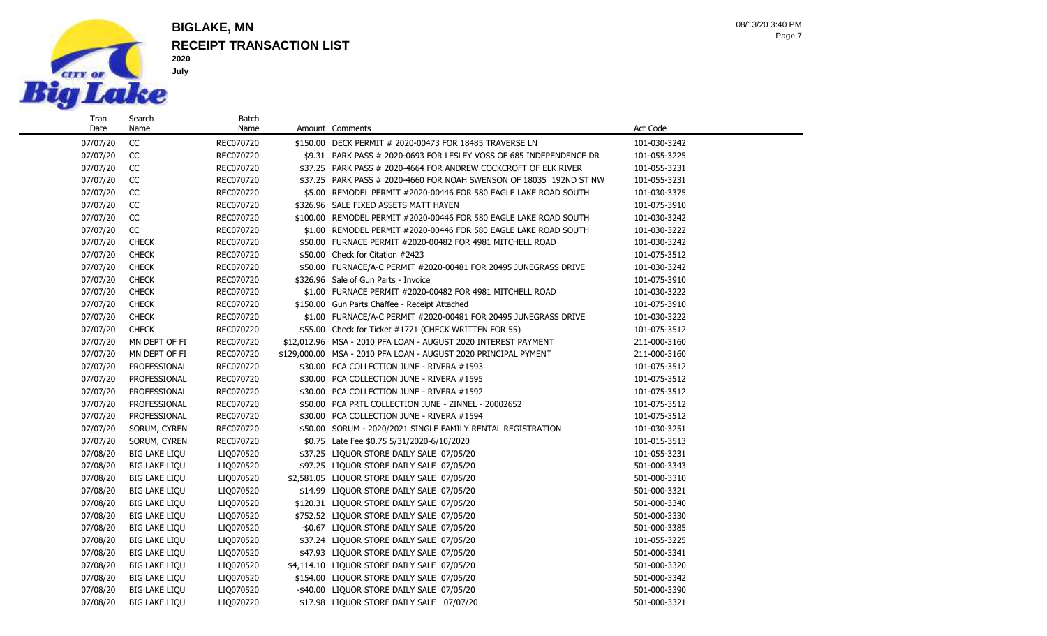# BIGLAKE, MN

## RECEIPT TRANSACTION LIST

**2020**

**July**

| Tran Date | Search Name | Batch Name | Amount | Comments | Act Code |
|---|---|---|---|---|---|
| 07/07/20 | CC | REC070720 | $150.00 | DECK PERMIT # 2020-00473 FOR 18485 TRAVERSE LN | 101-030-3242 |
| 07/07/20 | CC | REC070720 | $9.31 | PARK PASS # 2020-0693 FOR LESLEY VOSS OF 685 INDEPENDENCE DR | 101-055-3225 |
| 07/07/20 | CC | REC070720 | $37.25 | PARK PASS # 2020-4664 FOR ANDREW COCKCROFT OF ELK RIVER | 101-055-3231 |
| 07/07/20 | CC | REC070720 | $37.25 | PARK PASS # 2020-4660 FOR NOAH SWENSON OF 18035 192ND ST NW | 101-055-3231 |
| 07/07/20 | CC | REC070720 | $5.00 | REMODEL PERMIT #2020-00446 FOR 580 EAGLE LAKE ROAD SOUTH | 101-030-3375 |
| 07/07/20 | CC | REC070720 | $326.96 | SALE FIXED ASSETS MATT HAYEN | 101-075-3910 |
| 07/07/20 | CC | REC070720 | $100.00 | REMODEL PERMIT #2020-00446 FOR 580 EAGLE LAKE ROAD SOUTH | 101-030-3242 |
| 07/07/20 | CC | REC070720 | $1.00 | REMODEL PERMIT #2020-00446 FOR 580 EAGLE LAKE ROAD SOUTH | 101-030-3222 |
| 07/07/20 | CHECK | REC070720 | $50.00 | FURNACE PERMIT #2020-00482 FOR 4981 MITCHELL ROAD | 101-030-3242 |
| 07/07/20 | CHECK | REC070720 | $50.00 | Check for Citation #2423 | 101-075-3512 |
| 07/07/20 | CHECK | REC070720 | $50.00 | FURNACE/A-C PERMIT #2020-00481 FOR 20495 JUNEGRASS DRIVE | 101-030-3242 |
| 07/07/20 | CHECK | REC070720 | $326.96 | Sale of Gun Parts - Invoice | 101-075-3910 |
| 07/07/20 | CHECK | REC070720 | $1.00 | FURNACE PERMIT #2020-00482 FOR 4981 MITCHELL ROAD | 101-030-3222 |
| 07/07/20 | CHECK | REC070720 | $150.00 | Gun Parts Chaffee - Receipt Attached | 101-075-3910 |
| 07/07/20 | CHECK | REC070720 | $1.00 | FURNACE/A-C PERMIT #2020-00481 FOR 20495 JUNEGRASS DRIVE | 101-030-3222 |
| 07/07/20 | CHECK | REC070720 | $55.00 | Check for Ticket #1771 (CHECK WRITTEN FOR 55) | 101-075-3512 |
| 07/07/20 | MN DEPT OF FI | REC070720 | $12,012.96 | MSA - 2010 PFA LOAN - AUGUST 2020 INTEREST PAYMENT | 211-000-3160 |
| 07/07/20 | MN DEPT OF FI | REC070720 | $129,000.00 | MSA - 2010 PFA LOAN - AUGUST 2020 PRINCIPAL PYMENT | 211-000-3160 |
| 07/07/20 | PROFESSIONAL | REC070720 | $30.00 | PCA COLLECTION JUNE - RIVERA #1593 | 101-075-3512 |
| 07/07/20 | PROFESSIONAL | REC070720 | $30.00 | PCA COLLECTION JUNE - RIVERA #1595 | 101-075-3512 |
| 07/07/20 | PROFESSIONAL | REC070720 | $30.00 | PCA COLLECTION JUNE - RIVERA #1592 | 101-075-3512 |
| 07/07/20 | PROFESSIONAL | REC070720 | $50.00 | PCA PRTL COLLECTION JUNE - ZINNEL - 20002652 | 101-075-3512 |
| 07/07/20 | PROFESSIONAL | REC070720 | $30.00 | PCA COLLECTION JUNE - RIVERA #1594 | 101-075-3512 |
| 07/07/20 | SORUM, CYREN | REC070720 | $50.00 | SORUM - 2020/2021 SINGLE FAMILY RENTAL REGISTRATION | 101-030-3251 |
| 07/07/20 | SORUM, CYREN | REC070720 | $0.75 | Late Fee $0.75 5/31/2020-6/10/2020 | 101-015-3513 |
| 07/08/20 | BIG LAKE LIQU | LIQ070520 | $37.25 | LIQUOR STORE DAILY SALE 07/05/20 | 101-055-3231 |
| 07/08/20 | BIG LAKE LIQU | LIQ070520 | $97.25 | LIQUOR STORE DAILY SALE 07/05/20 | 501-000-3343 |
| 07/08/20 | BIG LAKE LIQU | LIQ070520 | $2,581.05 | LIQUOR STORE DAILY SALE 07/05/20 | 501-000-3310 |
| 07/08/20 | BIG LAKE LIQU | LIQ070520 | $14.99 | LIQUOR STORE DAILY SALE 07/05/20 | 501-000-3321 |
| 07/08/20 | BIG LAKE LIQU | LIQ070520 | $120.31 | LIQUOR STORE DAILY SALE 07/05/20 | 501-000-3340 |
| 07/08/20 | BIG LAKE LIQU | LIQ070520 | $752.52 | LIQUOR STORE DAILY SALE 07/05/20 | 501-000-3330 |
| 07/08/20 | BIG LAKE LIQU | LIQ070520 | -$0.67 | LIQUOR STORE DAILY SALE 07/05/20 | 501-000-3385 |
| 07/08/20 | BIG LAKE LIQU | LIQ070520 | $37.24 | LIQUOR STORE DAILY SALE 07/05/20 | 101-055-3225 |
| 07/08/20 | BIG LAKE LIQU | LIQ070520 | $47.93 | LIQUOR STORE DAILY SALE 07/05/20 | 501-000-3341 |
| 07/08/20 | BIG LAKE LIQU | LIQ070520 | $4,114.10 | LIQUOR STORE DAILY SALE 07/05/20 | 501-000-3320 |
| 07/08/20 | BIG LAKE LIQU | LIQ070520 | $154.00 | LIQUOR STORE DAILY SALE 07/05/20 | 501-000-3342 |
| 07/08/20 | BIG LAKE LIQU | LIQ070520 | -$40.00 | LIQUOR STORE DAILY SALE 07/05/20 | 501-000-3390 |
| 07/08/20 | BIG LAKE LIQU | LIQ070520 | $17.98 | LIQUOR STORE DAILY SALE 07/07/20 | 501-000-3321 |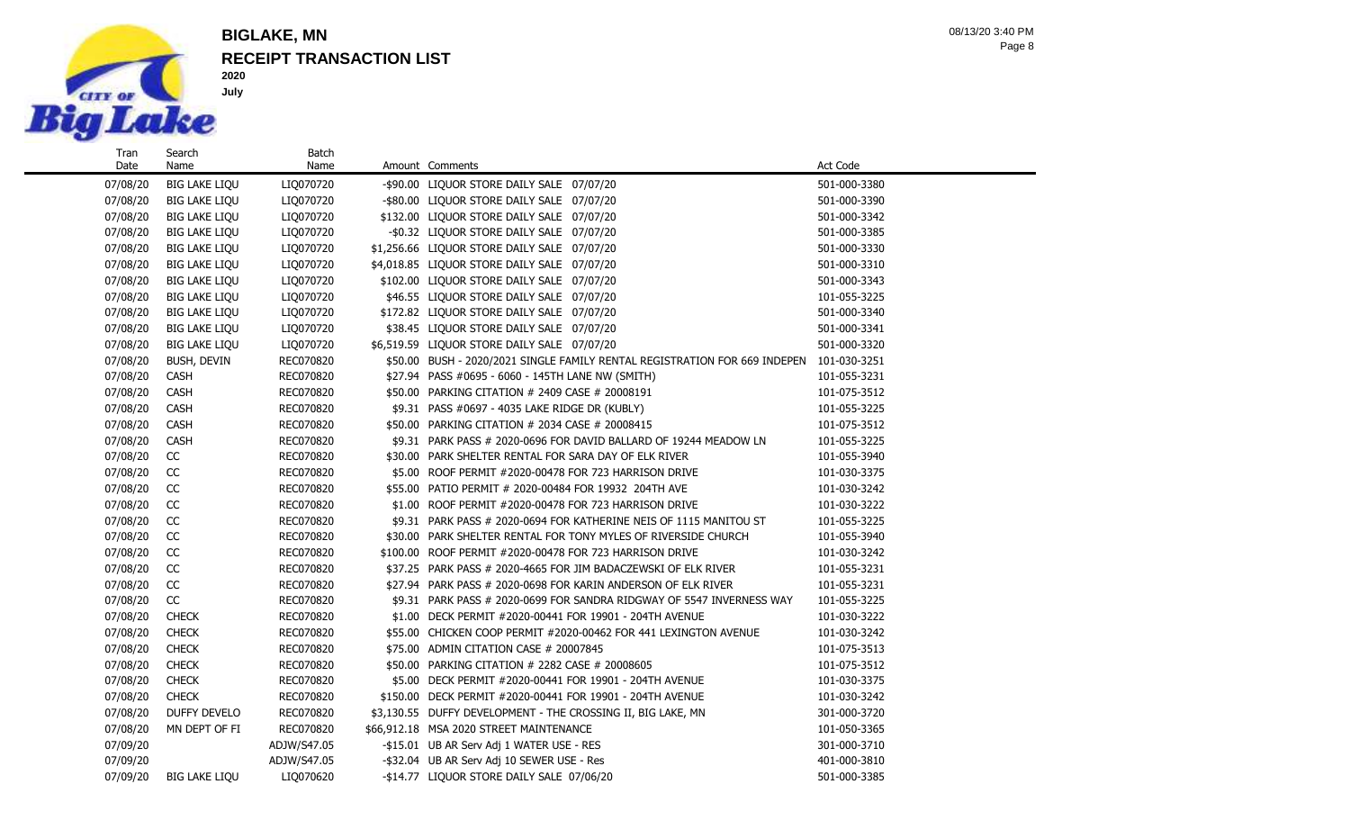# BIGLAKE, MN

## RECEIPT TRANSACTION LIST

**2020**

**July**

| Tran Date | Search Name | Batch Name | Amount | Comments | Act Code |
|---|---|---|---|---|---|
| 07/08/20 | BIG LAKE LIQU | LIQ070720 | -$90.00 | LIQUOR STORE DAILY SALE 07/07/20 | 501-000-3380 |
| 07/08/20 | BIG LAKE LIQU | LIQ070720 | -$80.00 | LIQUOR STORE DAILY SALE 07/07/20 | 501-000-3390 |
| 07/08/20 | BIG LAKE LIQU | LIQ070720 | $132.00 | LIQUOR STORE DAILY SALE 07/07/20 | 501-000-3342 |
| 07/08/20 | BIG LAKE LIQU | LIQ070720 | -$0.32 | LIQUOR STORE DAILY SALE 07/07/20 | 501-000-3385 |
| 07/08/20 | BIG LAKE LIQU | LIQ070720 | $1,256.66 | LIQUOR STORE DAILY SALE 07/07/20 | 501-000-3330 |
| 07/08/20 | BIG LAKE LIQU | LIQ070720 | $4,018.85 | LIQUOR STORE DAILY SALE 07/07/20 | 501-000-3310 |
| 07/08/20 | BIG LAKE LIQU | LIQ070720 | $102.00 | LIQUOR STORE DAILY SALE 07/07/20 | 501-000-3343 |
| 07/08/20 | BIG LAKE LIQU | LIQ070720 | $46.55 | LIQUOR STORE DAILY SALE 07/07/20 | 101-055-3225 |
| 07/08/20 | BIG LAKE LIQU | LIQ070720 | $172.82 | LIQUOR STORE DAILY SALE 07/07/20 | 501-000-3340 |
| 07/08/20 | BIG LAKE LIQU | LIQ070720 | $38.45 | LIQUOR STORE DAILY SALE 07/07/20 | 501-000-3341 |
| 07/08/20 | BIG LAKE LIQU | LIQ070720 | $6,519.59 | LIQUOR STORE DAILY SALE 07/07/20 | 501-000-3320 |
| 07/08/20 | BUSH, DEVIN | REC070820 | $50.00 | BUSH - 2020/2021 SINGLE FAMILY RENTAL REGISTRATION FOR 669 INDEPEN | 101-030-3251 |
| 07/08/20 | CASH | REC070820 | $27.94 | PASS #0695 - 6060 - 145TH LANE NW (SMITH) | 101-055-3231 |
| 07/08/20 | CASH | REC070820 | $50.00 | PARKING CITATION # 2409 CASE # 20008191 | 101-075-3512 |
| 07/08/20 | CASH | REC070820 | $9.31 | PASS #0697 - 4035 LAKE RIDGE DR (KUBLY) | 101-055-3225 |
| 07/08/20 | CASH | REC070820 | $50.00 | PARKING CITATION # 2034 CASE # 20008415 | 101-075-3512 |
| 07/08/20 | CASH | REC070820 | $9.31 | PARK PASS # 2020-0696 FOR DAVID BALLARD OF 19244 MEADOW LN | 101-055-3225 |
| 07/08/20 | CC | REC070820 | $30.00 | PARK SHELTER RENTAL FOR SARA DAY OF ELK RIVER | 101-055-3940 |
| 07/08/20 | CC | REC070820 | $5.00 | ROOF PERMIT #2020-00478 FOR 723 HARRISON DRIVE | 101-030-3375 |
| 07/08/20 | CC | REC070820 | $55.00 | PATIO PERMIT # 2020-00484 FOR 19932 204TH AVE | 101-030-3242 |
| 07/08/20 | CC | REC070820 | $1.00 | ROOF PERMIT #2020-00478 FOR 723 HARRISON DRIVE | 101-030-3222 |
| 07/08/20 | CC | REC070820 | $9.31 | PARK PASS # 2020-0694 FOR KATHERINE NEIS OF 1115 MANITOU ST | 101-055-3225 |
| 07/08/20 | CC | REC070820 | $30.00 | PARK SHELTER RENTAL FOR TONY MYLES OF RIVERSIDE CHURCH | 101-055-3940 |
| 07/08/20 | CC | REC070820 | $100.00 | ROOF PERMIT #2020-00478 FOR 723 HARRISON DRIVE | 101-030-3242 |
| 07/08/20 | CC | REC070820 | $37.25 | PARK PASS # 2020-4665 FOR JIM BADACZEWSKI OF ELK RIVER | 101-055-3231 |
| 07/08/20 | CC | REC070820 | $27.94 | PARK PASS # 2020-0698 FOR KARIN ANDERSON OF ELK RIVER | 101-055-3231 |
| 07/08/20 | CC | REC070820 | $9.31 | PARK PASS # 2020-0699 FOR SANDRA RIDGWAY OF 5547 INVERNESS WAY | 101-055-3225 |
| 07/08/20 | CHECK | REC070820 | $1.00 | DECK PERMIT #2020-00441 FOR 19901 - 204TH AVENUE | 101-030-3222 |
| 07/08/20 | CHECK | REC070820 | $55.00 | CHICKEN COOP PERMIT #2020-00462 FOR 441 LEXINGTON AVENUE | 101-030-3242 |
| 07/08/20 | CHECK | REC070820 | $75.00 | ADMIN CITATION CASE # 20007845 | 101-075-3513 |
| 07/08/20 | CHECK | REC070820 | $50.00 | PARKING CITATION # 2282 CASE # 20008605 | 101-075-3512 |
| 07/08/20 | CHECK | REC070820 | $5.00 | DECK PERMIT #2020-00441 FOR 19901 - 204TH AVENUE | 101-030-3375 |
| 07/08/20 | CHECK | REC070820 | $150.00 | DECK PERMIT #2020-00441 FOR 19901 - 204TH AVENUE | 101-030-3242 |
| 07/08/20 | DUFFY DEVELO | REC070820 | $3,130.55 | DUFFY DEVELOPMENT - THE CROSSING II, BIG LAKE, MN | 301-000-3720 |
| 07/08/20 | MN DEPT OF FI | REC070820 | $66,912.18 | MSA 2020 STREET MAINTENANCE | 101-050-3365 |
| 07/09/20 | | ADJW/S47.05 | -$15.01 | UB AR Serv Adj 1 WATER USE - RES | 301-000-3710 |
| 07/09/20 | | ADJW/S47.05 | -$32.04 | UB AR Serv Adj 10 SEWER USE - Res | 401-000-3810 |
| 07/09/20 | BIG LAKE LIQU | LIQ070620 | -$14.77 | LIQUOR STORE DAILY SALE 07/06/20 | 501-000-3385 |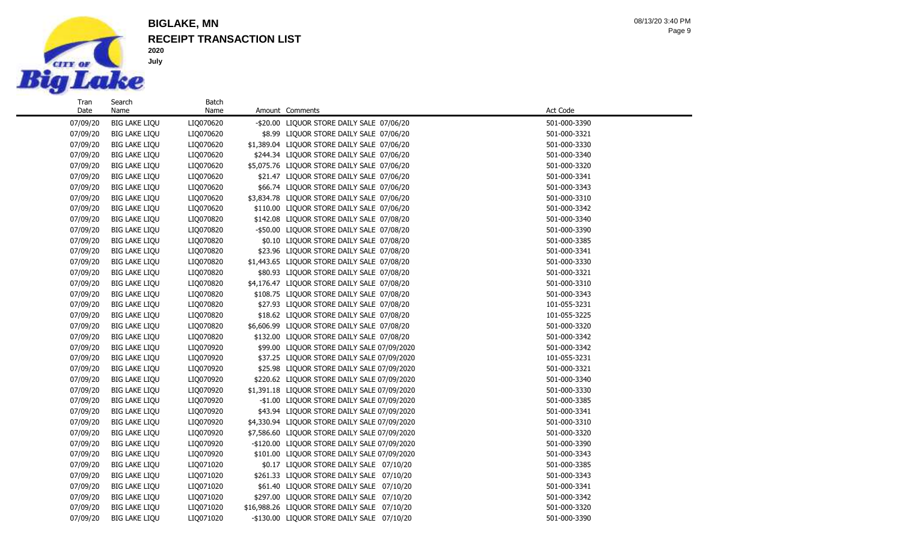# BIGLAKE, MN

## RECEIPT TRANSACTION LIST

**2020**

**July**

| Tran Date | Search Name | Batch Name | Amount | Comments | Act Code |
|---|---|---|---|---|---|
| 07/09/20 | BIG LAKE LIQU | LIQ070620 | -$20.00 | LIQUOR STORE DAILY SALE 07/06/20 | 501-000-3390 |
| 07/09/20 | BIG LAKE LIQU | LIQ070620 | $8.99 | LIQUOR STORE DAILY SALE 07/06/20 | 501-000-3321 |
| 07/09/20 | BIG LAKE LIQU | LIQ070620 | $1,389.04 | LIQUOR STORE DAILY SALE 07/06/20 | 501-000-3330 |
| 07/09/20 | BIG LAKE LIQU | LIQ070620 | $244.34 | LIQUOR STORE DAILY SALE 07/06/20 | 501-000-3340 |
| 07/09/20 | BIG LAKE LIQU | LIQ070620 | $5,075.76 | LIQUOR STORE DAILY SALE 07/06/20 | 501-000-3320 |
| 07/09/20 | BIG LAKE LIQU | LIQ070620 | $21.47 | LIQUOR STORE DAILY SALE 07/06/20 | 501-000-3341 |
| 07/09/20 | BIG LAKE LIQU | LIQ070620 | $66.74 | LIQUOR STORE DAILY SALE 07/06/20 | 501-000-3343 |
| 07/09/20 | BIG LAKE LIQU | LIQ070620 | $3,834.78 | LIQUOR STORE DAILY SALE 07/06/20 | 501-000-3310 |
| 07/09/20 | BIG LAKE LIQU | LIQ070620 | $110.00 | LIQUOR STORE DAILY SALE 07/06/20 | 501-000-3342 |
| 07/09/20 | BIG LAKE LIQU | LIQ070820 | $142.08 | LIQUOR STORE DAILY SALE 07/08/20 | 501-000-3340 |
| 07/09/20 | BIG LAKE LIQU | LIQ070820 | -$50.00 | LIQUOR STORE DAILY SALE 07/08/20 | 501-000-3390 |
| 07/09/20 | BIG LAKE LIQU | LIQ070820 | $0.10 | LIQUOR STORE DAILY SALE 07/08/20 | 501-000-3385 |
| 07/09/20 | BIG LAKE LIQU | LIQ070820 | $23.96 | LIQUOR STORE DAILY SALE 07/08/20 | 501-000-3341 |
| 07/09/20 | BIG LAKE LIQU | LIQ070820 | $1,443.65 | LIQUOR STORE DAILY SALE 07/08/20 | 501-000-3330 |
| 07/09/20 | BIG LAKE LIQU | LIQ070820 | $80.93 | LIQUOR STORE DAILY SALE 07/08/20 | 501-000-3321 |
| 07/09/20 | BIG LAKE LIQU | LIQ070820 | $4,176.47 | LIQUOR STORE DAILY SALE 07/08/20 | 501-000-3310 |
| 07/09/20 | BIG LAKE LIQU | LIQ070820 | $108.75 | LIQUOR STORE DAILY SALE 07/08/20 | 501-000-3343 |
| 07/09/20 | BIG LAKE LIQU | LIQ070820 | $27.93 | LIQUOR STORE DAILY SALE 07/08/20 | 101-055-3231 |
| 07/09/20 | BIG LAKE LIQU | LIQ070820 | $18.62 | LIQUOR STORE DAILY SALE 07/08/20 | 101-055-3225 |
| 07/09/20 | BIG LAKE LIQU | LIQ070820 | $6,606.99 | LIQUOR STORE DAILY SALE 07/08/20 | 501-000-3320 |
| 07/09/20 | BIG LAKE LIQU | LIQ070820 | $132.00 | LIQUOR STORE DAILY SALE 07/08/20 | 501-000-3342 |
| 07/09/20 | BIG LAKE LIQU | LIQ070920 | $99.00 | LIQUOR STORE DAILY SALE 07/09/2020 | 501-000-3342 |
| 07/09/20 | BIG LAKE LIQU | LIQ070920 | $37.25 | LIQUOR STORE DAILY SALE 07/09/2020 | 101-055-3231 |
| 07/09/20 | BIG LAKE LIQU | LIQ070920 | $25.98 | LIQUOR STORE DAILY SALE 07/09/2020 | 501-000-3321 |
| 07/09/20 | BIG LAKE LIQU | LIQ070920 | $220.62 | LIQUOR STORE DAILY SALE 07/09/2020 | 501-000-3340 |
| 07/09/20 | BIG LAKE LIQU | LIQ070920 | $1,391.18 | LIQUOR STORE DAILY SALE 07/09/2020 | 501-000-3330 |
| 07/09/20 | BIG LAKE LIQU | LIQ070920 | -$1.00 | LIQUOR STORE DAILY SALE 07/09/2020 | 501-000-3385 |
| 07/09/20 | BIG LAKE LIQU | LIQ070920 | $43.94 | LIQUOR STORE DAILY SALE 07/09/2020 | 501-000-3341 |
| 07/09/20 | BIG LAKE LIQU | LIQ070920 | $4,330.94 | LIQUOR STORE DAILY SALE 07/09/2020 | 501-000-3310 |
| 07/09/20 | BIG LAKE LIQU | LIQ070920 | $7,586.60 | LIQUOR STORE DAILY SALE 07/09/2020 | 501-000-3320 |
| 07/09/20 | BIG LAKE LIQU | LIQ070920 | -$120.00 | LIQUOR STORE DAILY SALE 07/09/2020 | 501-000-3390 |
| 07/09/20 | BIG LAKE LIQU | LIQ070920 | $101.00 | LIQUOR STORE DAILY SALE 07/09/2020 | 501-000-3343 |
| 07/09/20 | BIG LAKE LIQU | LIQ071020 | $0.17 | LIQUOR STORE DAILY SALE 07/10/20 | 501-000-3385 |
| 07/09/20 | BIG LAKE LIQU | LIQ071020 | $261.33 | LIQUOR STORE DAILY SALE 07/10/20 | 501-000-3343 |
| 07/09/20 | BIG LAKE LIQU | LIQ071020 | $61.40 | LIQUOR STORE DAILY SALE 07/10/20 | 501-000-3341 |
| 07/09/20 | BIG LAKE LIQU | LIQ071020 | $297.00 | LIQUOR STORE DAILY SALE 07/10/20 | 501-000-3342 |
| 07/09/20 | BIG LAKE LIQU | LIQ071020 | $16,988.26 | LIQUOR STORE DAILY SALE 07/10/20 | 501-000-3320 |
| 07/09/20 | BIG LAKE LIQU | LIQ071020 | -$130.00 | LIQUOR STORE DAILY SALE 07/10/20 | 501-000-3390 |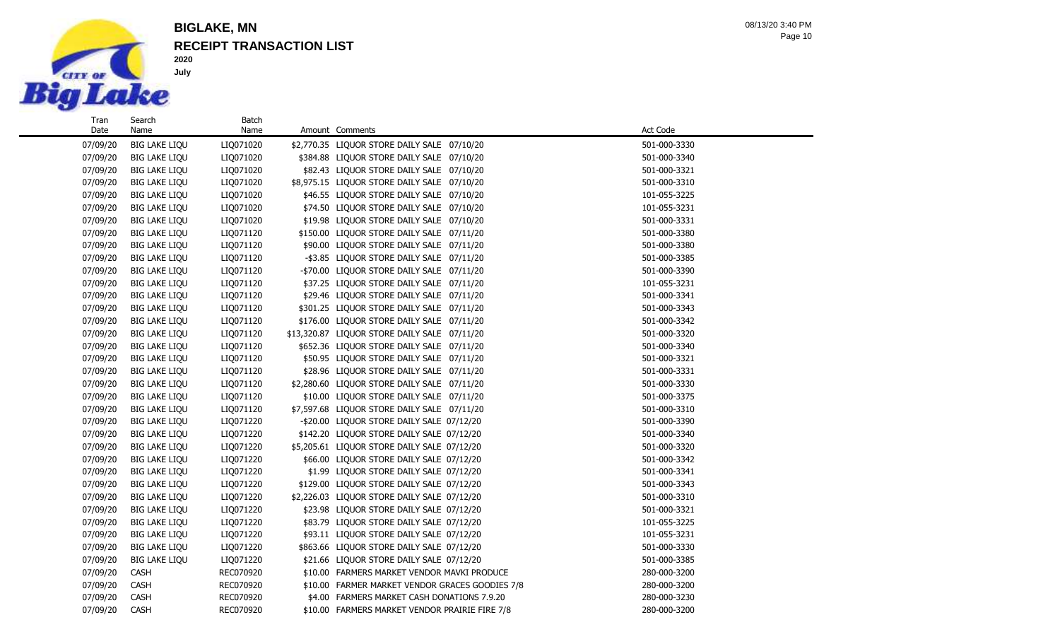# BIGLAKE, MN

## RECEIPT TRANSACTION LIST

**2020**

**July**

| Tran Date | Search Name | Batch Name | Amount | Comments | Act Code |
|---|---|---|---|---|---|
| 07/09/20 | BIG LAKE LIQU | LIQ071020 | $2,770.35 | LIQUOR STORE DAILY SALE 07/10/20 | 501-000-3330 |
| 07/09/20 | BIG LAKE LIQU | LIQ071020 | $384.88 | LIQUOR STORE DAILY SALE 07/10/20 | 501-000-3340 |
| 07/09/20 | BIG LAKE LIQU | LIQ071020 | $82.43 | LIQUOR STORE DAILY SALE 07/10/20 | 501-000-3321 |
| 07/09/20 | BIG LAKE LIQU | LIQ071020 | $8,975.15 | LIQUOR STORE DAILY SALE 07/10/20 | 501-000-3310 |
| 07/09/20 | BIG LAKE LIQU | LIQ071020 | $46.55 | LIQUOR STORE DAILY SALE 07/10/20 | 101-055-3225 |
| 07/09/20 | BIG LAKE LIQU | LIQ071020 | $74.50 | LIQUOR STORE DAILY SALE 07/10/20 | 101-055-3231 |
| 07/09/20 | BIG LAKE LIQU | LIQ071020 | $19.98 | LIQUOR STORE DAILY SALE 07/10/20 | 501-000-3331 |
| 07/09/20 | BIG LAKE LIQU | LIQ071120 | $150.00 | LIQUOR STORE DAILY SALE 07/11/20 | 501-000-3380 |
| 07/09/20 | BIG LAKE LIQU | LIQ071120 | $90.00 | LIQUOR STORE DAILY SALE 07/11/20 | 501-000-3380 |
| 07/09/20 | BIG LAKE LIQU | LIQ071120 | -$3.85 | LIQUOR STORE DAILY SALE 07/11/20 | 501-000-3385 |
| 07/09/20 | BIG LAKE LIQU | LIQ071120 | -$70.00 | LIQUOR STORE DAILY SALE 07/11/20 | 501-000-3390 |
| 07/09/20 | BIG LAKE LIQU | LIQ071120 | $37.25 | LIQUOR STORE DAILY SALE 07/11/20 | 101-055-3231 |
| 07/09/20 | BIG LAKE LIQU | LIQ071120 | $29.46 | LIQUOR STORE DAILY SALE 07/11/20 | 501-000-3341 |
| 07/09/20 | BIG LAKE LIQU | LIQ071120 | $301.25 | LIQUOR STORE DAILY SALE 07/11/20 | 501-000-3343 |
| 07/09/20 | BIG LAKE LIQU | LIQ071120 | $176.00 | LIQUOR STORE DAILY SALE 07/11/20 | 501-000-3342 |
| 07/09/20 | BIG LAKE LIQU | LIQ071120 | $13,320.87 | LIQUOR STORE DAILY SALE 07/11/20 | 501-000-3320 |
| 07/09/20 | BIG LAKE LIQU | LIQ071120 | $652.36 | LIQUOR STORE DAILY SALE 07/11/20 | 501-000-3340 |
| 07/09/20 | BIG LAKE LIQU | LIQ071120 | $50.95 | LIQUOR STORE DAILY SALE 07/11/20 | 501-000-3321 |
| 07/09/20 | BIG LAKE LIQU | LIQ071120 | $28.96 | LIQUOR STORE DAILY SALE 07/11/20 | 501-000-3331 |
| 07/09/20 | BIG LAKE LIQU | LIQ071120 | $2,280.60 | LIQUOR STORE DAILY SALE 07/11/20 | 501-000-3330 |
| 07/09/20 | BIG LAKE LIQU | LIQ071120 | $10.00 | LIQUOR STORE DAILY SALE 07/11/20 | 501-000-3375 |
| 07/09/20 | BIG LAKE LIQU | LIQ071120 | $7,597.68 | LIQUOR STORE DAILY SALE 07/11/20 | 501-000-3310 |
| 07/09/20 | BIG LAKE LIQU | LIQ071220 | -$20.00 | LIQUOR STORE DAILY SALE 07/12/20 | 501-000-3390 |
| 07/09/20 | BIG LAKE LIQU | LIQ071220 | $142.20 | LIQUOR STORE DAILY SALE 07/12/20 | 501-000-3340 |
| 07/09/20 | BIG LAKE LIQU | LIQ071220 | $5,205.61 | LIQUOR STORE DAILY SALE 07/12/20 | 501-000-3320 |
| 07/09/20 | BIG LAKE LIQU | LIQ071220 | $66.00 | LIQUOR STORE DAILY SALE 07/12/20 | 501-000-3342 |
| 07/09/20 | BIG LAKE LIQU | LIQ071220 | $1.99 | LIQUOR STORE DAILY SALE 07/12/20 | 501-000-3341 |
| 07/09/20 | BIG LAKE LIQU | LIQ071220 | $129.00 | LIQUOR STORE DAILY SALE 07/12/20 | 501-000-3343 |
| 07/09/20 | BIG LAKE LIQU | LIQ071220 | $2,226.03 | LIQUOR STORE DAILY SALE 07/12/20 | 501-000-3310 |
| 07/09/20 | BIG LAKE LIQU | LIQ071220 | $23.98 | LIQUOR STORE DAILY SALE 07/12/20 | 501-000-3321 |
| 07/09/20 | BIG LAKE LIQU | LIQ071220 | $83.79 | LIQUOR STORE DAILY SALE 07/12/20 | 101-055-3225 |
| 07/09/20 | BIG LAKE LIQU | LIQ071220 | $93.11 | LIQUOR STORE DAILY SALE 07/12/20 | 101-055-3231 |
| 07/09/20 | BIG LAKE LIQU | LIQ071220 | $863.66 | LIQUOR STORE DAILY SALE 07/12/20 | 501-000-3330 |
| 07/09/20 | BIG LAKE LIQU | LIQ071220 | $21.66 | LIQUOR STORE DAILY SALE 07/12/20 | 501-000-3385 |
| 07/09/20 | CASH | REC070920 | $10.00 | FARMERS MARKET VENDOR MAVKI PRODUCE | 280-000-3200 |
| 07/09/20 | CASH | REC070920 | $10.00 | FARMER MARKET VENDOR GRACES GOODIES 7/8 | 280-000-3200 |
| 07/09/20 | CASH | REC070920 | $4.00 | FARMERS MARKET CASH DONATIONS 7.9.20 | 280-000-3230 |
| 07/09/20 | CASH | REC070920 | $10.00 | FARMERS MARKET VENDOR PRAIRIE FIRE 7/8 | 280-000-3200 |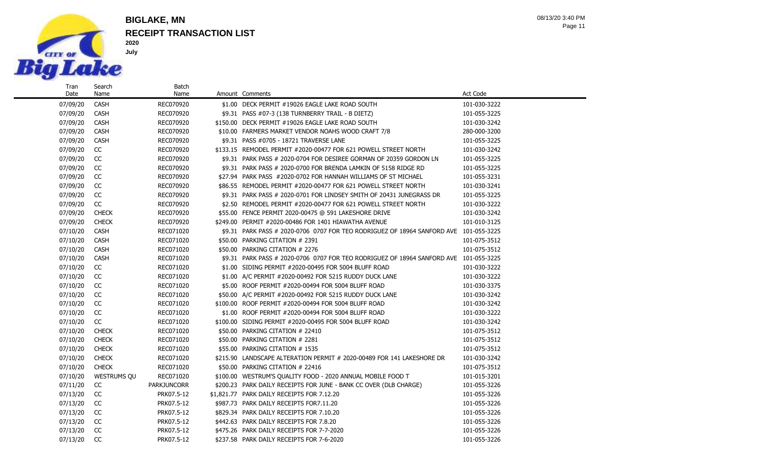# BIGLAKE, MN

## RECEIPT TRANSACTION LIST

**2020**

**July**

| Tran Date | Search Name | Batch Name | Amount | Comments | Act Code |
|---|---|---|---|---|---|
| 07/09/20 | CASH | REC070920 | $1.00 | DECK PERMIT #19026 EAGLE LAKE ROAD SOUTH | 101-030-3222 |
| 07/09/20 | CASH | REC070920 | $9.31 | PASS #07-3 (138 TURNBERRY TRAIL - B DIETZ) | 101-055-3225 |
| 07/09/20 | CASH | REC070920 | $150.00 | DECK PERMIT #19026 EAGLE LAKE ROAD SOUTH | 101-030-3242 |
| 07/09/20 | CASH | REC070920 | $10.00 | FARMERS MARKET VENDOR NOAHS WOOD CRAFT 7/8 | 280-000-3200 |
| 07/09/20 | CASH | REC070920 | $9.31 | PASS #0705 - 18721 TRAVERSE LANE | 101-055-3225 |
| 07/09/20 | CC | REC070920 | $133.15 | REMODEL PERMIT #2020-00477 FOR 621 POWELL STREET NORTH | 101-030-3242 |
| 07/09/20 | CC | REC070920 | $9.31 | PARK PASS # 2020-0704 FOR DESIREE GORMAN OF 20359 GORDON LN | 101-055-3225 |
| 07/09/20 | CC | REC070920 | $9.31 | PARK PASS # 2020-0700 FOR BRENDA LAMKIN OF 5158 RIDGE RD | 101-055-3225 |
| 07/09/20 | CC | REC070920 | $27.94 | PARK PASS #2020-0702 FOR HANNAH WILLIAMS OF ST MICHAEL | 101-055-3231 |
| 07/09/20 | CC | REC070920 | $86.55 | REMODEL PERMIT #2020-00477 FOR 621 POWELL STREET NORTH | 101-030-3241 |
| 07/09/20 | CC | REC070920 | $9.31 | PARK PASS # 2020-0701 FOR LINDSEY SMITH OF 20431 JUNEGRASS DR | 101-055-3225 |
| 07/09/20 | CC | REC070920 | $2.50 | REMODEL PERMIT #2020-00477 FOR 621 POWELL STREET NORTH | 101-030-3222 |
| 07/09/20 | CHECK | REC070920 | $55.00 | FENCE PERMIT 2020-00475 @ 591 LAKESHORE DRIVE | 101-030-3242 |
| 07/09/20 | CHECK | REC070920 | $249.00 | PERMIT #2020-00486 FOR 1401 HIAWATHA AVENUE | 101-010-3125 |
| 07/10/20 | CASH | REC071020 | $9.31 | PARK PASS # 2020-0706 0707 FOR TEO RODRIGUEZ OF 18964 SANFORD AVE | 101-055-3225 |
| 07/10/20 | CASH | REC071020 | $50.00 | PARKING CITATION # 2391 | 101-075-3512 |
| 07/10/20 | CASH | REC071020 | $50.00 | PARKING CITATION # 2276 | 101-075-3512 |
| 07/10/20 | CASH | REC071020 | $9.31 | PARK PASS # 2020-0706 0707 FOR TEO RODRIGUEZ OF 18964 SANFORD AVE | 101-055-3225 |
| 07/10/20 | CC | REC071020 | $1.00 | SIDING PERMIT #2020-00495 FOR 5004 BLUFF ROAD | 101-030-3222 |
| 07/10/20 | CC | REC071020 | $1.00 | A/C PERMIT #2020-00492 FOR 5215 RUDDY DUCK LANE | 101-030-3222 |
| 07/10/20 | CC | REC071020 | $5.00 | ROOF PERMIT #2020-00494 FOR 5004 BLUFF ROAD | 101-030-3375 |
| 07/10/20 | CC | REC071020 | $50.00 | A/C PERMIT #2020-00492 FOR 5215 RUDDY DUCK LANE | 101-030-3242 |
| 07/10/20 | CC | REC071020 | $100.00 | ROOF PERMIT #2020-00494 FOR 5004 BLUFF ROAD | 101-030-3242 |
| 07/10/20 | CC | REC071020 | $1.00 | ROOF PERMIT #2020-00494 FOR 5004 BLUFF ROAD | 101-030-3222 |
| 07/10/20 | CC | REC071020 | $100.00 | SIDING PERMIT #2020-00495 FOR 5004 BLUFF ROAD | 101-030-3242 |
| 07/10/20 | CHECK | REC071020 | $50.00 | PARKING CITATION # 22410 | 101-075-3512 |
| 07/10/20 | CHECK | REC071020 | $50.00 | PARKING CITATION # 2281 | 101-075-3512 |
| 07/10/20 | CHECK | REC071020 | $55.00 | PARKING CITATION # 1535 | 101-075-3512 |
| 07/10/20 | CHECK | REC071020 | $215.90 | LANDSCAPE ALTERATION PERMIT # 2020-00489 FOR 141 LAKESHORE DR | 101-030-3242 |
| 07/10/20 | CHECK | REC071020 | $50.00 | PARKING CITATION # 22416 | 101-075-3512 |
| 07/10/20 | WESTRUMS QU | REC071020 | $100.00 | WESTRUM'S QUALITY FOOD - 2020 ANNUAL MOBILE FOOD T | 101-015-3201 |
| 07/11/20 | CC | PARKJUNCORR | $200.23 | PARK DAILY RECEIPTS FOR JUNE - BANK CC OVER (DLB CHARGE) | 101-055-3226 |
| 07/13/20 | CC | PRK07.5-12 | $1,821.77 | PARK DAILY RECEIPTS FOR 7.12.20 | 101-055-3226 |
| 07/13/20 | CC | PRK07.5-12 | $987.73 | PARK DAILY RECEIPTS FOR7.11.20 | 101-055-3226 |
| 07/13/20 | CC | PRK07.5-12 | $829.34 | PARK DAILY RECEIPTS FOR 7.10.20 | 101-055-3226 |
| 07/13/20 | CC | PRK07.5-12 | $442.63 | PARK DAILY RECEIPTS FOR 7.8.20 | 101-055-3226 |
| 07/13/20 | CC | PRK07.5-12 | $475.26 | PARK DAILY RECEIPTS FOR 7-7-2020 | 101-055-3226 |
| 07/13/20 | CC | PRK07.5-12 | $237.58 | PARK DAILY RECEIPTS FOR 7-6-2020 | 101-055-3226 |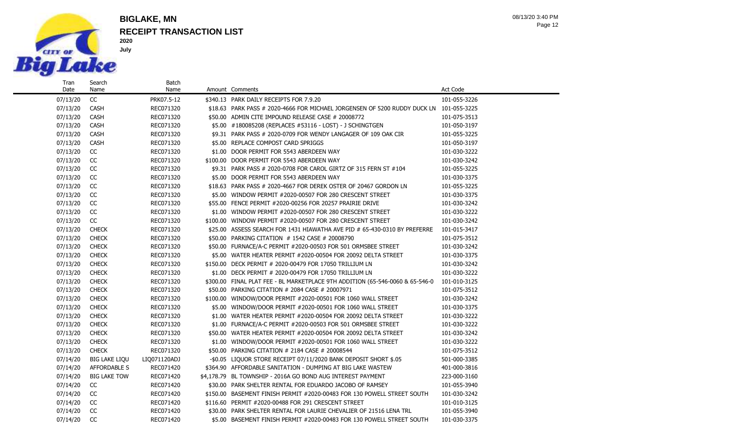# BIGLAKE, MN

## RECEIPT TRANSACTION LIST

**2020**

**July**

| Tran Date | Search Name | Batch Name | Amount | Comments | Act Code |
|---|---|---|---|---|---|
| 07/13/20 | CC | PRK07.5-12 | $340.13 | PARK DAILY RECEIPTS FOR 7.9.20 | 101-055-3226 |
| 07/13/20 | CASH | REC071320 | $18.63 | PARK PASS # 2020-4666 FOR MICHAEL JORGENSEN OF 5200 RUDDY DUCK LN | 101-055-3225 |
| 07/13/20 | CASH | REC071320 | $50.00 | ADMIN CITE IMPOUND RELEASE CASE # 20008772 | 101-075-3513 |
| 07/13/20 | CASH | REC071320 | $5.00 | #180085208 (REPLACES #53116 - LOST) - J SCHINGTGEN | 101-050-3197 |
| 07/13/20 | CASH | REC071320 | $9.31 | PARK PASS # 2020-0709 FOR WENDY LANGAGER OF 109 OAK CIR | 101-055-3225 |
| 07/13/20 | CASH | REC071320 | $5.00 | REPLACE COMPOST CARD SPRIGGS | 101-050-3197 |
| 07/13/20 | CC | REC071320 | $1.00 | DOOR PERMIT FOR 5543 ABERDEEN WAY | 101-030-3222 |
| 07/13/20 | CC | REC071320 | $100.00 | DOOR PERMIT FOR 5543 ABERDEEN WAY | 101-030-3242 |
| 07/13/20 | CC | REC071320 | $9.31 | PARK PASS # 2020-0708 FOR CAROL GIRTZ OF 315 FERN ST #104 | 101-055-3225 |
| 07/13/20 | CC | REC071320 | $5.00 | DOOR PERMIT FOR 5543 ABERDEEN WAY | 101-030-3375 |
| 07/13/20 | CC | REC071320 | $18.63 | PARK PASS # 2020-4667 FOR DEREK OSTER OF 20467 GORDON LN | 101-055-3225 |
| 07/13/20 | CC | REC071320 | $5.00 | WINDOW PERMIT #2020-00507 FOR 280 CRESCENT STREET | 101-030-3375 |
| 07/13/20 | CC | REC071320 | $55.00 | FENCE PERMIT #2020-00256 FOR 20257 PRAIRIE DRIVE | 101-030-3242 |
| 07/13/20 | CC | REC071320 | $1.00 | WINDOW PERMIT #2020-00507 FOR 280 CRESCENT STREET | 101-030-3222 |
| 07/13/20 | CC | REC071320 | $100.00 | WINDOW PERMIT #2020-00507 FOR 280 CRESCENT STREET | 101-030-3242 |
| 07/13/20 | CHECK | REC071320 | $25.00 | ASSESS SEARCH FOR 1431 HIAWATHA AVE PID # 65-430-0310 BY PREFERRE | 101-015-3417 |
| 07/13/20 | CHECK | REC071320 | $50.00 | PARKING CITATION # 1542 CASE # 20008790 | 101-075-3512 |
| 07/13/20 | CHECK | REC071320 | $50.00 | FURNACE/A-C PERMIT #2020-00503 FOR 501 ORMSBEE STREET | 101-030-3242 |
| 07/13/20 | CHECK | REC071320 | $5.00 | WATER HEATER PERMIT #2020-00504 FOR 20092 DELTA STREET | 101-030-3375 |
| 07/13/20 | CHECK | REC071320 | $150.00 | DECK PERMIT # 2020-00479 FOR 17050 TRILLIUM LN | 101-030-3242 |
| 07/13/20 | CHECK | REC071320 | $1.00 | DECK PERMIT # 2020-00479 FOR 17050 TRILLIUM LN | 101-030-3222 |
| 07/13/20 | CHECK | REC071320 | $300.00 | FINAL PLAT FEE - BL MARKETPLACE 9TH ADDITION (65-546-0060 & 65-546-0 | 101-010-3125 |
| 07/13/20 | CHECK | REC071320 | $50.00 | PARKING CITATION # 2084 CASE # 20007971 | 101-075-3512 |
| 07/13/20 | CHECK | REC071320 | $100.00 | WINDOW/DOOR PERMIT #2020-00501 FOR 1060 WALL STREET | 101-030-3242 |
| 07/13/20 | CHECK | REC071320 | $5.00 | WINDOW/DOOR PERMIT #2020-00501 FOR 1060 WALL STREET | 101-030-3375 |
| 07/13/20 | CHECK | REC071320 | $1.00 | WATER HEATER PERMIT #2020-00504 FOR 20092 DELTA STREET | 101-030-3222 |
| 07/13/20 | CHECK | REC071320 | $1.00 | FURNACE/A-C PERMIT #2020-00503 FOR 501 ORMSBEE STREET | 101-030-3222 |
| 07/13/20 | CHECK | REC071320 | $50.00 | WATER HEATER PERMIT #2020-00504 FOR 20092 DELTA STREET | 101-030-3242 |
| 07/13/20 | CHECK | REC071320 | $1.00 | WINDOW/DOOR PERMIT #2020-00501 FOR 1060 WALL STREET | 101-030-3222 |
| 07/13/20 | CHECK | REC071320 | $50.00 | PARKING CITATION # 2184 CASE # 20008544 | 101-075-3512 |
| 07/14/20 | BIG LAKE LIQU | LIQ071120ADJ | -$0.05 | LIQUOR STORE RECEIPT 07/11/2020 BANK DEPOSIT SHORT $.05 | 501-000-3385 |
| 07/14/20 | AFFORDABLE S | REC071420 | $364.90 | AFFORDABLE SANITATION - DUMPING AT BIG LAKE WASTEW | 401-000-3816 |
| 07/14/20 | BIG LAKE TOW | REC071420 | $4,178.79 | BL TOWNSHIP - 2016A GO BOND AUG INTEREST PAYMENT | 223-000-3160 |
| 07/14/20 | CC | REC071420 | $30.00 | PARK SHELTER RENTAL FOR EDUARDO JACOBO OF RAMSEY | 101-055-3940 |
| 07/14/20 | CC | REC071420 | $150.00 | BASEMENT FINISH PERMIT #2020-00483 FOR 130 POWELL STREET SOUTH | 101-030-3242 |
| 07/14/20 | CC | REC071420 | $116.60 | PERMIT #2020-00488 FOR 291 CRESCENT STREET | 101-010-3125 |
| 07/14/20 | CC | REC071420 | $30.00 | PARK SHELTER RENTAL FOR LAURIE CHEVALIER OF 21516 LENA TRL | 101-055-3940 |
| 07/14/20 | CC | REC071420 | $5.00 | BASEMENT FINISH PERMIT #2020-00483 FOR 130 POWELL STREET SOUTH | 101-030-3375 |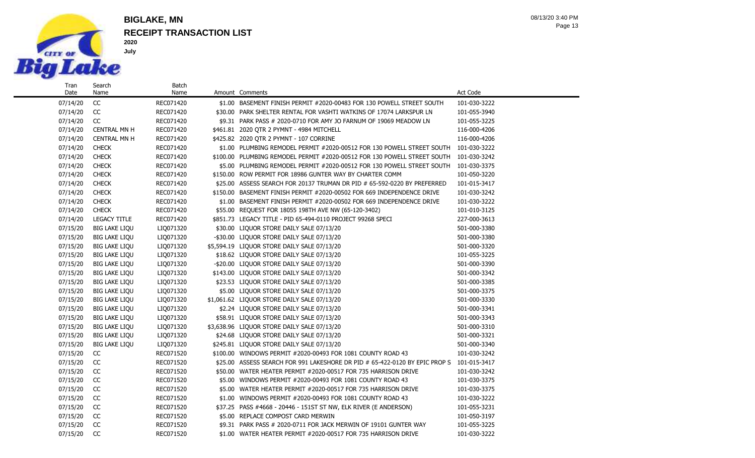# BIGLAKE, MN

## RECEIPT TRANSACTION LIST

**2020**

**July**

| Tran Date | Search Name | Batch Name | Amount | Comments | Act Code |
|---|---|---|---|---|---|
| 07/14/20 | CC | REC071420 | $1.00 | BASEMENT FINISH PERMIT #2020-00483 FOR 130 POWELL STREET SOUTH | 101-030-3222 |
| 07/14/20 | CC | REC071420 | $30.00 | PARK SHELTER RENTAL FOR VASHTI WATKINS OF 17074 LARKSPUR LN | 101-055-3940 |
| 07/14/20 | CC | REC071420 | $9.31 | PARK PASS # 2020-0710 FOR AMY JO FARNUM OF 19069 MEADOW LN | 101-055-3225 |
| 07/14/20 | CENTRAL MN H | REC071420 | $461.81 | 2020 QTR 2 PYMNT - 4984 MITCHELL | 116-000-4206 |
| 07/14/20 | CENTRAL MN H | REC071420 | $425.82 | 2020 QTR 2 PYMNT - 107 CORRINE | 116-000-4206 |
| 07/14/20 | CHECK | REC071420 | $1.00 | PLUMBING REMODEL PERMIT #2020-00512 FOR 130 POWELL STREET SOUTH | 101-030-3222 |
| 07/14/20 | CHECK | REC071420 | $100.00 | PLUMBING REMODEL PERMIT #2020-00512 FOR 130 POWELL STREET SOUTH | 101-030-3242 |
| 07/14/20 | CHECK | REC071420 | $5.00 | PLUMBING REMODEL PERMIT #2020-00512 FOR 130 POWELL STREET SOUTH | 101-030-3375 |
| 07/14/20 | CHECK | REC071420 | $150.00 | ROW PERMIT FOR 18986 GUNTER WAY BY CHARTER COMM | 101-050-3220 |
| 07/14/20 | CHECK | REC071420 | $25.00 | ASSESS SEARCH FOR 20137 TRUMAN DR PID # 65-592-0220 BY PREFERRED | 101-015-3417 |
| 07/14/20 | CHECK | REC071420 | $150.00 | BASEMENT FINISH PERMIT #2020-00502 FOR 669 INDEPENDENCE DRIVE | 101-030-3242 |
| 07/14/20 | CHECK | REC071420 | $1.00 | BASEMENT FINISH PERMIT #2020-00502 FOR 669 INDEPENDENCE DRIVE | 101-030-3222 |
| 07/14/20 | CHECK | REC071420 | $55.00 | REQUEST FOR 18055 198TH AVE NW (65-120-3402) | 101-010-3125 |
| 07/14/20 | LEGACY TITLE | REC071420 | $851.73 | LEGACY TITLE - PID 65-494-0110 PROJECT 99268 SPECI | 227-000-3613 |
| 07/15/20 | BIG LAKE LIQU | LIQ071320 | $30.00 | LIQUOR STORE DAILY SALE 07/13/20 | 501-000-3380 |
| 07/15/20 | BIG LAKE LIQU | LIQ071320 | -$30.00 | LIQUOR STORE DAILY SALE 07/13/20 | 501-000-3380 |
| 07/15/20 | BIG LAKE LIQU | LIQ071320 | $5,594.19 | LIQUOR STORE DAILY SALE 07/13/20 | 501-000-3320 |
| 07/15/20 | BIG LAKE LIQU | LIQ071320 | $18.62 | LIQUOR STORE DAILY SALE 07/13/20 | 101-055-3225 |
| 07/15/20 | BIG LAKE LIQU | LIQ071320 | -$20.00 | LIQUOR STORE DAILY SALE 07/13/20 | 501-000-3390 |
| 07/15/20 | BIG LAKE LIQU | LIQ071320 | $143.00 | LIQUOR STORE DAILY SALE 07/13/20 | 501-000-3342 |
| 07/15/20 | BIG LAKE LIQU | LIQ071320 | $23.53 | LIQUOR STORE DAILY SALE 07/13/20 | 501-000-3385 |
| 07/15/20 | BIG LAKE LIQU | LIQ071320 | $5.00 | LIQUOR STORE DAILY SALE 07/13/20 | 501-000-3375 |
| 07/15/20 | BIG LAKE LIQU | LIQ071320 | $1,061.62 | LIQUOR STORE DAILY SALE 07/13/20 | 501-000-3330 |
| 07/15/20 | BIG LAKE LIQU | LIQ071320 | $2.24 | LIQUOR STORE DAILY SALE 07/13/20 | 501-000-3341 |
| 07/15/20 | BIG LAKE LIQU | LIQ071320 | $58.91 | LIQUOR STORE DAILY SALE 07/13/20 | 501-000-3343 |
| 07/15/20 | BIG LAKE LIQU | LIQ071320 | $3,638.96 | LIQUOR STORE DAILY SALE 07/13/20 | 501-000-3310 |
| 07/15/20 | BIG LAKE LIQU | LIQ071320 | $24.68 | LIQUOR STORE DAILY SALE 07/13/20 | 501-000-3321 |
| 07/15/20 | BIG LAKE LIQU | LIQ071320 | $245.81 | LIQUOR STORE DAILY SALE 07/13/20 | 501-000-3340 |
| 07/15/20 | CC | REC071520 | $100.00 | WINDOWS PERMIT #2020-00493 FOR 1081 COUNTY ROAD 43 | 101-030-3242 |
| 07/15/20 | CC | REC071520 | $25.00 | ASSESS SEARCH FOR 991 LAKESHORE DR PID # 65-422-0120 BY EPIC PROP S | 101-015-3417 |
| 07/15/20 | CC | REC071520 | $50.00 | WATER HEATER PERMIT #2020-00517 FOR 735 HARRISON DRIVE | 101-030-3242 |
| 07/15/20 | CC | REC071520 | $5.00 | WINDOWS PERMIT #2020-00493 FOR 1081 COUNTY ROAD 43 | 101-030-3375 |
| 07/15/20 | CC | REC071520 | $5.00 | WATER HEATER PERMIT #2020-00517 FOR 735 HARRISON DRIVE | 101-030-3375 |
| 07/15/20 | CC | REC071520 | $1.00 | WINDOWS PERMIT #2020-00493 FOR 1081 COUNTY ROAD 43 | 101-030-3222 |
| 07/15/20 | CC | REC071520 | $37.25 | PASS #4668 - 20446 - 151ST ST NW, ELK RIVER (E ANDERSON) | 101-055-3231 |
| 07/15/20 | CC | REC071520 | $5.00 | REPLACE COMPOST CARD MERWIN | 101-050-3197 |
| 07/15/20 | CC | REC071520 | $9.31 | PARK PASS # 2020-0711 FOR JACK MERWIN OF 19101 GUNTER WAY | 101-055-3225 |
| 07/15/20 | CC | REC071520 | $1.00 | WATER HEATER PERMIT #2020-00517 FOR 735 HARRISON DRIVE | 101-030-3222 |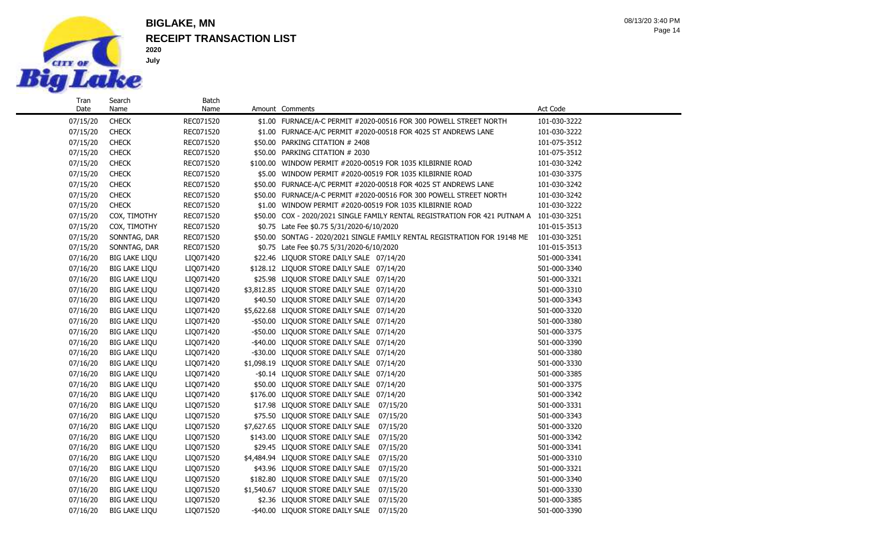# BIGLAKE, MN

## RECEIPT TRANSACTION LIST

**2020**

**July**

| Tran Date | Search Name | Batch Name | Amount | Comments | Act Code |
|---|---|---|---|---|---|
| 07/15/20 | CHECK | REC071520 | $1.00 | FURNACE/A-C PERMIT #2020-00516 FOR 300 POWELL STREET NORTH | 101-030-3222 |
| 07/15/20 | CHECK | REC071520 | $1.00 | FURNACE-A/C PERMIT #2020-00518 FOR 4025 ST ANDREWS LANE | 101-030-3222 |
| 07/15/20 | CHECK | REC071520 | $50.00 | PARKING CITATION # 2408 | 101-075-3512 |
| 07/15/20 | CHECK | REC071520 | $50.00 | PARKING CITATION # 2030 | 101-075-3512 |
| 07/15/20 | CHECK | REC071520 | $100.00 | WINDOW PERMIT #2020-00519 FOR 1035 KILBIRNIE ROAD | 101-030-3242 |
| 07/15/20 | CHECK | REC071520 | $5.00 | WINDOW PERMIT #2020-00519 FOR 1035 KILBIRNIE ROAD | 101-030-3375 |
| 07/15/20 | CHECK | REC071520 | $50.00 | FURNACE-A/C PERMIT #2020-00518 FOR 4025 ST ANDREWS LANE | 101-030-3242 |
| 07/15/20 | CHECK | REC071520 | $50.00 | FURNACE/A-C PERMIT #2020-00516 FOR 300 POWELL STREET NORTH | 101-030-3242 |
| 07/15/20 | CHECK | REC071520 | $1.00 | WINDOW PERMIT #2020-00519 FOR 1035 KILBIRNIE ROAD | 101-030-3222 |
| 07/15/20 | COX, TIMOTHY | REC071520 | $50.00 | COX - 2020/2021 SINGLE FAMILY RENTAL REGISTRATION FOR 421 PUTNAM A | 101-030-3251 |
| 07/15/20 | COX, TIMOTHY | REC071520 | $0.75 | Late Fee $0.75 5/31/2020-6/10/2020 | 101-015-3513 |
| 07/15/20 | SONNTAG, DAR | REC071520 | $50.00 | SONTAG - 2020/2021 SINGLE FAMILY RENTAL REGISTRATION FOR 19148 ME | 101-030-3251 |
| 07/15/20 | SONNTAG, DAR | REC071520 | $0.75 | Late Fee $0.75 5/31/2020-6/10/2020 | 101-015-3513 |
| 07/16/20 | BIG LAKE LIQU | LIQ071420 | $22.46 | LIQUOR STORE DAILY SALE 07/14/20 | 501-000-3341 |
| 07/16/20 | BIG LAKE LIQU | LIQ071420 | $128.12 | LIQUOR STORE DAILY SALE 07/14/20 | 501-000-3340 |
| 07/16/20 | BIG LAKE LIQU | LIQ071420 | $25.98 | LIQUOR STORE DAILY SALE 07/14/20 | 501-000-3321 |
| 07/16/20 | BIG LAKE LIQU | LIQ071420 | $3,812.85 | LIQUOR STORE DAILY SALE 07/14/20 | 501-000-3310 |
| 07/16/20 | BIG LAKE LIQU | LIQ071420 | $40.50 | LIQUOR STORE DAILY SALE 07/14/20 | 501-000-3343 |
| 07/16/20 | BIG LAKE LIQU | LIQ071420 | $5,622.68 | LIQUOR STORE DAILY SALE 07/14/20 | 501-000-3320 |
| 07/16/20 | BIG LAKE LIQU | LIQ071420 | -$50.00 | LIQUOR STORE DAILY SALE 07/14/20 | 501-000-3380 |
| 07/16/20 | BIG LAKE LIQU | LIQ071420 | -$50.00 | LIQUOR STORE DAILY SALE 07/14/20 | 501-000-3375 |
| 07/16/20 | BIG LAKE LIQU | LIQ071420 | -$40.00 | LIQUOR STORE DAILY SALE 07/14/20 | 501-000-3390 |
| 07/16/20 | BIG LAKE LIQU | LIQ071420 | -$30.00 | LIQUOR STORE DAILY SALE 07/14/20 | 501-000-3380 |
| 07/16/20 | BIG LAKE LIQU | LIQ071420 | $1,098.19 | LIQUOR STORE DAILY SALE 07/14/20 | 501-000-3330 |
| 07/16/20 | BIG LAKE LIQU | LIQ071420 | -$0.14 | LIQUOR STORE DAILY SALE 07/14/20 | 501-000-3385 |
| 07/16/20 | BIG LAKE LIQU | LIQ071420 | $50.00 | LIQUOR STORE DAILY SALE 07/14/20 | 501-000-3375 |
| 07/16/20 | BIG LAKE LIQU | LIQ071420 | $176.00 | LIQUOR STORE DAILY SALE 07/14/20 | 501-000-3342 |
| 07/16/20 | BIG LAKE LIQU | LIQ071520 | $17.98 | LIQUOR STORE DAILY SALE 07/15/20 | 501-000-3331 |
| 07/16/20 | BIG LAKE LIQU | LIQ071520 | $75.50 | LIQUOR STORE DAILY SALE 07/15/20 | 501-000-3343 |
| 07/16/20 | BIG LAKE LIQU | LIQ071520 | $7,627.65 | LIQUOR STORE DAILY SALE 07/15/20 | 501-000-3320 |
| 07/16/20 | BIG LAKE LIQU | LIQ071520 | $143.00 | LIQUOR STORE DAILY SALE 07/15/20 | 501-000-3342 |
| 07/16/20 | BIG LAKE LIQU | LIQ071520 | $29.45 | LIQUOR STORE DAILY SALE 07/15/20 | 501-000-3341 |
| 07/16/20 | BIG LAKE LIQU | LIQ071520 | $4,484.94 | LIQUOR STORE DAILY SALE 07/15/20 | 501-000-3310 |
| 07/16/20 | BIG LAKE LIQU | LIQ071520 | $43.96 | LIQUOR STORE DAILY SALE 07/15/20 | 501-000-3321 |
| 07/16/20 | BIG LAKE LIQU | LIQ071520 | $182.80 | LIQUOR STORE DAILY SALE 07/15/20 | 501-000-3340 |
| 07/16/20 | BIG LAKE LIQU | LIQ071520 | $1,540.67 | LIQUOR STORE DAILY SALE 07/15/20 | 501-000-3330 |
| 07/16/20 | BIG LAKE LIQU | LIQ071520 | $2.36 | LIQUOR STORE DAILY SALE 07/15/20 | 501-000-3385 |
| 07/16/20 | BIG LAKE LIQU | LIQ071520 | -$40.00 | LIQUOR STORE DAILY SALE 07/15/20 | 501-000-3390 |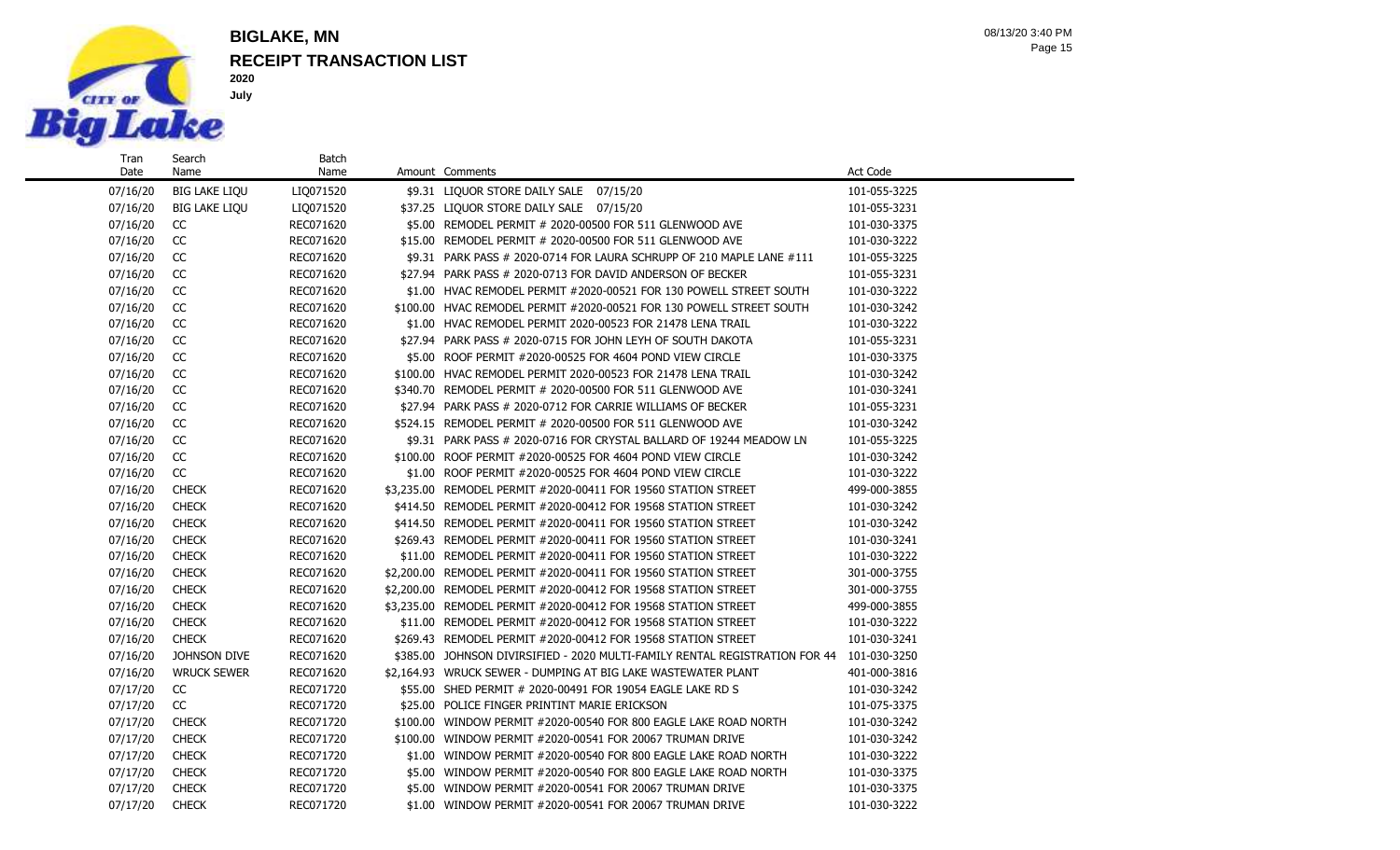# BIGLAKE, MN

## RECEIPT TRANSACTION LIST

**2020**

**July**

| Tran Date | Search Name | Batch Name | Amount | Comments | Act Code |
|---|---|---|---|---|---|
| 07/16/20 | BIG LAKE LIQU | LIQ071520 | $9.31 | LIQUOR STORE DAILY SALE 07/15/20 | 101-055-3225 |
| 07/16/20 | BIG LAKE LIQU | LIQ071520 | $37.25 | LIQUOR STORE DAILY SALE 07/15/20 | 101-055-3231 |
| 07/16/20 | CC | REC071620 | $5.00 | REMODEL PERMIT # 2020-00500 FOR 511 GLENWOOD AVE | 101-030-3375 |
| 07/16/20 | CC | REC071620 | $15.00 | REMODEL PERMIT # 2020-00500 FOR 511 GLENWOOD AVE | 101-030-3222 |
| 07/16/20 | CC | REC071620 | $9.31 | PARK PASS # 2020-0714 FOR LAURA SCHRUPP OF 210 MAPLE LANE #111 | 101-055-3225 |
| 07/16/20 | CC | REC071620 | $27.94 | PARK PASS # 2020-0713 FOR DAVID ANDERSON OF BECKER | 101-055-3231 |
| 07/16/20 | CC | REC071620 | $1.00 | HVAC REMODEL PERMIT #2020-00521 FOR 130 POWELL STREET SOUTH | 101-030-3222 |
| 07/16/20 | CC | REC071620 | $100.00 | HVAC REMODEL PERMIT #2020-00521 FOR 130 POWELL STREET SOUTH | 101-030-3242 |
| 07/16/20 | CC | REC071620 | $1.00 | HVAC REMODEL PERMIT 2020-00523 FOR 21478 LENA TRAIL | 101-030-3222 |
| 07/16/20 | CC | REC071620 | $27.94 | PARK PASS # 2020-0715 FOR JOHN LEYH OF SOUTH DAKOTA | 101-055-3231 |
| 07/16/20 | CC | REC071620 | $5.00 | ROOF PERMIT #2020-00525 FOR 4604 POND VIEW CIRCLE | 101-030-3375 |
| 07/16/20 | CC | REC071620 | $100.00 | HVAC REMODEL PERMIT 2020-00523 FOR 21478 LENA TRAIL | 101-030-3242 |
| 07/16/20 | CC | REC071620 | $340.70 | REMODEL PERMIT # 2020-00500 FOR 511 GLENWOOD AVE | 101-030-3241 |
| 07/16/20 | CC | REC071620 | $27.94 | PARK PASS # 2020-0712 FOR CARRIE WILLIAMS OF BECKER | 101-055-3231 |
| 07/16/20 | CC | REC071620 | $524.15 | REMODEL PERMIT # 2020-00500 FOR 511 GLENWOOD AVE | 101-030-3242 |
| 07/16/20 | CC | REC071620 | $9.31 | PARK PASS # 2020-0716 FOR CRYSTAL BALLARD OF 19244 MEADOW LN | 101-055-3225 |
| 07/16/20 | CC | REC071620 | $100.00 | ROOF PERMIT #2020-00525 FOR 4604 POND VIEW CIRCLE | 101-030-3242 |
| 07/16/20 | CC | REC071620 | $1.00 | ROOF PERMIT #2020-00525 FOR 4604 POND VIEW CIRCLE | 101-030-3222 |
| 07/16/20 | CHECK | REC071620 | $3,235.00 | REMODEL PERMIT #2020-00411 FOR 19560 STATION STREET | 499-000-3855 |
| 07/16/20 | CHECK | REC071620 | $414.50 | REMODEL PERMIT #2020-00412 FOR 19568 STATION STREET | 101-030-3242 |
| 07/16/20 | CHECK | REC071620 | $414.50 | REMODEL PERMIT #2020-00411 FOR 19560 STATION STREET | 101-030-3242 |
| 07/16/20 | CHECK | REC071620 | $269.43 | REMODEL PERMIT #2020-00411 FOR 19560 STATION STREET | 101-030-3241 |
| 07/16/20 | CHECK | REC071620 | $11.00 | REMODEL PERMIT #2020-00411 FOR 19560 STATION STREET | 101-030-3222 |
| 07/16/20 | CHECK | REC071620 | $2,200.00 | REMODEL PERMIT #2020-00411 FOR 19560 STATION STREET | 301-000-3755 |
| 07/16/20 | CHECK | REC071620 | $2,200.00 | REMODEL PERMIT #2020-00412 FOR 19568 STATION STREET | 301-000-3755 |
| 07/16/20 | CHECK | REC071620 | $3,235.00 | REMODEL PERMIT #2020-00412 FOR 19568 STATION STREET | 499-000-3855 |
| 07/16/20 | CHECK | REC071620 | $11.00 | REMODEL PERMIT #2020-00412 FOR 19568 STATION STREET | 101-030-3222 |
| 07/16/20 | CHECK | REC071620 | $269.43 | REMODEL PERMIT #2020-00412 FOR 19568 STATION STREET | 101-030-3241 |
| 07/16/20 | JOHNSON DIVE | REC071620 | $385.00 | JOHNSON DIVIRSIFIED - 2020 MULTI-FAMILY RENTAL REGISTRATION FOR 44 | 101-030-3250 |
| 07/16/20 | WRUCK SEWER | REC071620 | $2,164.93 | WRUCK SEWER - DUMPING AT BIG LAKE WASTEWATER PLANT | 401-000-3816 |
| 07/17/20 | CC | REC071720 | $55.00 | SHED PERMIT # 2020-00491 FOR 19054 EAGLE LAKE RD S | 101-030-3242 |
| 07/17/20 | CC | REC071720 | $25.00 | POLICE FINGER PRINTINT MARIE ERICKSON | 101-075-3375 |
| 07/17/20 | CHECK | REC071720 | $100.00 | WINDOW PERMIT #2020-00540 FOR 800 EAGLE LAKE ROAD NORTH | 101-030-3242 |
| 07/17/20 | CHECK | REC071720 | $100.00 | WINDOW PERMIT #2020-00541 FOR 20067 TRUMAN DRIVE | 101-030-3242 |
| 07/17/20 | CHECK | REC071720 | $1.00 | WINDOW PERMIT #2020-00540 FOR 800 EAGLE LAKE ROAD NORTH | 101-030-3222 |
| 07/17/20 | CHECK | REC071720 | $5.00 | WINDOW PERMIT #2020-00540 FOR 800 EAGLE LAKE ROAD NORTH | 101-030-3375 |
| 07/17/20 | CHECK | REC071720 | $5.00 | WINDOW PERMIT #2020-00541 FOR 20067 TRUMAN DRIVE | 101-030-3375 |
| 07/17/20 | CHECK | REC071720 | $1.00 | WINDOW PERMIT #2020-00541 FOR 20067 TRUMAN DRIVE | 101-030-3222 |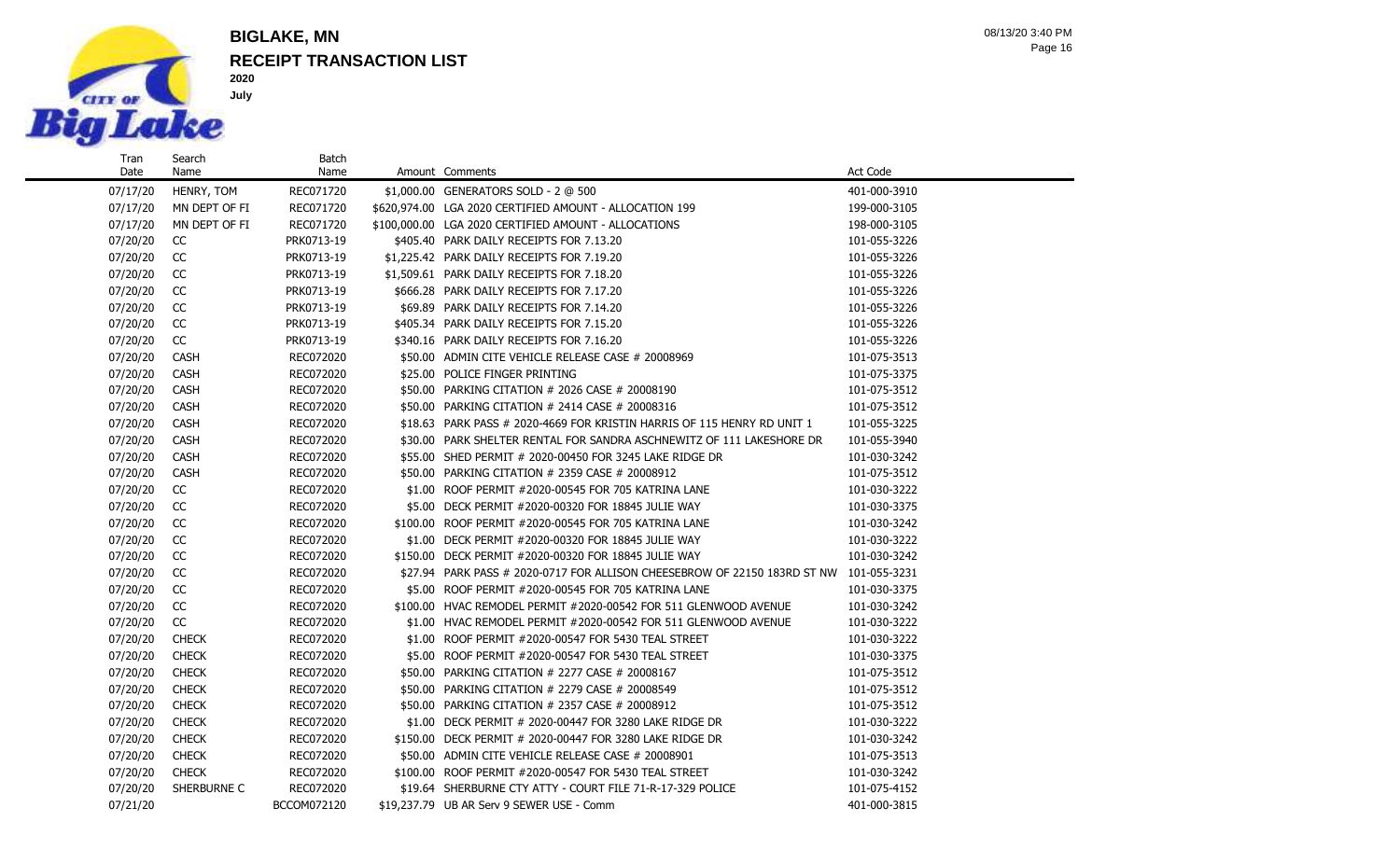# BIGLAKE, MN

## RECEIPT TRANSACTION LIST

**2020**

**July**

| Tran Date | Search Name | Batch Name | Amount | Comments | Act Code |
|---|---|---|---|---|---|
| 07/17/20 | HENRY, TOM | REC071720 | $1,000.00 | GENERATORS SOLD - 2 @ 500 | 401-000-3910 |
| 07/17/20 | MN DEPT OF FI | REC071720 | $620,974.00 | LGA 2020 CERTIFIED AMOUNT - ALLOCATION 199 | 199-000-3105 |
| 07/17/20 | MN DEPT OF FI | REC071720 | $100,000.00 | LGA 2020 CERTIFIED AMOUNT - ALLOCATIONS | 198-000-3105 |
| 07/20/20 | CC | PRK0713-19 | $405.40 | PARK DAILY RECEIPTS FOR 7.13.20 | 101-055-3226 |
| 07/20/20 | CC | PRK0713-19 | $1,225.42 | PARK DAILY RECEIPTS FOR 7.19.20 | 101-055-3226 |
| 07/20/20 | CC | PRK0713-19 | $1,509.61 | PARK DAILY RECEIPTS FOR 7.18.20 | 101-055-3226 |
| 07/20/20 | CC | PRK0713-19 | $666.28 | PARK DAILY RECEIPTS FOR 7.17.20 | 101-055-3226 |
| 07/20/20 | CC | PRK0713-19 | $69.89 | PARK DAILY RECEIPTS FOR 7.14.20 | 101-055-3226 |
| 07/20/20 | CC | PRK0713-19 | $405.34 | PARK DAILY RECEIPTS FOR 7.15.20 | 101-055-3226 |
| 07/20/20 | CC | PRK0713-19 | $340.16 | PARK DAILY RECEIPTS FOR 7.16.20 | 101-055-3226 |
| 07/20/20 | CASH | REC072020 | $50.00 | ADMIN CITE VEHICLE RELEASE CASE # 20008969 | 101-075-3513 |
| 07/20/20 | CASH | REC072020 | $25.00 | POLICE FINGER PRINTING | 101-075-3375 |
| 07/20/20 | CASH | REC072020 | $50.00 | PARKING CITATION # 2026 CASE # 20008190 | 101-075-3512 |
| 07/20/20 | CASH | REC072020 | $50.00 | PARKING CITATION # 2414 CASE # 20008316 | 101-075-3512 |
| 07/20/20 | CASH | REC072020 | $18.63 | PARK PASS # 2020-4669 FOR KRISTIN HARRIS OF 115 HENRY RD UNIT 1 | 101-055-3225 |
| 07/20/20 | CASH | REC072020 | $30.00 | PARK SHELTER RENTAL FOR SANDRA ASCHNEWITZ OF 111 LAKESHORE DR | 101-055-3940 |
| 07/20/20 | CASH | REC072020 | $55.00 | SHED PERMIT # 2020-00450 FOR 3245 LAKE RIDGE DR | 101-030-3242 |
| 07/20/20 | CASH | REC072020 | $50.00 | PARKING CITATION # 2359 CASE # 20008912 | 101-075-3512 |
| 07/20/20 | CC | REC072020 | $1.00 | ROOF PERMIT #2020-00545 FOR 705 KATRINA LANE | 101-030-3222 |
| 07/20/20 | CC | REC072020 | $5.00 | DECK PERMIT #2020-00320 FOR 18845 JULIE WAY | 101-030-3375 |
| 07/20/20 | CC | REC072020 | $100.00 | ROOF PERMIT #2020-00545 FOR 705 KATRINA LANE | 101-030-3242 |
| 07/20/20 | CC | REC072020 | $1.00 | DECK PERMIT #2020-00320 FOR 18845 JULIE WAY | 101-030-3222 |
| 07/20/20 | CC | REC072020 | $150.00 | DECK PERMIT #2020-00320 FOR 18845 JULIE WAY | 101-030-3242 |
| 07/20/20 | CC | REC072020 | $27.94 | PARK PASS # 2020-0717 FOR ALLISON CHEESEBROW OF 22150 183RD ST NW | 101-055-3231 |
| 07/20/20 | CC | REC072020 | $5.00 | ROOF PERMIT #2020-00545 FOR 705 KATRINA LANE | 101-030-3375 |
| 07/20/20 | CC | REC072020 | $100.00 | HVAC REMODEL PERMIT #2020-00542 FOR 511 GLENWOOD AVENUE | 101-030-3242 |
| 07/20/20 | CC | REC072020 | $1.00 | HVAC REMODEL PERMIT #2020-00542 FOR 511 GLENWOOD AVENUE | 101-030-3222 |
| 07/20/20 | CHECK | REC072020 | $1.00 | ROOF PERMIT #2020-00547 FOR 5430 TEAL STREET | 101-030-3222 |
| 07/20/20 | CHECK | REC072020 | $5.00 | ROOF PERMIT #2020-00547 FOR 5430 TEAL STREET | 101-030-3375 |
| 07/20/20 | CHECK | REC072020 | $50.00 | PARKING CITATION # 2277 CASE # 20008167 | 101-075-3512 |
| 07/20/20 | CHECK | REC072020 | $50.00 | PARKING CITATION # 2279 CASE # 20008549 | 101-075-3512 |
| 07/20/20 | CHECK | REC072020 | $50.00 | PARKING CITATION # 2357 CASE # 20008912 | 101-075-3512 |
| 07/20/20 | CHECK | REC072020 | $1.00 | DECK PERMIT # 2020-00447 FOR 3280 LAKE RIDGE DR | 101-030-3222 |
| 07/20/20 | CHECK | REC072020 | $150.00 | DECK PERMIT # 2020-00447 FOR 3280 LAKE RIDGE DR | 101-030-3242 |
| 07/20/20 | CHECK | REC072020 | $50.00 | ADMIN CITE VEHICLE RELEASE CASE # 20008901 | 101-075-3513 |
| 07/20/20 | CHECK | REC072020 | $100.00 | ROOF PERMIT #2020-00547 FOR 5430 TEAL STREET | 101-030-3242 |
| 07/20/20 | SHERBURNE C | REC072020 | $19.64 | SHERBURNE CTY ATTY - COURT FILE 71-R-17-329 POLICE | 101-075-4152 |
| 07/21/20 | | BCCOM072120 | $19,237.79 | UB AR Serv 9 SEWER USE - Comm | 401-000-3815 |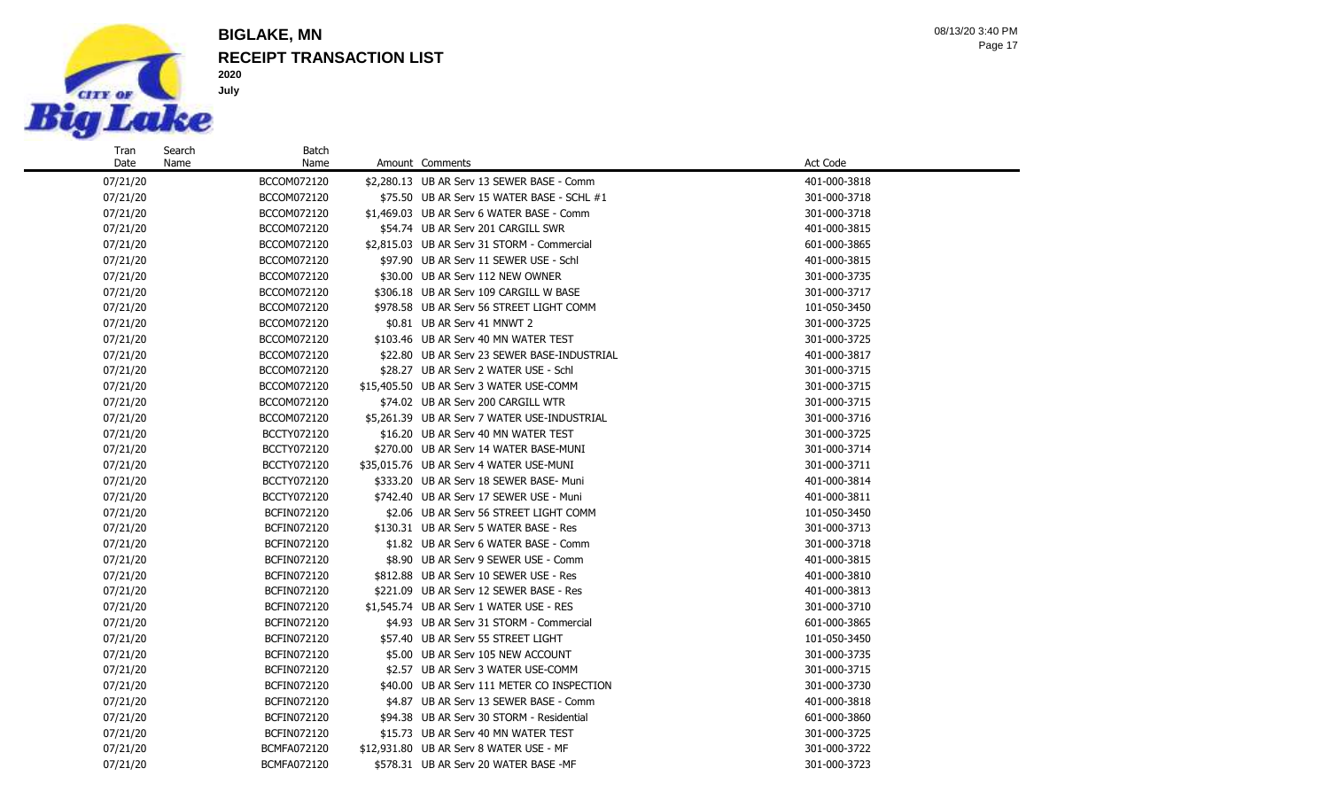# BIGLAKE, MN

## RECEIPT TRANSACTION LIST

**2020**

**July**

| Tran Date | Search Name | Batch Name | Amount | Comments | Act Code |
|---|---|---|---|---|---|
| 07/21/20 | | BCCOM072120 | $2,280.13 | UB AR Serv 13 SEWER BASE - Comm | 401-000-3818 |
| 07/21/20 | | BCCOM072120 | $75.50 | UB AR Serv 15 WATER BASE - SCHL #1 | 301-000-3718 |
| 07/21/20 | | BCCOM072120 | $1,469.03 | UB AR Serv 6 WATER BASE - Comm | 301-000-3718 |
| 07/21/20 | | BCCOM072120 | $54.74 | UB AR Serv 201 CARGILL SWR | 401-000-3815 |
| 07/21/20 | | BCCOM072120 | $2,815.03 | UB AR Serv 31 STORM - Commercial | 601-000-3865 |
| 07/21/20 | | BCCOM072120 | $97.90 | UB AR Serv 11 SEWER USE - Schl | 401-000-3815 |
| 07/21/20 | | BCCOM072120 | $30.00 | UB AR Serv 112 NEW OWNER | 301-000-3735 |
| 07/21/20 | | BCCOM072120 | $306.18 | UB AR Serv 109 CARGILL W BASE | 301-000-3717 |
| 07/21/20 | | BCCOM072120 | $978.58 | UB AR Serv 56 STREET LIGHT COMM | 101-050-3450 |
| 07/21/20 | | BCCOM072120 | $0.81 | UB AR Serv 41 MNWT 2 | 301-000-3725 |
| 07/21/20 | | BCCOM072120 | $103.46 | UB AR Serv 40 MN WATER TEST | 301-000-3725 |
| 07/21/20 | | BCCOM072120 | $22.80 | UB AR Serv 23 SEWER BASE-INDUSTRIAL | 401-000-3817 |
| 07/21/20 | | BCCOM072120 | $28.27 | UB AR Serv 2 WATER USE - Schl | 301-000-3715 |
| 07/21/20 | | BCCOM072120 | $15,405.50 | UB AR Serv 3 WATER USE-COMM | 301-000-3715 |
| 07/21/20 | | BCCOM072120 | $74.02 | UB AR Serv 200 CARGILL WTR | 301-000-3715 |
| 07/21/20 | | BCCOM072120 | $5,261.39 | UB AR Serv 7 WATER USE-INDUSTRIAL | 301-000-3716 |
| 07/21/20 | | BCCTY072120 | $16.20 | UB AR Serv 40 MN WATER TEST | 301-000-3725 |
| 07/21/20 | | BCCTY072120 | $270.00 | UB AR Serv 14 WATER BASE-MUNI | 301-000-3714 |
| 07/21/20 | | BCCTY072120 | $35,015.76 | UB AR Serv 4 WATER USE-MUNI | 301-000-3711 |
| 07/21/20 | | BCCTY072120 | $333.20 | UB AR Serv 18 SEWER BASE- Muni | 401-000-3814 |
| 07/21/20 | | BCCTY072120 | $742.40 | UB AR Serv 17 SEWER USE - Muni | 401-000-3811 |
| 07/21/20 | | BCFIN072120 | $2.06 | UB AR Serv 56 STREET LIGHT COMM | 101-050-3450 |
| 07/21/20 | | BCFIN072120 | $130.31 | UB AR Serv 5 WATER BASE - Res | 301-000-3713 |
| 07/21/20 | | BCFIN072120 | $1.82 | UB AR Serv 6 WATER BASE - Comm | 301-000-3718 |
| 07/21/20 | | BCFIN072120 | $8.90 | UB AR Serv 9 SEWER USE - Comm | 401-000-3815 |
| 07/21/20 | | BCFIN072120 | $812.88 | UB AR Serv 10 SEWER USE - Res | 401-000-3810 |
| 07/21/20 | | BCFIN072120 | $221.09 | UB AR Serv 12 SEWER BASE - Res | 401-000-3813 |
| 07/21/20 | | BCFIN072120 | $1,545.74 | UB AR Serv 1 WATER USE - RES | 301-000-3710 |
| 07/21/20 | | BCFIN072120 | $4.93 | UB AR Serv 31 STORM - Commercial | 601-000-3865 |
| 07/21/20 | | BCFIN072120 | $57.40 | UB AR Serv 55 STREET LIGHT | 101-050-3450 |
| 07/21/20 | | BCFIN072120 | $5.00 | UB AR Serv 105 NEW ACCOUNT | 301-000-3735 |
| 07/21/20 | | BCFIN072120 | $2.57 | UB AR Serv 3 WATER USE-COMM | 301-000-3715 |
| 07/21/20 | | BCFIN072120 | $40.00 | UB AR Serv 111 METER CO INSPECTION | 301-000-3730 |
| 07/21/20 | | BCFIN072120 | $4.87 | UB AR Serv 13 SEWER BASE - Comm | 401-000-3818 |
| 07/21/20 | | BCFIN072120 | $94.38 | UB AR Serv 30 STORM - Residential | 601-000-3860 |
| 07/21/20 | | BCFIN072120 | $15.73 | UB AR Serv 40 MN WATER TEST | 301-000-3725 |
| 07/21/20 | | BCMFA072120 | $12,931.80 | UB AR Serv 8 WATER USE - MF | 301-000-3722 |
| 07/21/20 | | BCMFA072120 | $578.31 | UB AR Serv 20 WATER BASE -MF | 301-000-3723 |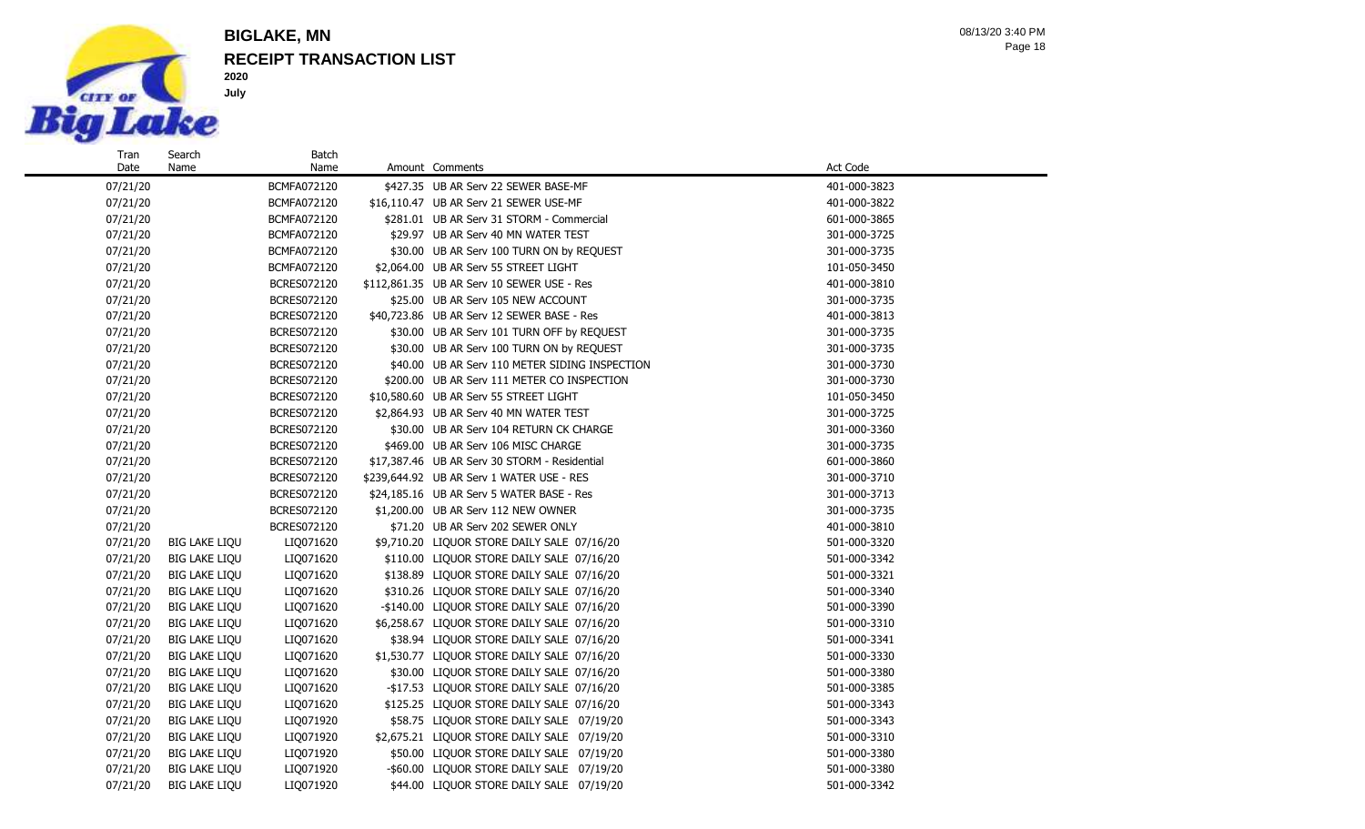# BIGLAKE, MN

## RECEIPT TRANSACTION LIST

**2020**

**July**

| Tran Date | Search Name | Batch Name | Amount | Comments | Act Code |
|---|---|---|---|---|---|
| 07/21/20 | | BCMFA072120 | $427.35 | UB AR Serv 22 SEWER BASE-MF | 401-000-3823 |
| 07/21/20 | | BCMFA072120 | $16,110.47 | UB AR Serv 21 SEWER USE-MF | 401-000-3822 |
| 07/21/20 | | BCMFA072120 | $281.01 | UB AR Serv 31 STORM - Commercial | 601-000-3865 |
| 07/21/20 | | BCMFA072120 | $29.97 | UB AR Serv 40 MN WATER TEST | 301-000-3725 |
| 07/21/20 | | BCMFA072120 | $30.00 | UB AR Serv 100 TURN ON by REQUEST | 301-000-3735 |
| 07/21/20 | | BCMFA072120 | $2,064.00 | UB AR Serv 55 STREET LIGHT | 101-050-3450 |
| 07/21/20 | | BCRES072120 | $112,861.35 | UB AR Serv 10 SEWER USE - Res | 401-000-3810 |
| 07/21/20 | | BCRES072120 | $25.00 | UB AR Serv 105 NEW ACCOUNT | 301-000-3735 |
| 07/21/20 | | BCRES072120 | $40,723.86 | UB AR Serv 12 SEWER BASE - Res | 401-000-3813 |
| 07/21/20 | | BCRES072120 | $30.00 | UB AR Serv 101 TURN OFF by REQUEST | 301-000-3735 |
| 07/21/20 | | BCRES072120 | $30.00 | UB AR Serv 100 TURN ON by REQUEST | 301-000-3735 |
| 07/21/20 | | BCRES072120 | $40.00 | UB AR Serv 110 METER SIDING INSPECTION | 301-000-3730 |
| 07/21/20 | | BCRES072120 | $200.00 | UB AR Serv 111 METER CO INSPECTION | 301-000-3730 |
| 07/21/20 | | BCRES072120 | $10,580.60 | UB AR Serv 55 STREET LIGHT | 101-050-3450 |
| 07/21/20 | | BCRES072120 | $2,864.93 | UB AR Serv 40 MN WATER TEST | 301-000-3725 |
| 07/21/20 | | BCRES072120 | $30.00 | UB AR Serv 104 RETURN CK CHARGE | 301-000-3360 |
| 07/21/20 | | BCRES072120 | $469.00 | UB AR Serv 106 MISC CHARGE | 301-000-3735 |
| 07/21/20 | | BCRES072120 | $17,387.46 | UB AR Serv 30 STORM - Residential | 601-000-3860 |
| 07/21/20 | | BCRES072120 | $239,644.92 | UB AR Serv 1 WATER USE - RES | 301-000-3710 |
| 07/21/20 | | BCRES072120 | $24,185.16 | UB AR Serv 5 WATER BASE - Res | 301-000-3713 |
| 07/21/20 | | BCRES072120 | $1,200.00 | UB AR Serv 112 NEW OWNER | 301-000-3735 |
| 07/21/20 | | BCRES072120 | $71.20 | UB AR Serv 202 SEWER ONLY | 401-000-3810 |
| 07/21/20 | BIG LAKE LIQU | LIQ071620 | $9,710.20 | LIQUOR STORE DAILY SALE 07/16/20 | 501-000-3320 |
| 07/21/20 | BIG LAKE LIQU | LIQ071620 | $110.00 | LIQUOR STORE DAILY SALE 07/16/20 | 501-000-3342 |
| 07/21/20 | BIG LAKE LIQU | LIQ071620 | $138.89 | LIQUOR STORE DAILY SALE 07/16/20 | 501-000-3321 |
| 07/21/20 | BIG LAKE LIQU | LIQ071620 | $310.26 | LIQUOR STORE DAILY SALE 07/16/20 | 501-000-3340 |
| 07/21/20 | BIG LAKE LIQU | LIQ071620 | -$140.00 | LIQUOR STORE DAILY SALE 07/16/20 | 501-000-3390 |
| 07/21/20 | BIG LAKE LIQU | LIQ071620 | $6,258.67 | LIQUOR STORE DAILY SALE 07/16/20 | 501-000-3310 |
| 07/21/20 | BIG LAKE LIQU | LIQ071620 | $38.94 | LIQUOR STORE DAILY SALE 07/16/20 | 501-000-3341 |
| 07/21/20 | BIG LAKE LIQU | LIQ071620 | $1,530.77 | LIQUOR STORE DAILY SALE 07/16/20 | 501-000-3330 |
| 07/21/20 | BIG LAKE LIQU | LIQ071620 | $30.00 | LIQUOR STORE DAILY SALE 07/16/20 | 501-000-3380 |
| 07/21/20 | BIG LAKE LIQU | LIQ071620 | -$17.53 | LIQUOR STORE DAILY SALE 07/16/20 | 501-000-3385 |
| 07/21/20 | BIG LAKE LIQU | LIQ071620 | $125.25 | LIQUOR STORE DAILY SALE 07/16/20 | 501-000-3343 |
| 07/21/20 | BIG LAKE LIQU | LIQ071920 | $58.75 | LIQUOR STORE DAILY SALE 07/19/20 | 501-000-3343 |
| 07/21/20 | BIG LAKE LIQU | LIQ071920 | $2,675.21 | LIQUOR STORE DAILY SALE 07/19/20 | 501-000-3310 |
| 07/21/20 | BIG LAKE LIQU | LIQ071920 | $50.00 | LIQUOR STORE DAILY SALE 07/19/20 | 501-000-3380 |
| 07/21/20 | BIG LAKE LIQU | LIQ071920 | -$60.00 | LIQUOR STORE DAILY SALE 07/19/20 | 501-000-3380 |
| 07/21/20 | BIG LAKE LIQU | LIQ071920 | $44.00 | LIQUOR STORE DAILY SALE 07/19/20 | 501-000-3342 |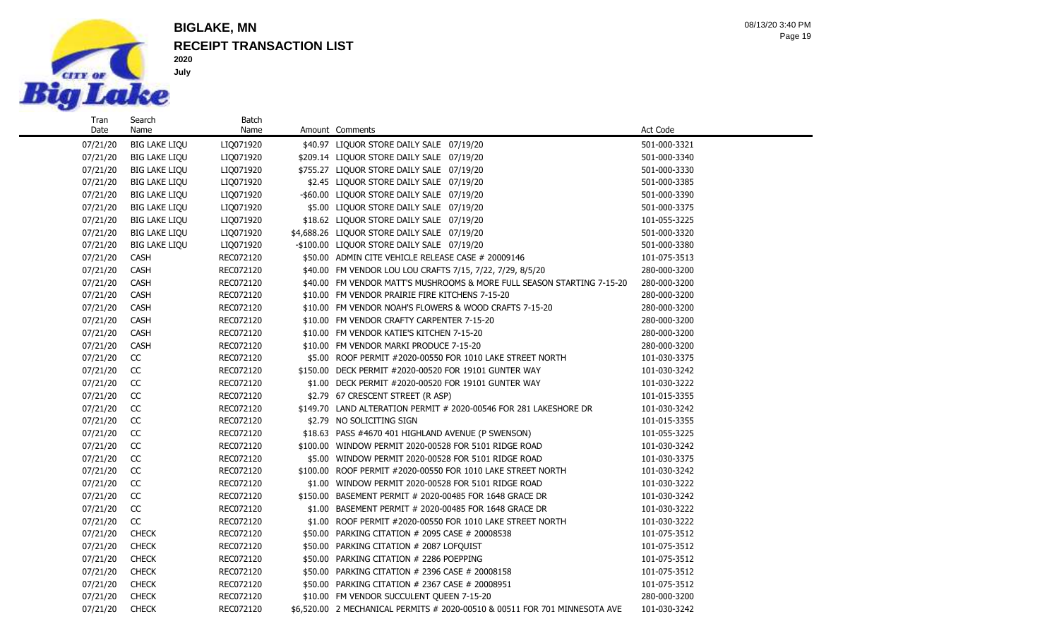# BIGLAKE, MN

## RECEIPT TRANSACTION LIST

**2020**

**July**

| Tran Date | Search Name | Batch Name | Amount | Comments | Act Code |
|---|---|---|---|---|---|
| 07/21/20 | BIG LAKE LIQU | LIQ071920 | $40.97 | LIQUOR STORE DAILY SALE 07/19/20 | 501-000-3321 |
| 07/21/20 | BIG LAKE LIQU | LIQ071920 | $209.14 | LIQUOR STORE DAILY SALE 07/19/20 | 501-000-3340 |
| 07/21/20 | BIG LAKE LIQU | LIQ071920 | $755.27 | LIQUOR STORE DAILY SALE 07/19/20 | 501-000-3330 |
| 07/21/20 | BIG LAKE LIQU | LIQ071920 | $2.45 | LIQUOR STORE DAILY SALE 07/19/20 | 501-000-3385 |
| 07/21/20 | BIG LAKE LIQU | LIQ071920 | -$60.00 | LIQUOR STORE DAILY SALE 07/19/20 | 501-000-3390 |
| 07/21/20 | BIG LAKE LIQU | LIQ071920 | $5.00 | LIQUOR STORE DAILY SALE 07/19/20 | 501-000-3375 |
| 07/21/20 | BIG LAKE LIQU | LIQ071920 | $18.62 | LIQUOR STORE DAILY SALE 07/19/20 | 101-055-3225 |
| 07/21/20 | BIG LAKE LIQU | LIQ071920 | $4,688.26 | LIQUOR STORE DAILY SALE 07/19/20 | 501-000-3320 |
| 07/21/20 | BIG LAKE LIQU | LIQ071920 | -$100.00 | LIQUOR STORE DAILY SALE 07/19/20 | 501-000-3380 |
| 07/21/20 | CASH | REC072120 | $50.00 | ADMIN CITE VEHICLE RELEASE CASE # 20009146 | 101-075-3513 |
| 07/21/20 | CASH | REC072120 | $40.00 | FM VENDOR LOU LOU CRAFTS 7/15, 7/22, 7/29, 8/5/20 | 280-000-3200 |
| 07/21/20 | CASH | REC072120 | $40.00 | FM VENDOR MATT'S MUSHROOMS & MORE FULL SEASON STARTING 7-15-20 | 280-000-3200 |
| 07/21/20 | CASH | REC072120 | $10.00 | FM VENDOR PRAIRIE FIRE KITCHENS 7-15-20 | 280-000-3200 |
| 07/21/20 | CASH | REC072120 | $10.00 | FM VENDOR NOAH'S FLOWERS & WOOD CRAFTS 7-15-20 | 280-000-3200 |
| 07/21/20 | CASH | REC072120 | $10.00 | FM VENDOR CRAFTY CARPENTER 7-15-20 | 280-000-3200 |
| 07/21/20 | CASH | REC072120 | $10.00 | FM VENDOR KATIE'S KITCHEN 7-15-20 | 280-000-3200 |
| 07/21/20 | CASH | REC072120 | $10.00 | FM VENDOR MARKI PRODUCE 7-15-20 | 280-000-3200 |
| 07/21/20 | CC | REC072120 | $5.00 | ROOF PERMIT #2020-00550 FOR 1010 LAKE STREET NORTH | 101-030-3375 |
| 07/21/20 | CC | REC072120 | $150.00 | DECK PERMIT #2020-00520 FOR 19101 GUNTER WAY | 101-030-3242 |
| 07/21/20 | CC | REC072120 | $1.00 | DECK PERMIT #2020-00520 FOR 19101 GUNTER WAY | 101-030-3222 |
| 07/21/20 | CC | REC072120 | $2.79 | 67 CRESCENT STREET (R ASP) | 101-015-3355 |
| 07/21/20 | CC | REC072120 | $149.70 | LAND ALTERATION PERMIT # 2020-00546 FOR 281 LAKESHORE DR | 101-030-3242 |
| 07/21/20 | CC | REC072120 | $2.79 | NO SOLICITING SIGN | 101-015-3355 |
| 07/21/20 | CC | REC072120 | $18.63 | PASS #4670 401 HIGHLAND AVENUE (P SWENSON) | 101-055-3225 |
| 07/21/20 | CC | REC072120 | $100.00 | WINDOW PERMIT 2020-00528 FOR 5101 RIDGE ROAD | 101-030-3242 |
| 07/21/20 | CC | REC072120 | $5.00 | WINDOW PERMIT 2020-00528 FOR 5101 RIDGE ROAD | 101-030-3375 |
| 07/21/20 | CC | REC072120 | $100.00 | ROOF PERMIT #2020-00550 FOR 1010 LAKE STREET NORTH | 101-030-3242 |
| 07/21/20 | CC | REC072120 | $1.00 | WINDOW PERMIT 2020-00528 FOR 5101 RIDGE ROAD | 101-030-3222 |
| 07/21/20 | CC | REC072120 | $150.00 | BASEMENT PERMIT # 2020-00485 FOR 1648 GRACE DR | 101-030-3242 |
| 07/21/20 | CC | REC072120 | $1.00 | BASEMENT PERMIT # 2020-00485 FOR 1648 GRACE DR | 101-030-3222 |
| 07/21/20 | CC | REC072120 | $1.00 | ROOF PERMIT #2020-00550 FOR 1010 LAKE STREET NORTH | 101-030-3222 |
| 07/21/20 | CHECK | REC072120 | $50.00 | PARKING CITATION # 2095 CASE # 20008538 | 101-075-3512 |
| 07/21/20 | CHECK | REC072120 | $50.00 | PARKING CITATION # 2087 LOFQUIST | 101-075-3512 |
| 07/21/20 | CHECK | REC072120 | $50.00 | PARKING CITATION # 2286 POEPPING | 101-075-3512 |
| 07/21/20 | CHECK | REC072120 | $50.00 | PARKING CITATION # 2396 CASE # 20008158 | 101-075-3512 |
| 07/21/20 | CHECK | REC072120 | $50.00 | PARKING CITATION # 2367 CASE # 20008951 | 101-075-3512 |
| 07/21/20 | CHECK | REC072120 | $10.00 | FM VENDOR SUCCULENT QUEEN 7-15-20 | 280-000-3200 |
| 07/21/20 | CHECK | REC072120 | $6,520.00 | 2 MECHANICAL PERMITS # 2020-00510 & 00511 FOR 701 MINNESOTA AVE | 101-030-3242 |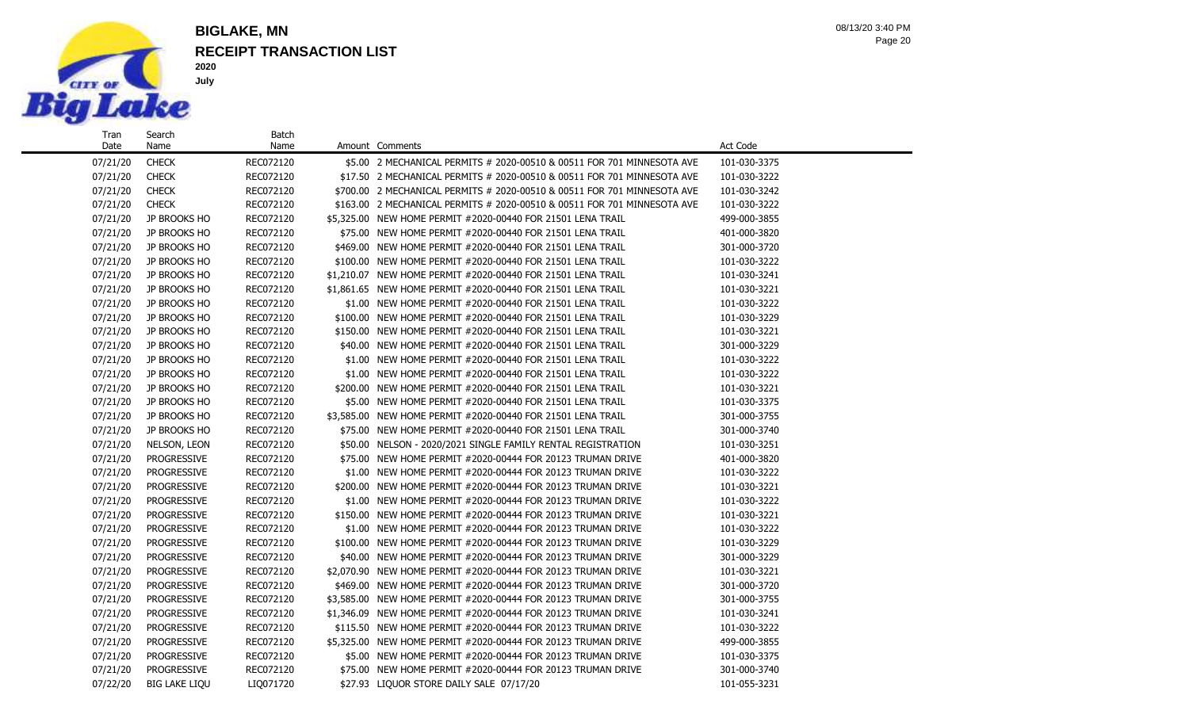# BIGLAKE, MN

## RECEIPT TRANSACTION LIST

**2020**

**July**

| Tran Date | Search Name | Batch Name | Amount | Comments | Act Code |
|---|---|---|---|---|---|
| 07/21/20 | CHECK | REC072120 | $5.00 | 2 MECHANICAL PERMITS # 2020-00510 & 00511 FOR 701 MINNESOTA AVE | 101-030-3375 |
| 07/21/20 | CHECK | REC072120 | $17.50 | 2 MECHANICAL PERMITS # 2020-00510 & 00511 FOR 701 MINNESOTA AVE | 101-030-3222 |
| 07/21/20 | CHECK | REC072120 | $700.00 | 2 MECHANICAL PERMITS # 2020-00510 & 00511 FOR 701 MINNESOTA AVE | 101-030-3242 |
| 07/21/20 | CHECK | REC072120 | $163.00 | 2 MECHANICAL PERMITS # 2020-00510 & 00511 FOR 701 MINNESOTA AVE | 101-030-3222 |
| 07/21/20 | JP BROOKS HO | REC072120 | $5,325.00 | NEW HOME PERMIT #2020-00440 FOR 21501 LENA TRAIL | 499-000-3855 |
| 07/21/20 | JP BROOKS HO | REC072120 | $75.00 | NEW HOME PERMIT #2020-00440 FOR 21501 LENA TRAIL | 401-000-3820 |
| 07/21/20 | JP BROOKS HO | REC072120 | $469.00 | NEW HOME PERMIT #2020-00440 FOR 21501 LENA TRAIL | 301-000-3720 |
| 07/21/20 | JP BROOKS HO | REC072120 | $100.00 | NEW HOME PERMIT #2020-00440 FOR 21501 LENA TRAIL | 101-030-3222 |
| 07/21/20 | JP BROOKS HO | REC072120 | $1,210.07 | NEW HOME PERMIT #2020-00440 FOR 21501 LENA TRAIL | 101-030-3241 |
| 07/21/20 | JP BROOKS HO | REC072120 | $1,861.65 | NEW HOME PERMIT #2020-00440 FOR 21501 LENA TRAIL | 101-030-3221 |
| 07/21/20 | JP BROOKS HO | REC072120 | $1.00 | NEW HOME PERMIT #2020-00440 FOR 21501 LENA TRAIL | 101-030-3222 |
| 07/21/20 | JP BROOKS HO | REC072120 | $100.00 | NEW HOME PERMIT #2020-00440 FOR 21501 LENA TRAIL | 101-030-3229 |
| 07/21/20 | JP BROOKS HO | REC072120 | $150.00 | NEW HOME PERMIT #2020-00440 FOR 21501 LENA TRAIL | 101-030-3221 |
| 07/21/20 | JP BROOKS HO | REC072120 | $40.00 | NEW HOME PERMIT #2020-00440 FOR 21501 LENA TRAIL | 301-000-3229 |
| 07/21/20 | JP BROOKS HO | REC072120 | $1.00 | NEW HOME PERMIT #2020-00440 FOR 21501 LENA TRAIL | 101-030-3222 |
| 07/21/20 | JP BROOKS HO | REC072120 | $1.00 | NEW HOME PERMIT #2020-00440 FOR 21501 LENA TRAIL | 101-030-3222 |
| 07/21/20 | JP BROOKS HO | REC072120 | $200.00 | NEW HOME PERMIT #2020-00440 FOR 21501 LENA TRAIL | 101-030-3221 |
| 07/21/20 | JP BROOKS HO | REC072120 | $5.00 | NEW HOME PERMIT #2020-00440 FOR 21501 LENA TRAIL | 101-030-3375 |
| 07/21/20 | JP BROOKS HO | REC072120 | $3,585.00 | NEW HOME PERMIT #2020-00440 FOR 21501 LENA TRAIL | 301-000-3755 |
| 07/21/20 | JP BROOKS HO | REC072120 | $75.00 | NEW HOME PERMIT #2020-00440 FOR 21501 LENA TRAIL | 301-000-3740 |
| 07/21/20 | NELSON, LEON | REC072120 | $50.00 | NELSON - 2020/2021 SINGLE FAMILY RENTAL REGISTRATION | 101-030-3251 |
| 07/21/20 | PROGRESSIVE | REC072120 | $75.00 | NEW HOME PERMIT #2020-00444 FOR 20123 TRUMAN DRIVE | 401-000-3820 |
| 07/21/20 | PROGRESSIVE | REC072120 | $1.00 | NEW HOME PERMIT #2020-00444 FOR 20123 TRUMAN DRIVE | 101-030-3222 |
| 07/21/20 | PROGRESSIVE | REC072120 | $200.00 | NEW HOME PERMIT #2020-00444 FOR 20123 TRUMAN DRIVE | 101-030-3221 |
| 07/21/20 | PROGRESSIVE | REC072120 | $1.00 | NEW HOME PERMIT #2020-00444 FOR 20123 TRUMAN DRIVE | 101-030-3222 |
| 07/21/20 | PROGRESSIVE | REC072120 | $150.00 | NEW HOME PERMIT #2020-00444 FOR 20123 TRUMAN DRIVE | 101-030-3221 |
| 07/21/20 | PROGRESSIVE | REC072120 | $1.00 | NEW HOME PERMIT #2020-00444 FOR 20123 TRUMAN DRIVE | 101-030-3222 |
| 07/21/20 | PROGRESSIVE | REC072120 | $100.00 | NEW HOME PERMIT #2020-00444 FOR 20123 TRUMAN DRIVE | 101-030-3229 |
| 07/21/20 | PROGRESSIVE | REC072120 | $40.00 | NEW HOME PERMIT #2020-00444 FOR 20123 TRUMAN DRIVE | 301-000-3229 |
| 07/21/20 | PROGRESSIVE | REC072120 | $2,070.90 | NEW HOME PERMIT #2020-00444 FOR 20123 TRUMAN DRIVE | 101-030-3221 |
| 07/21/20 | PROGRESSIVE | REC072120 | $469.00 | NEW HOME PERMIT #2020-00444 FOR 20123 TRUMAN DRIVE | 301-000-3720 |
| 07/21/20 | PROGRESSIVE | REC072120 | $3,585.00 | NEW HOME PERMIT #2020-00444 FOR 20123 TRUMAN DRIVE | 301-000-3755 |
| 07/21/20 | PROGRESSIVE | REC072120 | $1,346.09 | NEW HOME PERMIT #2020-00444 FOR 20123 TRUMAN DRIVE | 101-030-3241 |
| 07/21/20 | PROGRESSIVE | REC072120 | $115.50 | NEW HOME PERMIT #2020-00444 FOR 20123 TRUMAN DRIVE | 101-030-3222 |
| 07/21/20 | PROGRESSIVE | REC072120 | $5,325.00 | NEW HOME PERMIT #2020-00444 FOR 20123 TRUMAN DRIVE | 499-000-3855 |
| 07/21/20 | PROGRESSIVE | REC072120 | $5.00 | NEW HOME PERMIT #2020-00444 FOR 20123 TRUMAN DRIVE | 101-030-3375 |
| 07/21/20 | PROGRESSIVE | REC072120 | $75.00 | NEW HOME PERMIT #2020-00444 FOR 20123 TRUMAN DRIVE | 301-000-3740 |
| 07/22/20 | BIG LAKE LIQU | LIQ071720 | $27.93 | LIQUOR STORE DAILY SALE 07/17/20 | 101-055-3231 |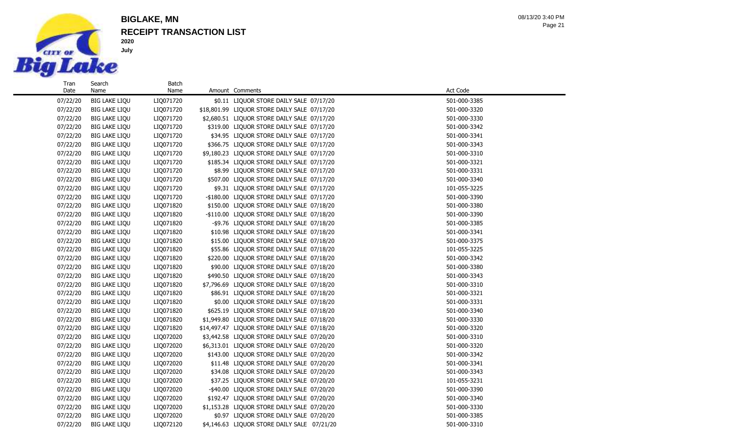# BIGLAKE, MN

## RECEIPT TRANSACTION LIST

**2020**

**July**

| Tran Date | Search Name | Batch Name | Amount | Comments | Act Code |
|---|---|---|---|---|---|
| 07/22/20 | BIG LAKE LIQU | LIQ071720 | $0.11 | LIQUOR STORE DAILY SALE 07/17/20 | 501-000-3385 |
| 07/22/20 | BIG LAKE LIQU | LIQ071720 | $18,801.99 | LIQUOR STORE DAILY SALE 07/17/20 | 501-000-3320 |
| 07/22/20 | BIG LAKE LIQU | LIQ071720 | $2,680.51 | LIQUOR STORE DAILY SALE 07/17/20 | 501-000-3330 |
| 07/22/20 | BIG LAKE LIQU | LIQ071720 | $319.00 | LIQUOR STORE DAILY SALE 07/17/20 | 501-000-3342 |
| 07/22/20 | BIG LAKE LIQU | LIQ071720 | $34.95 | LIQUOR STORE DAILY SALE 07/17/20 | 501-000-3341 |
| 07/22/20 | BIG LAKE LIQU | LIQ071720 | $366.75 | LIQUOR STORE DAILY SALE 07/17/20 | 501-000-3343 |
| 07/22/20 | BIG LAKE LIQU | LIQ071720 | $9,180.23 | LIQUOR STORE DAILY SALE 07/17/20 | 501-000-3310 |
| 07/22/20 | BIG LAKE LIQU | LIQ071720 | $185.34 | LIQUOR STORE DAILY SALE 07/17/20 | 501-000-3321 |
| 07/22/20 | BIG LAKE LIQU | LIQ071720 | $8.99 | LIQUOR STORE DAILY SALE 07/17/20 | 501-000-3331 |
| 07/22/20 | BIG LAKE LIQU | LIQ071720 | $507.00 | LIQUOR STORE DAILY SALE 07/17/20 | 501-000-3340 |
| 07/22/20 | BIG LAKE LIQU | LIQ071720 | $9.31 | LIQUOR STORE DAILY SALE 07/17/20 | 101-055-3225 |
| 07/22/20 | BIG LAKE LIQU | LIQ071720 | -$180.00 | LIQUOR STORE DAILY SALE 07/17/20 | 501-000-3390 |
| 07/22/20 | BIG LAKE LIQU | LIQ071820 | $150.00 | LIQUOR STORE DAILY SALE 07/18/20 | 501-000-3380 |
| 07/22/20 | BIG LAKE LIQU | LIQ071820 | -$110.00 | LIQUOR STORE DAILY SALE 07/18/20 | 501-000-3390 |
| 07/22/20 | BIG LAKE LIQU | LIQ071820 | -$9.76 | LIQUOR STORE DAILY SALE 07/18/20 | 501-000-3385 |
| 07/22/20 | BIG LAKE LIQU | LIQ071820 | $10.98 | LIQUOR STORE DAILY SALE 07/18/20 | 501-000-3341 |
| 07/22/20 | BIG LAKE LIQU | LIQ071820 | $15.00 | LIQUOR STORE DAILY SALE 07/18/20 | 501-000-3375 |
| 07/22/20 | BIG LAKE LIQU | LIQ071820 | $55.86 | LIQUOR STORE DAILY SALE 07/18/20 | 101-055-3225 |
| 07/22/20 | BIG LAKE LIQU | LIQ071820 | $220.00 | LIQUOR STORE DAILY SALE 07/18/20 | 501-000-3342 |
| 07/22/20 | BIG LAKE LIQU | LIQ071820 | $90.00 | LIQUOR STORE DAILY SALE 07/18/20 | 501-000-3380 |
| 07/22/20 | BIG LAKE LIQU | LIQ071820 | $490.50 | LIQUOR STORE DAILY SALE 07/18/20 | 501-000-3343 |
| 07/22/20 | BIG LAKE LIQU | LIQ071820 | $7,796.69 | LIQUOR STORE DAILY SALE 07/18/20 | 501-000-3310 |
| 07/22/20 | BIG LAKE LIQU | LIQ071820 | $86.91 | LIQUOR STORE DAILY SALE 07/18/20 | 501-000-3321 |
| 07/22/20 | BIG LAKE LIQU | LIQ071820 | $0.00 | LIQUOR STORE DAILY SALE 07/18/20 | 501-000-3331 |
| 07/22/20 | BIG LAKE LIQU | LIQ071820 | $625.19 | LIQUOR STORE DAILY SALE 07/18/20 | 501-000-3340 |
| 07/22/20 | BIG LAKE LIQU | LIQ071820 | $1,949.80 | LIQUOR STORE DAILY SALE 07/18/20 | 501-000-3330 |
| 07/22/20 | BIG LAKE LIQU | LIQ071820 | $14,497.47 | LIQUOR STORE DAILY SALE 07/18/20 | 501-000-3320 |
| 07/22/20 | BIG LAKE LIQU | LIQ072020 | $3,442.58 | LIQUOR STORE DAILY SALE 07/20/20 | 501-000-3310 |
| 07/22/20 | BIG LAKE LIQU | LIQ072020 | $6,313.01 | LIQUOR STORE DAILY SALE 07/20/20 | 501-000-3320 |
| 07/22/20 | BIG LAKE LIQU | LIQ072020 | $143.00 | LIQUOR STORE DAILY SALE 07/20/20 | 501-000-3342 |
| 07/22/20 | BIG LAKE LIQU | LIQ072020 | $11.48 | LIQUOR STORE DAILY SALE 07/20/20 | 501-000-3341 |
| 07/22/20 | BIG LAKE LIQU | LIQ072020 | $34.08 | LIQUOR STORE DAILY SALE 07/20/20 | 501-000-3343 |
| 07/22/20 | BIG LAKE LIQU | LIQ072020 | $37.25 | LIQUOR STORE DAILY SALE 07/20/20 | 101-055-3231 |
| 07/22/20 | BIG LAKE LIQU | LIQ072020 | -$40.00 | LIQUOR STORE DAILY SALE 07/20/20 | 501-000-3390 |
| 07/22/20 | BIG LAKE LIQU | LIQ072020 | $192.47 | LIQUOR STORE DAILY SALE 07/20/20 | 501-000-3340 |
| 07/22/20 | BIG LAKE LIQU | LIQ072020 | $1,153.28 | LIQUOR STORE DAILY SALE 07/20/20 | 501-000-3330 |
| 07/22/20 | BIG LAKE LIQU | LIQ072020 | $0.97 | LIQUOR STORE DAILY SALE 07/20/20 | 501-000-3385 |
| 07/22/20 | BIG LAKE LIQU | LIQ072120 | $4,146.63 | LIQUOR STORE DAILY SALE 07/21/20 | 501-000-3310 |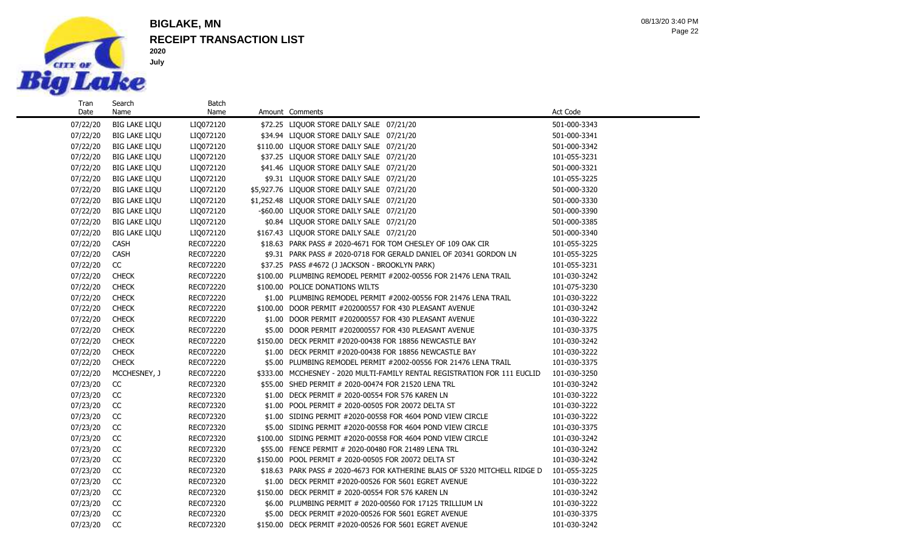# BIGLAKE, MN

## RECEIPT TRANSACTION LIST

**2020**

**July**

08/13/20 3:40 PM

| Tran Date | Search Name | Batch Name | Amount | Comments | Act Code |
|---|---|---|---|---|---|
| 07/22/20 | BIG LAKE LIQU | LIQ072120 | $72.25 | LIQUOR STORE DAILY SALE 07/21/20 | 501-000-3343 |
| 07/22/20 | BIG LAKE LIQU | LIQ072120 | $34.94 | LIQUOR STORE DAILY SALE 07/21/20 | 501-000-3341 |
| 07/22/20 | BIG LAKE LIQU | LIQ072120 | $110.00 | LIQUOR STORE DAILY SALE 07/21/20 | 501-000-3342 |
| 07/22/20 | BIG LAKE LIQU | LIQ072120 | $37.25 | LIQUOR STORE DAILY SALE 07/21/20 | 101-055-3231 |
| 07/22/20 | BIG LAKE LIQU | LIQ072120 | $41.46 | LIQUOR STORE DAILY SALE 07/21/20 | 501-000-3321 |
| 07/22/20 | BIG LAKE LIQU | LIQ072120 | $9.31 | LIQUOR STORE DAILY SALE 07/21/20 | 101-055-3225 |
| 07/22/20 | BIG LAKE LIQU | LIQ072120 | $5,927.76 | LIQUOR STORE DAILY SALE 07/21/20 | 501-000-3320 |
| 07/22/20 | BIG LAKE LIQU | LIQ072120 | $1,252.48 | LIQUOR STORE DAILY SALE 07/21/20 | 501-000-3330 |
| 07/22/20 | BIG LAKE LIQU | LIQ072120 | -$60.00 | LIQUOR STORE DAILY SALE 07/21/20 | 501-000-3390 |
| 07/22/20 | BIG LAKE LIQU | LIQ072120 | $0.84 | LIQUOR STORE DAILY SALE 07/21/20 | 501-000-3385 |
| 07/22/20 | BIG LAKE LIQU | LIQ072120 | $167.43 | LIQUOR STORE DAILY SALE 07/21/20 | 501-000-3340 |
| 07/22/20 | CASH | REC072220 | $18.63 | PARK PASS # 2020-4671 FOR TOM CHESLEY OF 109 OAK CIR | 101-055-3225 |
| 07/22/20 | CASH | REC072220 | $9.31 | PARK PASS # 2020-0718 FOR GERALD DANIEL OF 20341 GORDON LN | 101-055-3225 |
| 07/22/20 | CC | REC072220 | $37.25 | PASS #4672 (J JACKSON - BROOKLYN PARK) | 101-055-3231 |
| 07/22/20 | CHECK | REC072220 | $100.00 | PLUMBING REMODEL PERMIT #2002-00556 FOR 21476 LENA TRAIL | 101-030-3242 |
| 07/22/20 | CHECK | REC072220 | $100.00 | POLICE DONATIONS WILTS | 101-075-3230 |
| 07/22/20 | CHECK | REC072220 | $1.00 | PLUMBING REMODEL PERMIT #2002-00556 FOR 21476 LENA TRAIL | 101-030-3222 |
| 07/22/20 | CHECK | REC072220 | $100.00 | DOOR PERMIT #202000557 FOR 430 PLEASANT AVENUE | 101-030-3242 |
| 07/22/20 | CHECK | REC072220 | $1.00 | DOOR PERMIT #202000557 FOR 430 PLEASANT AVENUE | 101-030-3222 |
| 07/22/20 | CHECK | REC072220 | $5.00 | DOOR PERMIT #202000557 FOR 430 PLEASANT AVENUE | 101-030-3375 |
| 07/22/20 | CHECK | REC072220 | $150.00 | DECK PERMIT #2020-00438 FOR 18856 NEWCASTLE BAY | 101-030-3242 |
| 07/22/20 | CHECK | REC072220 | $1.00 | DECK PERMIT #2020-00438 FOR 18856 NEWCASTLE BAY | 101-030-3222 |
| 07/22/20 | CHECK | REC072220 | $5.00 | PLUMBING REMODEL PERMIT #2002-00556 FOR 21476 LENA TRAIL | 101-030-3375 |
| 07/22/20 | MCCHESNEY, J | REC072220 | $333.00 | MCCHESNEY - 2020 MULTI-FAMILY RENTAL REGISTRATION FOR 111 EUCLID | 101-030-3250 |
| 07/23/20 | CC | REC072320 | $55.00 | SHED PERMIT # 2020-00474 FOR 21520 LENA TRL | 101-030-3242 |
| 07/23/20 | CC | REC072320 | $1.00 | DECK PERMIT # 2020-00554 FOR 576 KAREN LN | 101-030-3222 |
| 07/23/20 | CC | REC072320 | $1.00 | POOL PERMIT # 2020-00505 FOR 20072 DELTA ST | 101-030-3222 |
| 07/23/20 | CC | REC072320 | $1.00 | SIDING PERMIT #2020-00558 FOR 4604 POND VIEW CIRCLE | 101-030-3222 |
| 07/23/20 | CC | REC072320 | $5.00 | SIDING PERMIT #2020-00558 FOR 4604 POND VIEW CIRCLE | 101-030-3375 |
| 07/23/20 | CC | REC072320 | $100.00 | SIDING PERMIT #2020-00558 FOR 4604 POND VIEW CIRCLE | 101-030-3242 |
| 07/23/20 | CC | REC072320 | $55.00 | FENCE PERMIT # 2020-00480 FOR 21489 LENA TRL | 101-030-3242 |
| 07/23/20 | CC | REC072320 | $150.00 | POOL PERMIT # 2020-00505 FOR 20072 DELTA ST | 101-030-3242 |
| 07/23/20 | CC | REC072320 | $18.63 | PARK PASS # 2020-4673 FOR KATHERINE BLAIS OF 5320 MITCHELL RIDGE D | 101-055-3225 |
| 07/23/20 | CC | REC072320 | $1.00 | DECK PERMIT #2020-00526 FOR 5601 EGRET AVENUE | 101-030-3222 |
| 07/23/20 | CC | REC072320 | $150.00 | DECK PERMIT # 2020-00554 FOR 576 KAREN LN | 101-030-3242 |
| 07/23/20 | CC | REC072320 | $6.00 | PLUMBING PERMIT # 2020-00560 FOR 17125 TRILLIUM LN | 101-030-3222 |
| 07/23/20 | CC | REC072320 | $5.00 | DECK PERMIT #2020-00526 FOR 5601 EGRET AVENUE | 101-030-3375 |
| 07/23/20 | CC | REC072320 | $150.00 | DECK PERMIT #2020-00526 FOR 5601 EGRET AVENUE | 101-030-3242 |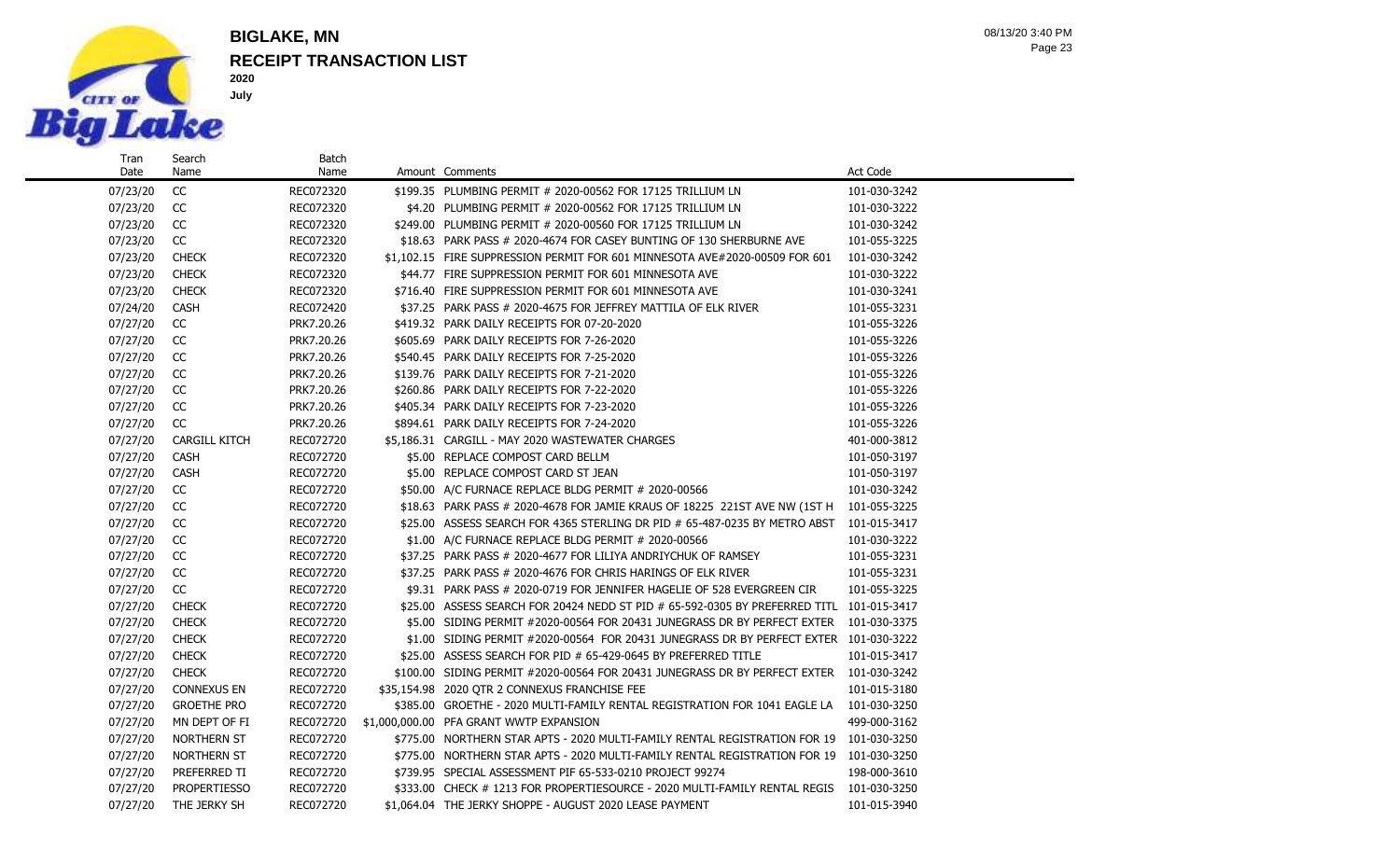# BIGLAKE, MN

## RECEIPT TRANSACTION LIST

**2020**

**July**

| Tran Date | Search Name | Batch Name | Amount | Comments | Act Code |
|---|---|---|---|---|---|
| 07/23/20 | CC | REC072320 | $199.35 | PLUMBING PERMIT # 2020-00562 FOR 17125 TRILLIUM LN | 101-030-3242 |
| 07/23/20 | CC | REC072320 | $4.20 | PLUMBING PERMIT # 2020-00562 FOR 17125 TRILLIUM LN | 101-030-3222 |
| 07/23/20 | CC | REC072320 | $249.00 | PLUMBING PERMIT # 2020-00560 FOR 17125 TRILLIUM LN | 101-030-3242 |
| 07/23/20 | CC | REC072320 | $18.63 | PARK PASS # 2020-4674 FOR CASEY BUNTING OF 130 SHERBURNE AVE | 101-055-3225 |
| 07/23/20 | CHECK | REC072320 | $1,102.15 | FIRE SUPPRESSION PERMIT FOR 601 MINNESOTA AVE#2020-00509 FOR 601 | 101-030-3242 |
| 07/23/20 | CHECK | REC072320 | $44.77 | FIRE SUPPRESSION PERMIT FOR 601 MINNESOTA AVE | 101-030-3222 |
| 07/23/20 | CHECK | REC072320 | $716.40 | FIRE SUPPRESSION PERMIT FOR 601 MINNESOTA AVE | 101-030-3241 |
| 07/24/20 | CASH | REC072420 | $37.25 | PARK PASS # 2020-4675 FOR JEFFREY MATTILA OF ELK RIVER | 101-055-3231 |
| 07/27/20 | CC | PRK7.20.26 | $419.32 | PARK DAILY RECEIPTS FOR 07-20-2020 | 101-055-3226 |
| 07/27/20 | CC | PRK7.20.26 | $605.69 | PARK DAILY RECEIPTS FOR 7-26-2020 | 101-055-3226 |
| 07/27/20 | CC | PRK7.20.26 | $540.45 | PARK DAILY RECEIPTS FOR 7-25-2020 | 101-055-3226 |
| 07/27/20 | CC | PRK7.20.26 | $139.76 | PARK DAILY RECEIPTS FOR 7-21-2020 | 101-055-3226 |
| 07/27/20 | CC | PRK7.20.26 | $260.86 | PARK DAILY RECEIPTS FOR 7-22-2020 | 101-055-3226 |
| 07/27/20 | CC | PRK7.20.26 | $405.34 | PARK DAILY RECEIPTS FOR 7-23-2020 | 101-055-3226 |
| 07/27/20 | CC | PRK7.20.26 | $894.61 | PARK DAILY RECEIPTS FOR 7-24-2020 | 101-055-3226 |
| 07/27/20 | CARGILL KITCH | REC072720 | $5,186.31 | CARGILL - MAY 2020 WASTEWATER CHARGES | 401-000-3812 |
| 07/27/20 | CASH | REC072720 | $5.00 | REPLACE COMPOST CARD BELLM | 101-050-3197 |
| 07/27/20 | CASH | REC072720 | $5.00 | REPLACE COMPOST CARD ST JEAN | 101-050-3197 |
| 07/27/20 | CC | REC072720 | $50.00 | A/C FURNACE REPLACE BLDG PERMIT # 2020-00566 | 101-030-3242 |
| 07/27/20 | CC | REC072720 | $18.63 | PARK PASS # 2020-4678 FOR JAMIE KRAUS OF 18225 221ST AVE NW (1ST H | 101-055-3225 |
| 07/27/20 | CC | REC072720 | $25.00 | ASSESS SEARCH FOR 4365 STERLING DR PID # 65-487-0235 BY METRO ABST | 101-015-3417 |
| 07/27/20 | CC | REC072720 | $1.00 | A/C FURNACE REPLACE BLDG PERMIT # 2020-00566 | 101-030-3222 |
| 07/27/20 | CC | REC072720 | $37.25 | PARK PASS # 2020-4677 FOR LILIYA ANDRIYCHUK OF RAMSEY | 101-055-3231 |
| 07/27/20 | CC | REC072720 | $37.25 | PARK PASS # 2020-4676 FOR CHRIS HARINGS OF ELK RIVER | 101-055-3231 |
| 07/27/20 | CC | REC072720 | $9.31 | PARK PASS # 2020-0719 FOR JENNIFER HAGELIE OF 528 EVERGREEN CIR | 101-055-3225 |
| 07/27/20 | CHECK | REC072720 | $25.00 | ASSESS SEARCH FOR 20424 NEDD ST PID # 65-592-0305 BY PREFERRED TITL | 101-015-3417 |
| 07/27/20 | CHECK | REC072720 | $5.00 | SIDING PERMIT #2020-00564 FOR 20431 JUNEGRASS DR BY PERFECT EXTER | 101-030-3375 |
| 07/27/20 | CHECK | REC072720 | $1.00 | SIDING PERMIT #2020-00564 FOR 20431 JUNEGRASS DR BY PERFECT EXTER | 101-030-3222 |
| 07/27/20 | CHECK | REC072720 | $25.00 | ASSESS SEARCH FOR PID # 65-429-0645 BY PREFERRED TITLE | 101-015-3417 |
| 07/27/20 | CHECK | REC072720 | $100.00 | SIDING PERMIT #2020-00564 FOR 20431 JUNEGRASS DR BY PERFECT EXTER | 101-030-3242 |
| 07/27/20 | CONNEXUS EN | REC072720 | $35,154.98 | 2020 QTR 2 CONNEXUS FRANCHISE FEE | 101-015-3180 |
| 07/27/20 | GROETHE PRO | REC072720 | $385.00 | GROETHE - 2020 MULTI-FAMILY RENTAL REGISTRATION FOR 1041 EAGLE LA | 101-030-3250 |
| 07/27/20 | MN DEPT OF FI | REC072720 | $1,000,000.00 | PFA GRANT WWTP EXPANSION | 499-000-3162 |
| 07/27/20 | NORTHERN ST | REC072720 | $775.00 | NORTHERN STAR APTS - 2020 MULTI-FAMILY RENTAL REGISTRATION FOR 19 | 101-030-3250 |
| 07/27/20 | NORTHERN ST | REC072720 | $775.00 | NORTHERN STAR APTS - 2020 MULTI-FAMILY RENTAL REGISTRATION FOR 19 | 101-030-3250 |
| 07/27/20 | PREFERRED TI | REC072720 | $739.95 | SPECIAL ASSESSMENT PIF 65-533-0210 PROJECT 99274 | 198-000-3610 |
| 07/27/20 | PROPERTIESSO | REC072720 | $333.00 | CHECK # 1213 FOR PROPERTIESOURCE - 2020 MULTI-FAMILY RENTAL REGIS | 101-030-3250 |
| 07/27/20 | THE JERKY SH | REC072720 | $1,064.04 | THE JERKY SHOPPE - AUGUST 2020 LEASE PAYMENT | 101-015-3940 |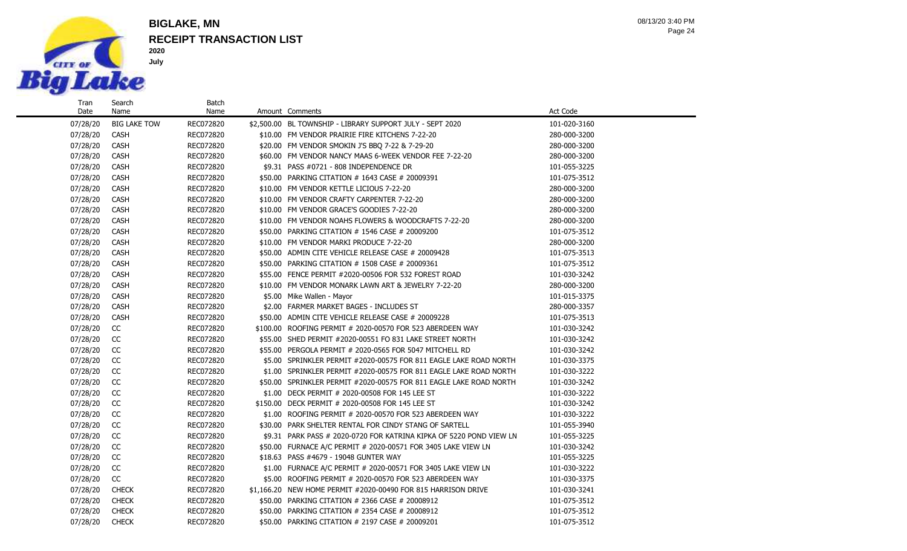# BIGLAKE, MN

## RECEIPT TRANSACTION LIST

**2020**

**July**

| Tran Date | Search Name | Batch Name | Amount | Comments | Act Code |
|---|---|---|---|---|---|
| 07/28/20 | BIG LAKE TOW | REC072820 | $2,500.00 | BL TOWNSHIP - LIBRARY SUPPORT JULY - SEPT 2020 | 101-020-3160 |
| 07/28/20 | CASH | REC072820 | $10.00 | FM VENDOR PRAIRIE FIRE KITCHENS 7-22-20 | 280-000-3200 |
| 07/28/20 | CASH | REC072820 | $20.00 | FM VENDOR SMOKIN J'S BBQ 7-22 & 7-29-20 | 280-000-3200 |
| 07/28/20 | CASH | REC072820 | $60.00 | FM VENDOR NANCY MAAS 6-WEEK VENDOR FEE 7-22-20 | 280-000-3200 |
| 07/28/20 | CASH | REC072820 | $9.31 | PASS #0721 - 808 INDEPENDENCE DR | 101-055-3225 |
| 07/28/20 | CASH | REC072820 | $50.00 | PARKING CITATION # 1643 CASE # 20009391 | 101-075-3512 |
| 07/28/20 | CASH | REC072820 | $10.00 | FM VENDOR KETTLE LICIOUS 7-22-20 | 280-000-3200 |
| 07/28/20 | CASH | REC072820 | $10.00 | FM VENDOR CRAFTY CARPENTER 7-22-20 | 280-000-3200 |
| 07/28/20 | CASH | REC072820 | $10.00 | FM VENDOR GRACE'S GOODIES 7-22-20 | 280-000-3200 |
| 07/28/20 | CASH | REC072820 | $10.00 | FM VENDOR NOAHS FLOWERS & WOODCRAFTS 7-22-20 | 280-000-3200 |
| 07/28/20 | CASH | REC072820 | $50.00 | PARKING CITATION # 1546 CASE # 20009200 | 101-075-3512 |
| 07/28/20 | CASH | REC072820 | $10.00 | FM VENDOR MARKI PRODUCE 7-22-20 | 280-000-3200 |
| 07/28/20 | CASH | REC072820 | $50.00 | ADMIN CITE VEHICLE RELEASE CASE # 20009428 | 101-075-3513 |
| 07/28/20 | CASH | REC072820 | $50.00 | PARKING CITATION # 1508 CASE # 20009361 | 101-075-3512 |
| 07/28/20 | CASH | REC072820 | $55.00 | FENCE PERMIT #2020-00506 FOR 532 FOREST ROAD | 101-030-3242 |
| 07/28/20 | CASH | REC072820 | $10.00 | FM VENDOR MONARK LAWN ART & JEWELRY 7-22-20 | 280-000-3200 |
| 07/28/20 | CASH | REC072820 | $5.00 | Mike Wallen - Mayor | 101-015-3375 |
| 07/28/20 | CASH | REC072820 | $2.00 | FARMER MARKET BAGES - INCLUDES ST | 280-000-3357 |
| 07/28/20 | CASH | REC072820 | $50.00 | ADMIN CITE VEHICLE RELEASE CASE # 20009228 | 101-075-3513 |
| 07/28/20 | CC | REC072820 | $100.00 | ROOFING PERMIT # 2020-00570 FOR 523 ABERDEEN WAY | 101-030-3242 |
| 07/28/20 | CC | REC072820 | $55.00 | SHED PERMIT #2020-00551 FO 831 LAKE STREET NORTH | 101-030-3242 |
| 07/28/20 | CC | REC072820 | $55.00 | PERGOLA PERMIT # 2020-0565 FOR 5047 MITCHELL RD | 101-030-3242 |
| 07/28/20 | CC | REC072820 | $5.00 | SPRINKLER PERMIT #2020-00575 FOR 811 EAGLE LAKE ROAD NORTH | 101-030-3375 |
| 07/28/20 | CC | REC072820 | $1.00 | SPRINKLER PERMIT #2020-00575 FOR 811 EAGLE LAKE ROAD NORTH | 101-030-3222 |
| 07/28/20 | CC | REC072820 | $50.00 | SPRINKLER PERMIT #2020-00575 FOR 811 EAGLE LAKE ROAD NORTH | 101-030-3242 |
| 07/28/20 | CC | REC072820 | $1.00 | DECK PERMIT # 2020-00508 FOR 145 LEE ST | 101-030-3222 |
| 07/28/20 | CC | REC072820 | $150.00 | DECK PERMIT # 2020-00508 FOR 145 LEE ST | 101-030-3242 |
| 07/28/20 | CC | REC072820 | $1.00 | ROOFING PERMIT # 2020-00570 FOR 523 ABERDEEN WAY | 101-030-3222 |
| 07/28/20 | CC | REC072820 | $30.00 | PARK SHELTER RENTAL FOR CINDY STANG OF SARTELL | 101-055-3940 |
| 07/28/20 | CC | REC072820 | $9.31 | PARK PASS # 2020-0720 FOR KATRINA KIPKA OF 5220 POND VIEW LN | 101-055-3225 |
| 07/28/20 | CC | REC072820 | $50.00 | FURNACE A/C PERMIT # 2020-00571 FOR 3405 LAKE VIEW LN | 101-030-3242 |
| 07/28/20 | CC | REC072820 | $18.63 | PASS #4679 - 19048 GUNTER WAY | 101-055-3225 |
| 07/28/20 | CC | REC072820 | $1.00 | FURNACE A/C PERMIT # 2020-00571 FOR 3405 LAKE VIEW LN | 101-030-3222 |
| 07/28/20 | CC | REC072820 | $5.00 | ROOFING PERMIT # 2020-00570 FOR 523 ABERDEEN WAY | 101-030-3375 |
| 07/28/20 | CHECK | REC072820 | $1,166.20 | NEW HOME PERMIT #2020-00490 FOR 815 HARRISON DRIVE | 101-030-3241 |
| 07/28/20 | CHECK | REC072820 | $50.00 | PARKING CITATION # 2366 CASE # 20008912 | 101-075-3512 |
| 07/28/20 | CHECK | REC072820 | $50.00 | PARKING CITATION # 2354 CASE # 20008912 | 101-075-3512 |
| 07/28/20 | CHECK | REC072820 | $50.00 | PARKING CITATION # 2197 CASE # 20009201 | 101-075-3512 |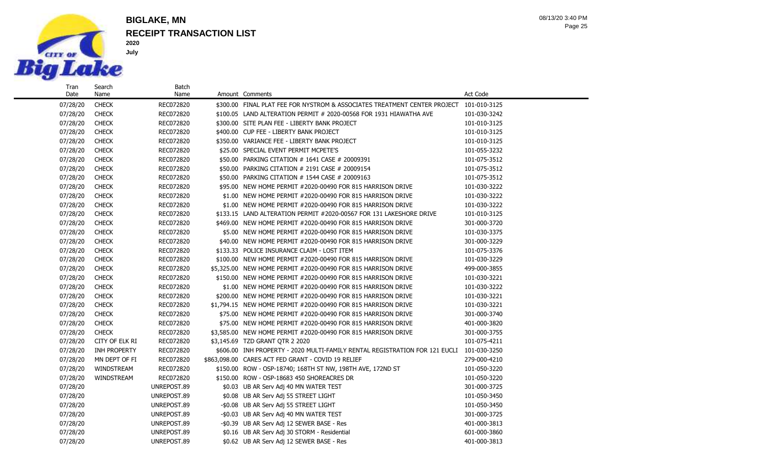# BIGLAKE, MN

## RECEIPT TRANSACTION LIST

**2020**

**July**

| Tran Date | Search Name | Batch Name | Amount | Comments | Act Code |
|---|---|---|---|---|---|
| 07/28/20 | CHECK | REC072820 | $300.00 | FINAL PLAT FEE FOR NYSTROM & ASSOCIATES TREATMENT CENTER PROJECT | 101-010-3125 |
| 07/28/20 | CHECK | REC072820 | $100.05 | LAND ALTERATION PERMIT # 2020-00568 FOR 1931 HIAWATHA AVE | 101-030-3242 |
| 07/28/20 | CHECK | REC072820 | $300.00 | SITE PLAN FEE - LIBERTY BANK PROJECT | 101-010-3125 |
| 07/28/20 | CHECK | REC072820 | $400.00 | CUP FEE - LIBERTY BANK PROJECT | 101-010-3125 |
| 07/28/20 | CHECK | REC072820 | $350.00 | VARIANCE FEE - LIBERTY BANK PROJECT | 101-010-3125 |
| 07/28/20 | CHECK | REC072820 | $25.00 | SPECIAL EVENT PERMIT MCPETE'S | 101-055-3232 |
| 07/28/20 | CHECK | REC072820 | $50.00 | PARKING CITATION # 1641 CASE # 20009391 | 101-075-3512 |
| 07/28/20 | CHECK | REC072820 | $50.00 | PARKING CITATION # 2191 CASE # 20009154 | 101-075-3512 |
| 07/28/20 | CHECK | REC072820 | $50.00 | PARKING CITATION # 1544 CASE # 20009163 | 101-075-3512 |
| 07/28/20 | CHECK | REC072820 | $95.00 | NEW HOME PERMIT #2020-00490 FOR 815 HARRISON DRIVE | 101-030-3222 |
| 07/28/20 | CHECK | REC072820 | $1.00 | NEW HOME PERMIT #2020-00490 FOR 815 HARRISON DRIVE | 101-030-3222 |
| 07/28/20 | CHECK | REC072820 | $1.00 | NEW HOME PERMIT #2020-00490 FOR 815 HARRISON DRIVE | 101-030-3222 |
| 07/28/20 | CHECK | REC072820 | $133.15 | LAND ALTERATION PERMIT #2020-00567 FOR 131 LAKESHORE DRIVE | 101-010-3125 |
| 07/28/20 | CHECK | REC072820 | $469.00 | NEW HOME PERMIT #2020-00490 FOR 815 HARRISON DRIVE | 301-000-3720 |
| 07/28/20 | CHECK | REC072820 | $5.00 | NEW HOME PERMIT #2020-00490 FOR 815 HARRISON DRIVE | 101-030-3375 |
| 07/28/20 | CHECK | REC072820 | $40.00 | NEW HOME PERMIT #2020-00490 FOR 815 HARRISON DRIVE | 301-000-3229 |
| 07/28/20 | CHECK | REC072820 | $133.33 | POLICE INSURANCE CLAIM - LOST ITEM | 101-075-3376 |
| 07/28/20 | CHECK | REC072820 | $100.00 | NEW HOME PERMIT #2020-00490 FOR 815 HARRISON DRIVE | 101-030-3229 |
| 07/28/20 | CHECK | REC072820 | $5,325.00 | NEW HOME PERMIT #2020-00490 FOR 815 HARRISON DRIVE | 499-000-3855 |
| 07/28/20 | CHECK | REC072820 | $150.00 | NEW HOME PERMIT #2020-00490 FOR 815 HARRISON DRIVE | 101-030-3221 |
| 07/28/20 | CHECK | REC072820 | $1.00 | NEW HOME PERMIT #2020-00490 FOR 815 HARRISON DRIVE | 101-030-3222 |
| 07/28/20 | CHECK | REC072820 | $200.00 | NEW HOME PERMIT #2020-00490 FOR 815 HARRISON DRIVE | 101-030-3221 |
| 07/28/20 | CHECK | REC072820 | $1,794.15 | NEW HOME PERMIT #2020-00490 FOR 815 HARRISON DRIVE | 101-030-3221 |
| 07/28/20 | CHECK | REC072820 | $75.00 | NEW HOME PERMIT #2020-00490 FOR 815 HARRISON DRIVE | 301-000-3740 |
| 07/28/20 | CHECK | REC072820 | $75.00 | NEW HOME PERMIT #2020-00490 FOR 815 HARRISON DRIVE | 401-000-3820 |
| 07/28/20 | CHECK | REC072820 | $3,585.00 | NEW HOME PERMIT #2020-00490 FOR 815 HARRISON DRIVE | 301-000-3755 |
| 07/28/20 | CITY OF ELK RI | REC072820 | $3,145.69 | TZD GRANT QTR 2 2020 | 101-075-4211 |
| 07/28/20 | INH PROPERTY | REC072820 | $606.00 | INH PROPERTY - 2020 MULTI-FAMILY RENTAL REGISTRATION FOR 121 EUCLI | 101-030-3250 |
| 07/28/20 | MN DEPT OF FI | REC072820 | $863,098.00 | CARES ACT FED GRANT - COVID 19 RELIEF | 279-000-4210 |
| 07/28/20 | WINDSTREAM | REC072820 | $150.00 | ROW - OSP-18740; 168TH ST NW, 198TH AVE, 172ND ST | 101-050-3220 |
| 07/28/20 | WINDSTREAM | REC072820 | $150.00 | ROW - OSP-18683 450 SHOREACRES DR | 101-050-3220 |
| 07/28/20 | | UNREPOST.89 | $0.03 | UB AR Serv Adj 40 MN WATER TEST | 301-000-3725 |
| 07/28/20 | | UNREPOST.89 | $0.08 | UB AR Serv Adj 55 STREET LIGHT | 101-050-3450 |
| 07/28/20 | | UNREPOST.89 | -$0.08 | UB AR Serv Adj 55 STREET LIGHT | 101-050-3450 |
| 07/28/20 | | UNREPOST.89 | -$0.03 | UB AR Serv Adj 40 MN WATER TEST | 301-000-3725 |
| 07/28/20 | | UNREPOST.89 | -$0.39 | UB AR Serv Adj 12 SEWER BASE - Res | 401-000-3813 |
| 07/28/20 | | UNREPOST.89 | $0.16 | UB AR Serv Adj 30 STORM - Residential | 601-000-3860 |
| 07/28/20 | | UNREPOST.89 | $0.62 | UB AR Serv Adj 12 SEWER BASE - Res | 401-000-3813 |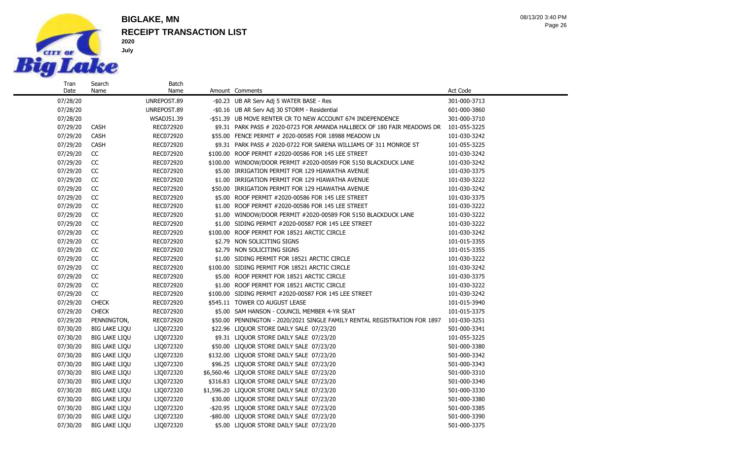# BIGLAKE, MN

## RECEIPT TRANSACTION LIST

**2020**

**July**

| Tran Date | Search Name | Batch Name | Amount | Comments | Act Code |
|---|---|---|---|---|---|
| 07/28/20 | | UNREPOST.89 | -$0.23 | UB AR Serv Adj 5 WATER BASE - Res | 301-000-3713 |
| 07/28/20 | | UNREPOST.89 | -$0.16 | UB AR Serv Adj 30 STORM - Residential | 601-000-3860 |
| 07/28/20 | | WSADJ51.39 | -$51.39 | UB MOVE RENTER CR TO NEW ACCOUNT 674 INDEPENDENCE | 301-000-3710 |
| 07/29/20 | CASH | REC072920 | $9.31 | PARK PASS # 2020-0723 FOR AMANDA HALLBECK OF 180 FAIR MEADOWS DR | 101-055-3225 |
| 07/29/20 | CASH | REC072920 | $55.00 | FENCE PERMIT # 2020-00585 FOR 18988 MEADOW LN | 101-030-3242 |
| 07/29/20 | CASH | REC072920 | $9.31 | PARK PASS # 2020-0722 FOR SARENA WILLIAMS OF 311 MONROE ST | 101-055-3225 |
| 07/29/20 | CC | REC072920 | $100.00 | ROOF PERMIT #2020-00586 FOR 145 LEE STREET | 101-030-3242 |
| 07/29/20 | CC | REC072920 | $100.00 | WINDOW/DOOR PERMIT #2020-00589 FOR 5150 BLACKDUCK LANE | 101-030-3242 |
| 07/29/20 | CC | REC072920 | $5.00 | IRRIGATION PERMIT FOR 129 HIAWATHA AVENUE | 101-030-3375 |
| 07/29/20 | CC | REC072920 | $1.00 | IRRIGATION PERMIT FOR 129 HIAWATHA AVENUE | 101-030-3222 |
| 07/29/20 | CC | REC072920 | $50.00 | IRRIGATION PERMIT FOR 129 HIAWATHA AVENUE | 101-030-3242 |
| 07/29/20 | CC | REC072920 | $5.00 | ROOF PERMIT #2020-00586 FOR 145 LEE STREET | 101-030-3375 |
| 07/29/20 | CC | REC072920 | $1.00 | ROOF PERMIT #2020-00586 FOR 145 LEE STREET | 101-030-3222 |
| 07/29/20 | CC | REC072920 | $1.00 | WINDOW/DOOR PERMIT #2020-00589 FOR 5150 BLACKDUCK LANE | 101-030-3222 |
| 07/29/20 | CC | REC072920 | $1.00 | SIDING PERMIT #2020-00587 FOR 145 LEE STREET | 101-030-3222 |
| 07/29/20 | CC | REC072920 | $100.00 | ROOF PERMIT FOR 18521 ARCTIC CIRCLE | 101-030-3242 |
| 07/29/20 | CC | REC072920 | $2.79 | NON SOLICITING SIGNS | 101-015-3355 |
| 07/29/20 | CC | REC072920 | $2.79 | NON SOLICITING SIGNS | 101-015-3355 |
| 07/29/20 | CC | REC072920 | $1.00 | SIDING PERMIT FOR 18521 ARCTIC CIRCLE | 101-030-3222 |
| 07/29/20 | CC | REC072920 | $100.00 | SIDING PERMIT FOR 18521 ARCTIC CIRCLE | 101-030-3242 |
| 07/29/20 | CC | REC072920 | $5.00 | ROOF PERMIT FOR 18521 ARCTIC CIRCLE | 101-030-3375 |
| 07/29/20 | CC | REC072920 | $1.00 | ROOF PERMIT FOR 18521 ARCTIC CIRCLE | 101-030-3222 |
| 07/29/20 | CC | REC072920 | $100.00 | SIDING PERMIT #2020-00587 FOR 145 LEE STREET | 101-030-3242 |
| 07/29/20 | CHECK | REC072920 | $545.11 | TOWER CO AUGUST LEASE | 101-015-3940 |
| 07/29/20 | CHECK | REC072920 | $5.00 | SAM HANSON - COUNCIL MEMBER 4-YR SEAT | 101-015-3375 |
| 07/29/20 | PENNINGTON, | REC072920 | $50.00 | PENNINGTON - 2020/2021 SINGLE FAMILY RENTAL REGISTRATION FOR 1897 | 101-030-3251 |
| 07/30/20 | BIG LAKE LIQU | LIQ072320 | $22.96 | LIQUOR STORE DAILY SALE 07/23/20 | 501-000-3341 |
| 07/30/20 | BIG LAKE LIQU | LIQ072320 | $9.31 | LIQUOR STORE DAILY SALE 07/23/20 | 101-055-3225 |
| 07/30/20 | BIG LAKE LIQU | LIQ072320 | $50.00 | LIQUOR STORE DAILY SALE 07/23/20 | 501-000-3380 |
| 07/30/20 | BIG LAKE LIQU | LIQ072320 | $132.00 | LIQUOR STORE DAILY SALE 07/23/20 | 501-000-3342 |
| 07/30/20 | BIG LAKE LIQU | LIQ072320 | $96.25 | LIQUOR STORE DAILY SALE 07/23/20 | 501-000-3343 |
| 07/30/20 | BIG LAKE LIQU | LIQ072320 | $6,560.46 | LIQUOR STORE DAILY SALE 07/23/20 | 501-000-3310 |
| 07/30/20 | BIG LAKE LIQU | LIQ072320 | $316.83 | LIQUOR STORE DAILY SALE 07/23/20 | 501-000-3340 |
| 07/30/20 | BIG LAKE LIQU | LIQ072320 | $1,596.20 | LIQUOR STORE DAILY SALE 07/23/20 | 501-000-3330 |
| 07/30/20 | BIG LAKE LIQU | LIQ072320 | $30.00 | LIQUOR STORE DAILY SALE 07/23/20 | 501-000-3380 |
| 07/30/20 | BIG LAKE LIQU | LIQ072320 | -$20.95 | LIQUOR STORE DAILY SALE 07/23/20 | 501-000-3385 |
| 07/30/20 | BIG LAKE LIQU | LIQ072320 | -$80.00 | LIQUOR STORE DAILY SALE 07/23/20 | 501-000-3390 |
| 07/30/20 | BIG LAKE LIQU | LIQ072320 | $5.00 | LIQUOR STORE DAILY SALE 07/23/20 | 501-000-3375 |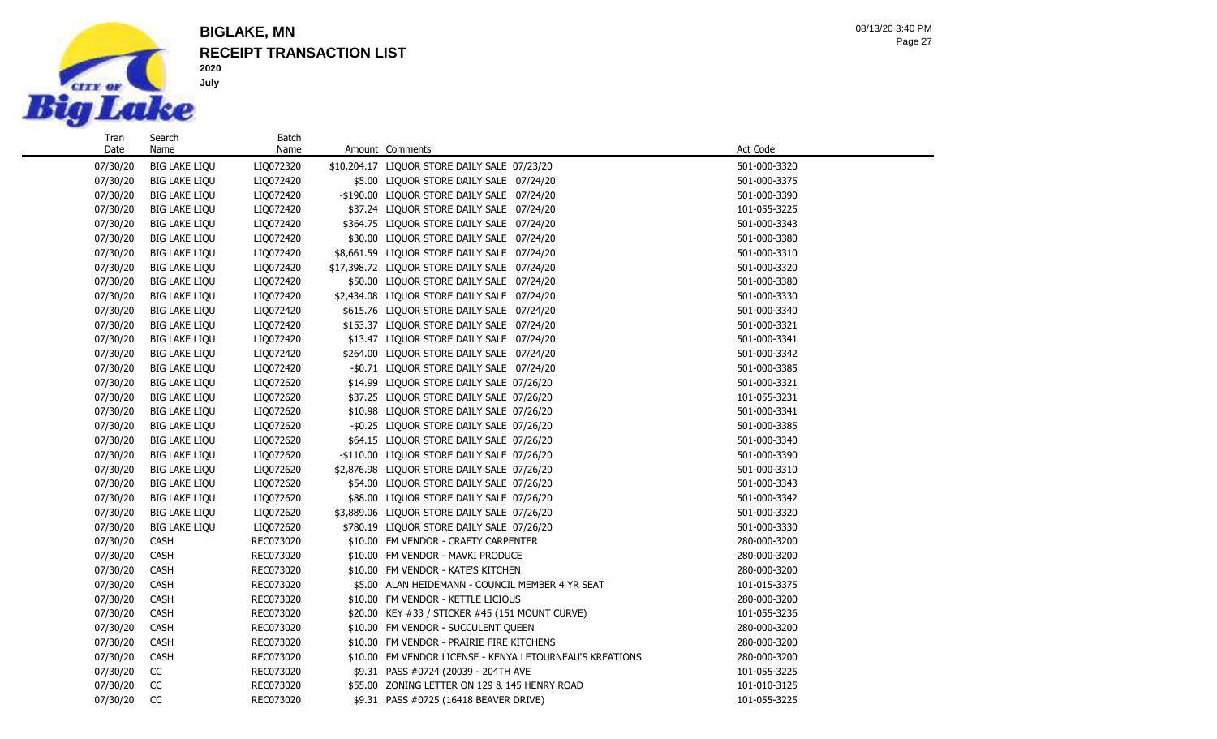# BIGLAKE, MN

## RECEIPT TRANSACTION LIST

**2020**

**July**

| Tran Date | Search Name | Batch Name | Amount | Comments | Act Code |
|---|---|---|---|---|---|
| 07/30/20 | BIG LAKE LIQU | LIQ072320 | $10,204.17 | LIQUOR STORE DAILY SALE 07/23/20 | 501-000-3320 |
| 07/30/20 | BIG LAKE LIQU | LIQ072420 | $5.00 | LIQUOR STORE DAILY SALE 07/24/20 | 501-000-3375 |
| 07/30/20 | BIG LAKE LIQU | LIQ072420 | -$190.00 | LIQUOR STORE DAILY SALE 07/24/20 | 501-000-3390 |
| 07/30/20 | BIG LAKE LIQU | LIQ072420 | $37.24 | LIQUOR STORE DAILY SALE 07/24/20 | 101-055-3225 |
| 07/30/20 | BIG LAKE LIQU | LIQ072420 | $364.75 | LIQUOR STORE DAILY SALE 07/24/20 | 501-000-3343 |
| 07/30/20 | BIG LAKE LIQU | LIQ072420 | $30.00 | LIQUOR STORE DAILY SALE 07/24/20 | 501-000-3380 |
| 07/30/20 | BIG LAKE LIQU | LIQ072420 | $8,661.59 | LIQUOR STORE DAILY SALE 07/24/20 | 501-000-3310 |
| 07/30/20 | BIG LAKE LIQU | LIQ072420 | $17,398.72 | LIQUOR STORE DAILY SALE 07/24/20 | 501-000-3320 |
| 07/30/20 | BIG LAKE LIQU | LIQ072420 | $50.00 | LIQUOR STORE DAILY SALE 07/24/20 | 501-000-3380 |
| 07/30/20 | BIG LAKE LIQU | LIQ072420 | $2,434.08 | LIQUOR STORE DAILY SALE 07/24/20 | 501-000-3330 |
| 07/30/20 | BIG LAKE LIQU | LIQ072420 | $615.76 | LIQUOR STORE DAILY SALE 07/24/20 | 501-000-3340 |
| 07/30/20 | BIG LAKE LIQU | LIQ072420 | $153.37 | LIQUOR STORE DAILY SALE 07/24/20 | 501-000-3321 |
| 07/30/20 | BIG LAKE LIQU | LIQ072420 | $13.47 | LIQUOR STORE DAILY SALE 07/24/20 | 501-000-3341 |
| 07/30/20 | BIG LAKE LIQU | LIQ072420 | $264.00 | LIQUOR STORE DAILY SALE 07/24/20 | 501-000-3342 |
| 07/30/20 | BIG LAKE LIQU | LIQ072420 | -$0.71 | LIQUOR STORE DAILY SALE 07/24/20 | 501-000-3385 |
| 07/30/20 | BIG LAKE LIQU | LIQ072620 | $14.99 | LIQUOR STORE DAILY SALE 07/26/20 | 501-000-3321 |
| 07/30/20 | BIG LAKE LIQU | LIQ072620 | $37.25 | LIQUOR STORE DAILY SALE 07/26/20 | 101-055-3231 |
| 07/30/20 | BIG LAKE LIQU | LIQ072620 | $10.98 | LIQUOR STORE DAILY SALE 07/26/20 | 501-000-3341 |
| 07/30/20 | BIG LAKE LIQU | LIQ072620 | -$0.25 | LIQUOR STORE DAILY SALE 07/26/20 | 501-000-3385 |
| 07/30/20 | BIG LAKE LIQU | LIQ072620 | $64.15 | LIQUOR STORE DAILY SALE 07/26/20 | 501-000-3340 |
| 07/30/20 | BIG LAKE LIQU | LIQ072620 | -$110.00 | LIQUOR STORE DAILY SALE 07/26/20 | 501-000-3390 |
| 07/30/20 | BIG LAKE LIQU | LIQ072620 | $2,876.98 | LIQUOR STORE DAILY SALE 07/26/20 | 501-000-3310 |
| 07/30/20 | BIG LAKE LIQU | LIQ072620 | $54.00 | LIQUOR STORE DAILY SALE 07/26/20 | 501-000-3343 |
| 07/30/20 | BIG LAKE LIQU | LIQ072620 | $88.00 | LIQUOR STORE DAILY SALE 07/26/20 | 501-000-3342 |
| 07/30/20 | BIG LAKE LIQU | LIQ072620 | $3,889.06 | LIQUOR STORE DAILY SALE 07/26/20 | 501-000-3320 |
| 07/30/20 | BIG LAKE LIQU | LIQ072620 | $780.19 | LIQUOR STORE DAILY SALE 07/26/20 | 501-000-3330 |
| 07/30/20 | CASH | REC073020 | $10.00 | FM VENDOR - CRAFTY CARPENTER | 280-000-3200 |
| 07/30/20 | CASH | REC073020 | $10.00 | FM VENDOR - MAVKI PRODUCE | 280-000-3200 |
| 07/30/20 | CASH | REC073020 | $10.00 | FM VENDOR - KATE'S KITCHEN | 280-000-3200 |
| 07/30/20 | CASH | REC073020 | $5.00 | ALAN HEIDEMANN - COUNCIL MEMBER 4 YR SEAT | 101-015-3375 |
| 07/30/20 | CASH | REC073020 | $10.00 | FM VENDOR - KETTLE LICIOUS | 280-000-3200 |
| 07/30/20 | CASH | REC073020 | $20.00 | KEY #33 / STICKER #45 (151 MOUNT CURVE) | 101-055-3236 |
| 07/30/20 | CASH | REC073020 | $10.00 | FM VENDOR - SUCCULENT QUEEN | 280-000-3200 |
| 07/30/20 | CASH | REC073020 | $10.00 | FM VENDOR - PRAIRIE FIRE KITCHENS | 280-000-3200 |
| 07/30/20 | CASH | REC073020 | $10.00 | FM VENDOR LICENSE - KENYA LETOURNEAU'S KREATIONS | 280-000-3200 |
| 07/30/20 | CC | REC073020 | $9.31 | PASS #0724 (20039 - 204TH AVE | 101-055-3225 |
| 07/30/20 | CC | REC073020 | $55.00 | ZONING LETTER ON 129 & 145 HENRY ROAD | 101-010-3125 |
| 07/30/20 | CC | REC073020 | $9.31 | PASS #0725 (16418 BEAVER DRIVE) | 101-055-3225 |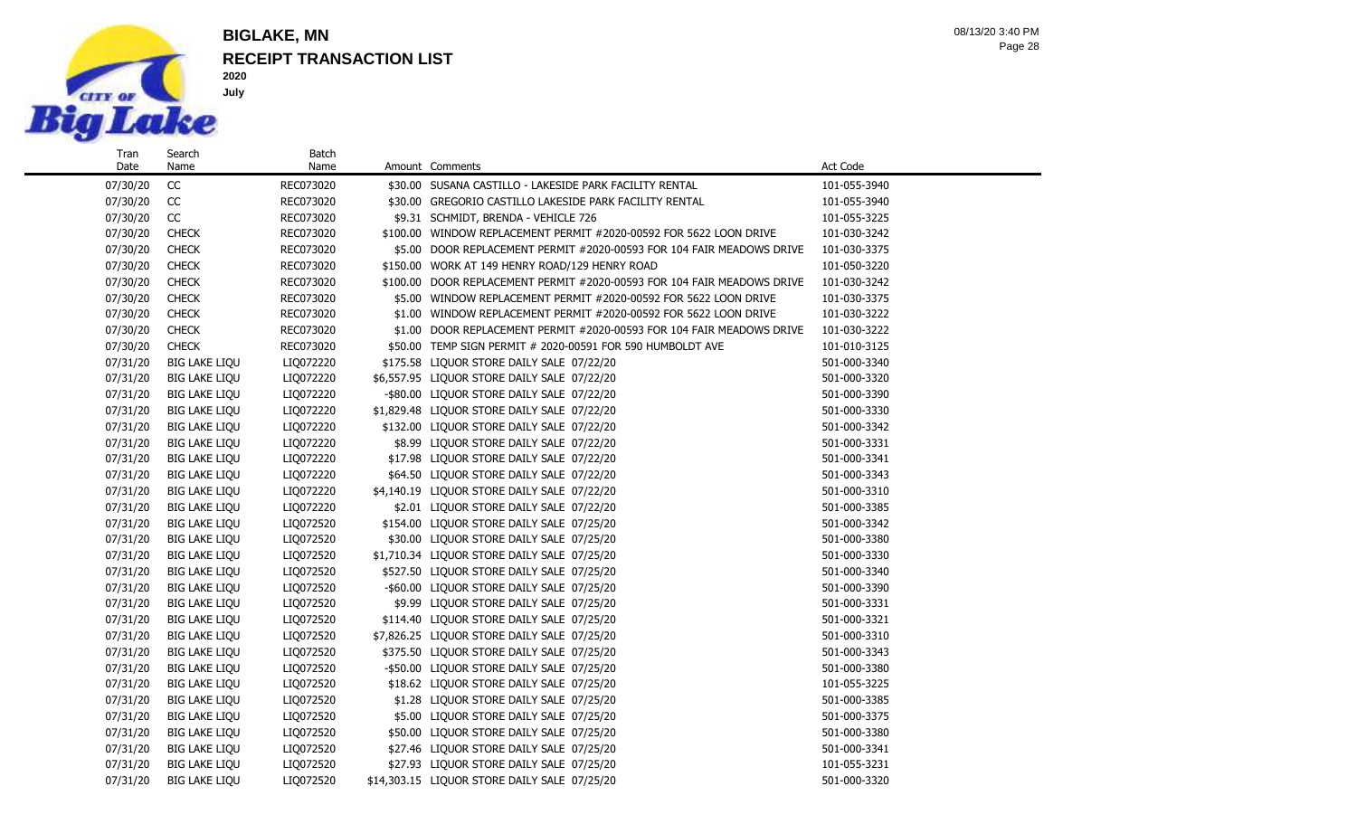# BIGLAKE, MN

## RECEIPT TRANSACTION LIST

**2020**

**July**

| Tran Date | Search Name | Batch Name | Amount | Comments | Act Code |
|---|---|---|---|---|---|
| 07/30/20 | CC | REC073020 | $30.00 | SUSANA CASTILLO - LAKESIDE PARK FACILITY RENTAL | 101-055-3940 |
| 07/30/20 | CC | REC073020 | $30.00 | GREGORIO CASTILLO LAKESIDE PARK FACILITY RENTAL | 101-055-3940 |
| 07/30/20 | CC | REC073020 | $9.31 | SCHMIDT, BRENDA - VEHICLE 726 | 101-055-3225 |
| 07/30/20 | CHECK | REC073020 | $100.00 | WINDOW REPLACEMENT PERMIT #2020-00592 FOR 5622 LOON DRIVE | 101-030-3242 |
| 07/30/20 | CHECK | REC073020 | $5.00 | DOOR REPLACEMENT PERMIT #2020-00593 FOR 104 FAIR MEADOWS DRIVE | 101-030-3375 |
| 07/30/20 | CHECK | REC073020 | $150.00 | WORK AT 149 HENRY ROAD/129 HENRY ROAD | 101-050-3220 |
| 07/30/20 | CHECK | REC073020 | $100.00 | DOOR REPLACEMENT PERMIT #2020-00593 FOR 104 FAIR MEADOWS DRIVE | 101-030-3242 |
| 07/30/20 | CHECK | REC073020 | $5.00 | WINDOW REPLACEMENT PERMIT #2020-00592 FOR 5622 LOON DRIVE | 101-030-3375 |
| 07/30/20 | CHECK | REC073020 | $1.00 | WINDOW REPLACEMENT PERMIT #2020-00592 FOR 5622 LOON DRIVE | 101-030-3222 |
| 07/30/20 | CHECK | REC073020 | $1.00 | DOOR REPLACEMENT PERMIT #2020-00593 FOR 104 FAIR MEADOWS DRIVE | 101-030-3222 |
| 07/30/20 | CHECK | REC073020 | $50.00 | TEMP SIGN PERMIT # 2020-00591 FOR 590 HUMBOLDT AVE | 101-010-3125 |
| 07/31/20 | BIG LAKE LIQU | LIQ072220 | $175.58 | LIQUOR STORE DAILY SALE 07/22/20 | 501-000-3340 |
| 07/31/20 | BIG LAKE LIQU | LIQ072220 | $6,557.95 | LIQUOR STORE DAILY SALE 07/22/20 | 501-000-3320 |
| 07/31/20 | BIG LAKE LIQU | LIQ072220 | -$80.00 | LIQUOR STORE DAILY SALE 07/22/20 | 501-000-3390 |
| 07/31/20 | BIG LAKE LIQU | LIQ072220 | $1,829.48 | LIQUOR STORE DAILY SALE 07/22/20 | 501-000-3330 |
| 07/31/20 | BIG LAKE LIQU | LIQ072220 | $132.00 | LIQUOR STORE DAILY SALE 07/22/20 | 501-000-3342 |
| 07/31/20 | BIG LAKE LIQU | LIQ072220 | $8.99 | LIQUOR STORE DAILY SALE 07/22/20 | 501-000-3331 |
| 07/31/20 | BIG LAKE LIQU | LIQ072220 | $17.98 | LIQUOR STORE DAILY SALE 07/22/20 | 501-000-3341 |
| 07/31/20 | BIG LAKE LIQU | LIQ072220 | $64.50 | LIQUOR STORE DAILY SALE 07/22/20 | 501-000-3343 |
| 07/31/20 | BIG LAKE LIQU | LIQ072220 | $4,140.19 | LIQUOR STORE DAILY SALE 07/22/20 | 501-000-3310 |
| 07/31/20 | BIG LAKE LIQU | LIQ072220 | $2.01 | LIQUOR STORE DAILY SALE 07/22/20 | 501-000-3385 |
| 07/31/20 | BIG LAKE LIQU | LIQ072520 | $154.00 | LIQUOR STORE DAILY SALE 07/25/20 | 501-000-3342 |
| 07/31/20 | BIG LAKE LIQU | LIQ072520 | $30.00 | LIQUOR STORE DAILY SALE 07/25/20 | 501-000-3380 |
| 07/31/20 | BIG LAKE LIQU | LIQ072520 | $1,710.34 | LIQUOR STORE DAILY SALE 07/25/20 | 501-000-3330 |
| 07/31/20 | BIG LAKE LIQU | LIQ072520 | $527.50 | LIQUOR STORE DAILY SALE 07/25/20 | 501-000-3340 |
| 07/31/20 | BIG LAKE LIQU | LIQ072520 | -$60.00 | LIQUOR STORE DAILY SALE 07/25/20 | 501-000-3390 |
| 07/31/20 | BIG LAKE LIQU | LIQ072520 | $9.99 | LIQUOR STORE DAILY SALE 07/25/20 | 501-000-3331 |
| 07/31/20 | BIG LAKE LIQU | LIQ072520 | $114.40 | LIQUOR STORE DAILY SALE 07/25/20 | 501-000-3321 |
| 07/31/20 | BIG LAKE LIQU | LIQ072520 | $7,826.25 | LIQUOR STORE DAILY SALE 07/25/20 | 501-000-3310 |
| 07/31/20 | BIG LAKE LIQU | LIQ072520 | $375.50 | LIQUOR STORE DAILY SALE 07/25/20 | 501-000-3343 |
| 07/31/20 | BIG LAKE LIQU | LIQ072520 | -$50.00 | LIQUOR STORE DAILY SALE 07/25/20 | 501-000-3380 |
| 07/31/20 | BIG LAKE LIQU | LIQ072520 | $18.62 | LIQUOR STORE DAILY SALE 07/25/20 | 101-055-3225 |
| 07/31/20 | BIG LAKE LIQU | LIQ072520 | $1.28 | LIQUOR STORE DAILY SALE 07/25/20 | 501-000-3385 |
| 07/31/20 | BIG LAKE LIQU | LIQ072520 | $5.00 | LIQUOR STORE DAILY SALE 07/25/20 | 501-000-3375 |
| 07/31/20 | BIG LAKE LIQU | LIQ072520 | $50.00 | LIQUOR STORE DAILY SALE 07/25/20 | 501-000-3380 |
| 07/31/20 | BIG LAKE LIQU | LIQ072520 | $27.46 | LIQUOR STORE DAILY SALE 07/25/20 | 501-000-3341 |
| 07/31/20 | BIG LAKE LIQU | LIQ072520 | $27.93 | LIQUOR STORE DAILY SALE 07/25/20 | 101-055-3231 |
| 07/31/20 | BIG LAKE LIQU | LIQ072520 | $14,303.15 | LIQUOR STORE DAILY SALE 07/25/20 | 501-000-3320 |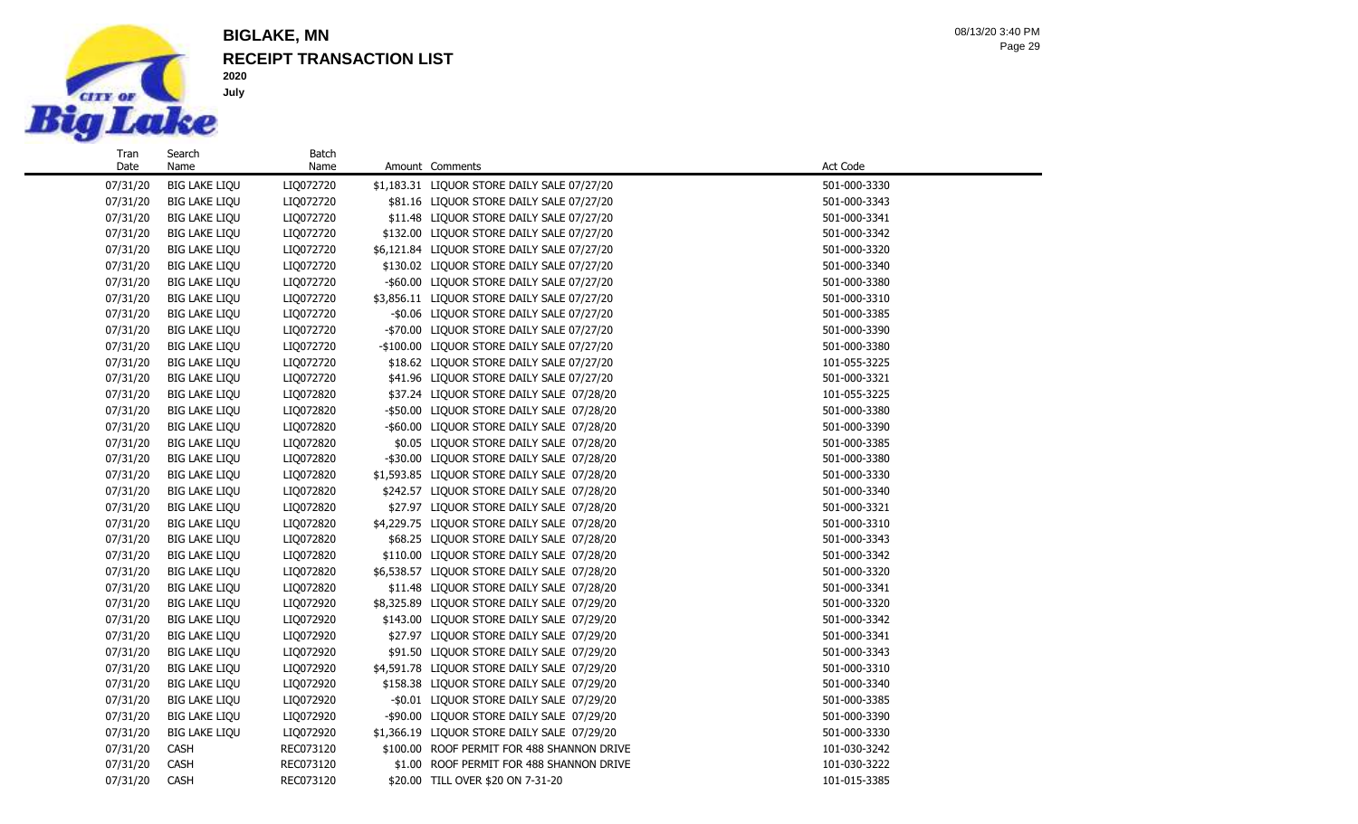# BIGLAKE, MN

## RECEIPT TRANSACTION LIST

**2020**

**July**

| Tran Date | Search Name | Batch Name | Amount | Comments | Act Code |
|---|---|---|---|---|---|
| 07/31/20 | BIG LAKE LIQU | LIQ072720 | $1,183.31 | LIQUOR STORE DAILY SALE 07/27/20 | 501-000-3330 |
| 07/31/20 | BIG LAKE LIQU | LIQ072720 | $81.16 | LIQUOR STORE DAILY SALE 07/27/20 | 501-000-3343 |
| 07/31/20 | BIG LAKE LIQU | LIQ072720 | $11.48 | LIQUOR STORE DAILY SALE 07/27/20 | 501-000-3341 |
| 07/31/20 | BIG LAKE LIQU | LIQ072720 | $132.00 | LIQUOR STORE DAILY SALE 07/27/20 | 501-000-3342 |
| 07/31/20 | BIG LAKE LIQU | LIQ072720 | $6,121.84 | LIQUOR STORE DAILY SALE 07/27/20 | 501-000-3320 |
| 07/31/20 | BIG LAKE LIQU | LIQ072720 | $130.02 | LIQUOR STORE DAILY SALE 07/27/20 | 501-000-3340 |
| 07/31/20 | BIG LAKE LIQU | LIQ072720 | -$60.00 | LIQUOR STORE DAILY SALE 07/27/20 | 501-000-3380 |
| 07/31/20 | BIG LAKE LIQU | LIQ072720 | $3,856.11 | LIQUOR STORE DAILY SALE 07/27/20 | 501-000-3310 |
| 07/31/20 | BIG LAKE LIQU | LIQ072720 | -$0.06 | LIQUOR STORE DAILY SALE 07/27/20 | 501-000-3385 |
| 07/31/20 | BIG LAKE LIQU | LIQ072720 | -$70.00 | LIQUOR STORE DAILY SALE 07/27/20 | 501-000-3390 |
| 07/31/20 | BIG LAKE LIQU | LIQ072720 | -$100.00 | LIQUOR STORE DAILY SALE 07/27/20 | 501-000-3380 |
| 07/31/20 | BIG LAKE LIQU | LIQ072720 | $18.62 | LIQUOR STORE DAILY SALE 07/27/20 | 101-055-3225 |
| 07/31/20 | BIG LAKE LIQU | LIQ072720 | $41.96 | LIQUOR STORE DAILY SALE 07/27/20 | 501-000-3321 |
| 07/31/20 | BIG LAKE LIQU | LIQ072820 | $37.24 | LIQUOR STORE DAILY SALE 07/28/20 | 101-055-3225 |
| 07/31/20 | BIG LAKE LIQU | LIQ072820 | -$50.00 | LIQUOR STORE DAILY SALE 07/28/20 | 501-000-3380 |
| 07/31/20 | BIG LAKE LIQU | LIQ072820 | -$60.00 | LIQUOR STORE DAILY SALE 07/28/20 | 501-000-3390 |
| 07/31/20 | BIG LAKE LIQU | LIQ072820 | $0.05 | LIQUOR STORE DAILY SALE 07/28/20 | 501-000-3385 |
| 07/31/20 | BIG LAKE LIQU | LIQ072820 | -$30.00 | LIQUOR STORE DAILY SALE 07/28/20 | 501-000-3380 |
| 07/31/20 | BIG LAKE LIQU | LIQ072820 | $1,593.85 | LIQUOR STORE DAILY SALE 07/28/20 | 501-000-3330 |
| 07/31/20 | BIG LAKE LIQU | LIQ072820 | $242.57 | LIQUOR STORE DAILY SALE 07/28/20 | 501-000-3340 |
| 07/31/20 | BIG LAKE LIQU | LIQ072820 | $27.97 | LIQUOR STORE DAILY SALE 07/28/20 | 501-000-3321 |
| 07/31/20 | BIG LAKE LIQU | LIQ072820 | $4,229.75 | LIQUOR STORE DAILY SALE 07/28/20 | 501-000-3310 |
| 07/31/20 | BIG LAKE LIQU | LIQ072820 | $68.25 | LIQUOR STORE DAILY SALE 07/28/20 | 501-000-3343 |
| 07/31/20 | BIG LAKE LIQU | LIQ072820 | $110.00 | LIQUOR STORE DAILY SALE 07/28/20 | 501-000-3342 |
| 07/31/20 | BIG LAKE LIQU | LIQ072820 | $6,538.57 | LIQUOR STORE DAILY SALE 07/28/20 | 501-000-3320 |
| 07/31/20 | BIG LAKE LIQU | LIQ072820 | $11.48 | LIQUOR STORE DAILY SALE 07/28/20 | 501-000-3341 |
| 07/31/20 | BIG LAKE LIQU | LIQ072920 | $8,325.89 | LIQUOR STORE DAILY SALE 07/29/20 | 501-000-3320 |
| 07/31/20 | BIG LAKE LIQU | LIQ072920 | $143.00 | LIQUOR STORE DAILY SALE 07/29/20 | 501-000-3342 |
| 07/31/20 | BIG LAKE LIQU | LIQ072920 | $27.97 | LIQUOR STORE DAILY SALE 07/29/20 | 501-000-3341 |
| 07/31/20 | BIG LAKE LIQU | LIQ072920 | $91.50 | LIQUOR STORE DAILY SALE 07/29/20 | 501-000-3343 |
| 07/31/20 | BIG LAKE LIQU | LIQ072920 | $4,591.78 | LIQUOR STORE DAILY SALE 07/29/20 | 501-000-3310 |
| 07/31/20 | BIG LAKE LIQU | LIQ072920 | $158.38 | LIQUOR STORE DAILY SALE 07/29/20 | 501-000-3340 |
| 07/31/20 | BIG LAKE LIQU | LIQ072920 | -$0.01 | LIQUOR STORE DAILY SALE 07/29/20 | 501-000-3385 |
| 07/31/20 | BIG LAKE LIQU | LIQ072920 | -$90.00 | LIQUOR STORE DAILY SALE 07/29/20 | 501-000-3390 |
| 07/31/20 | BIG LAKE LIQU | LIQ072920 | $1,366.19 | LIQUOR STORE DAILY SALE 07/29/20 | 501-000-3330 |
| 07/31/20 | CASH | REC073120 | $100.00 | ROOF PERMIT FOR 488 SHANNON DRIVE | 101-030-3242 |
| 07/31/20 | CASH | REC073120 | $1.00 | ROOF PERMIT FOR 488 SHANNON DRIVE | 101-030-3222 |
| 07/31/20 | CASH | REC073120 | $20.00 | TILL OVER $20 ON 7-31-20 | 101-015-3385 |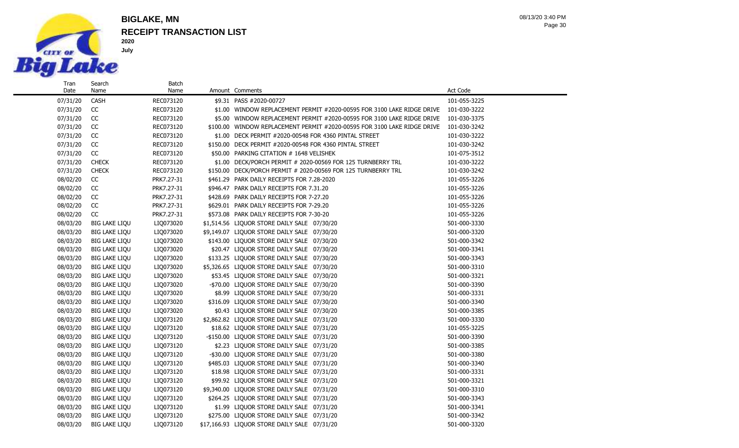# BIGLAKE, MN

## RECEIPT TRANSACTION LIST

**2020**

**July**

| Tran Date | Search Name | Batch Name | Amount | Comments | Act Code |
|---|---|---|---|---|---|
| 07/31/20 | CASH | REC073120 | $9.31 | PASS #2020-00727 | 101-055-3225 |
| 07/31/20 | CC | REC073120 | $1.00 | WINDOW REPLACEMENT PERMIT #2020-00595 FOR 3100 LAKE RIDGE DRIVE | 101-030-3222 |
| 07/31/20 | CC | REC073120 | $5.00 | WINDOW REPLACEMENT PERMIT #2020-00595 FOR 3100 LAKE RIDGE DRIVE | 101-030-3375 |
| 07/31/20 | CC | REC073120 | $100.00 | WINDOW REPLACEMENT PERMIT #2020-00595 FOR 3100 LAKE RIDGE DRIVE | 101-030-3242 |
| 07/31/20 | CC | REC073120 | $1.00 | DECK PERMIT #2020-00548 FOR 4360 PINTAL STREET | 101-030-3222 |
| 07/31/20 | CC | REC073120 | $150.00 | DECK PERMIT #2020-00548 FOR 4360 PINTAL STREET | 101-030-3242 |
| 07/31/20 | CC | REC073120 | $50.00 | PARKING CITATION # 1648 VELISHEK | 101-075-3512 |
| 07/31/20 | CHECK | REC073120 | $1.00 | DECK/PORCH PERMIT # 2020-00569 FOR 125 TURNBERRY TRL | 101-030-3222 |
| 07/31/20 | CHECK | REC073120 | $150.00 | DECK/PORCH PERMIT # 2020-00569 FOR 125 TURNBERRY TRL | 101-030-3242 |
| 08/02/20 | CC | PRK7.27-31 | $461.29 | PARK DAILY RECEIPTS FOR 7.28-2020 | 101-055-3226 |
| 08/02/20 | CC | PRK7.27-31 | $946.47 | PARK DAILY RECEIPTS FOR 7.31.20 | 101-055-3226 |
| 08/02/20 | CC | PRK7.27-31 | $428.69 | PARK DAILY RECEIPTS FOR 7-27.20 | 101-055-3226 |
| 08/02/20 | CC | PRK7.27-31 | $629.01 | PARK DAILY RECEIPTS FOR 7-29.20 | 101-055-3226 |
| 08/02/20 | CC | PRK7.27-31 | $573.08 | PARK DAILY RECEIPTS FOR 7-30-20 | 101-055-3226 |
| 08/03/20 | BIG LAKE LIQU | LIQ073020 | $1,514.56 | LIQUOR STORE DAILY SALE 07/30/20 | 501-000-3330 |
| 08/03/20 | BIG LAKE LIQU | LIQ073020 | $9,149.07 | LIQUOR STORE DAILY SALE 07/30/20 | 501-000-3320 |
| 08/03/20 | BIG LAKE LIQU | LIQ073020 | $143.00 | LIQUOR STORE DAILY SALE 07/30/20 | 501-000-3342 |
| 08/03/20 | BIG LAKE LIQU | LIQ073020 | $20.47 | LIQUOR STORE DAILY SALE 07/30/20 | 501-000-3341 |
| 08/03/20 | BIG LAKE LIQU | LIQ073020 | $133.25 | LIQUOR STORE DAILY SALE 07/30/20 | 501-000-3343 |
| 08/03/20 | BIG LAKE LIQU | LIQ073020 | $5,326.65 | LIQUOR STORE DAILY SALE 07/30/20 | 501-000-3310 |
| 08/03/20 | BIG LAKE LIQU | LIQ073020 | $53.45 | LIQUOR STORE DAILY SALE 07/30/20 | 501-000-3321 |
| 08/03/20 | BIG LAKE LIQU | LIQ073020 | -$70.00 | LIQUOR STORE DAILY SALE 07/30/20 | 501-000-3390 |
| 08/03/20 | BIG LAKE LIQU | LIQ073020 | $8.99 | LIQUOR STORE DAILY SALE 07/30/20 | 501-000-3331 |
| 08/03/20 | BIG LAKE LIQU | LIQ073020 | $316.09 | LIQUOR STORE DAILY SALE 07/30/20 | 501-000-3340 |
| 08/03/20 | BIG LAKE LIQU | LIQ073020 | $0.43 | LIQUOR STORE DAILY SALE 07/30/20 | 501-000-3385 |
| 08/03/20 | BIG LAKE LIQU | LIQ073120 | $2,862.82 | LIQUOR STORE DAILY SALE 07/31/20 | 501-000-3330 |
| 08/03/20 | BIG LAKE LIQU | LIQ073120 | $18.62 | LIQUOR STORE DAILY SALE 07/31/20 | 101-055-3225 |
| 08/03/20 | BIG LAKE LIQU | LIQ073120 | -$150.00 | LIQUOR STORE DAILY SALE 07/31/20 | 501-000-3390 |
| 08/03/20 | BIG LAKE LIQU | LIQ073120 | $2.23 | LIQUOR STORE DAILY SALE 07/31/20 | 501-000-3385 |
| 08/03/20 | BIG LAKE LIQU | LIQ073120 | -$30.00 | LIQUOR STORE DAILY SALE 07/31/20 | 501-000-3380 |
| 08/03/20 | BIG LAKE LIQU | LIQ073120 | $485.03 | LIQUOR STORE DAILY SALE 07/31/20 | 501-000-3340 |
| 08/03/20 | BIG LAKE LIQU | LIQ073120 | $18.98 | LIQUOR STORE DAILY SALE 07/31/20 | 501-000-3331 |
| 08/03/20 | BIG LAKE LIQU | LIQ073120 | $99.92 | LIQUOR STORE DAILY SALE 07/31/20 | 501-000-3321 |
| 08/03/20 | BIG LAKE LIQU | LIQ073120 | $9,340.00 | LIQUOR STORE DAILY SALE 07/31/20 | 501-000-3310 |
| 08/03/20 | BIG LAKE LIQU | LIQ073120 | $264.25 | LIQUOR STORE DAILY SALE 07/31/20 | 501-000-3343 |
| 08/03/20 | BIG LAKE LIQU | LIQ073120 | $1.99 | LIQUOR STORE DAILY SALE 07/31/20 | 501-000-3341 |
| 08/03/20 | BIG LAKE LIQU | LIQ073120 | $275.00 | LIQUOR STORE DAILY SALE 07/31/20 | 501-000-3342 |
| 08/03/20 | BIG LAKE LIQU | LIQ073120 | $17,166.93 | LIQUOR STORE DAILY SALE 07/31/20 | 501-000-3320 |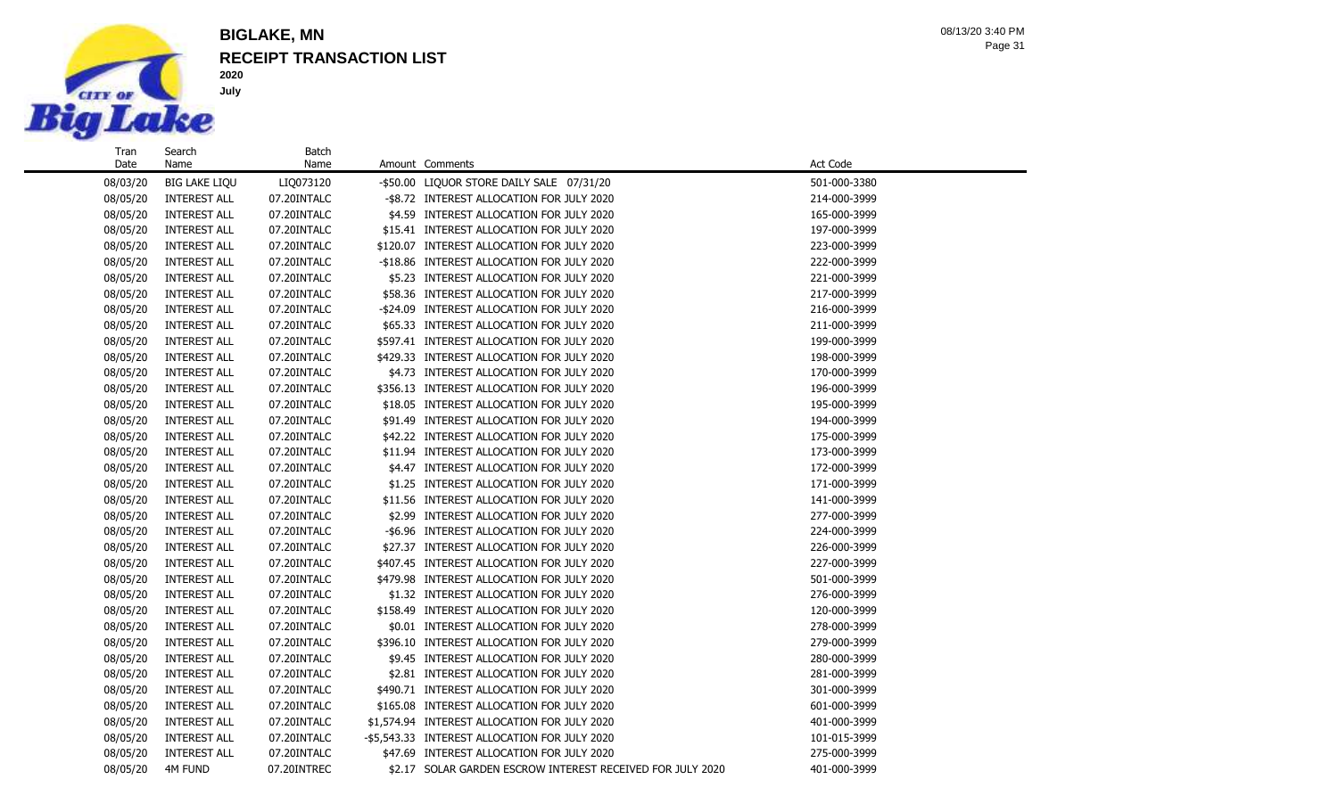# BIGLAKE, MN

## RECEIPT TRANSACTION LIST

**2020**

**July**

| Tran Date | Search Name | Batch Name | Amount | Comments | Act Code |
|---|---|---|---|---|---|
| 08/03/20 | BIG LAKE LIQU | LIQ073120 | -$50.00 | LIQUOR STORE DAILY SALE 07/31/20 | 501-000-3380 |
| 08/05/20 | INTEREST ALL | 07.20INTALC | -$8.72 | INTEREST ALLOCATION FOR JULY 2020 | 214-000-3999 |
| 08/05/20 | INTEREST ALL | 07.20INTALC | $4.59 | INTEREST ALLOCATION FOR JULY 2020 | 165-000-3999 |
| 08/05/20 | INTEREST ALL | 07.20INTALC | $15.41 | INTEREST ALLOCATION FOR JULY 2020 | 197-000-3999 |
| 08/05/20 | INTEREST ALL | 07.20INTALC | $120.07 | INTEREST ALLOCATION FOR JULY 2020 | 223-000-3999 |
| 08/05/20 | INTEREST ALL | 07.20INTALC | -$18.86 | INTEREST ALLOCATION FOR JULY 2020 | 222-000-3999 |
| 08/05/20 | INTEREST ALL | 07.20INTALC | $5.23 | INTEREST ALLOCATION FOR JULY 2020 | 221-000-3999 |
| 08/05/20 | INTEREST ALL | 07.20INTALC | $58.36 | INTEREST ALLOCATION FOR JULY 2020 | 217-000-3999 |
| 08/05/20 | INTEREST ALL | 07.20INTALC | -$24.09 | INTEREST ALLOCATION FOR JULY 2020 | 216-000-3999 |
| 08/05/20 | INTEREST ALL | 07.20INTALC | $65.33 | INTEREST ALLOCATION FOR JULY 2020 | 211-000-3999 |
| 08/05/20 | INTEREST ALL | 07.20INTALC | $597.41 | INTEREST ALLOCATION FOR JULY 2020 | 199-000-3999 |
| 08/05/20 | INTEREST ALL | 07.20INTALC | $429.33 | INTEREST ALLOCATION FOR JULY 2020 | 198-000-3999 |
| 08/05/20 | INTEREST ALL | 07.20INTALC | $4.73 | INTEREST ALLOCATION FOR JULY 2020 | 170-000-3999 |
| 08/05/20 | INTEREST ALL | 07.20INTALC | $356.13 | INTEREST ALLOCATION FOR JULY 2020 | 196-000-3999 |
| 08/05/20 | INTEREST ALL | 07.20INTALC | $18.05 | INTEREST ALLOCATION FOR JULY 2020 | 195-000-3999 |
| 08/05/20 | INTEREST ALL | 07.20INTALC | $91.49 | INTEREST ALLOCATION FOR JULY 2020 | 194-000-3999 |
| 08/05/20 | INTEREST ALL | 07.20INTALC | $42.22 | INTEREST ALLOCATION FOR JULY 2020 | 175-000-3999 |
| 08/05/20 | INTEREST ALL | 07.20INTALC | $11.94 | INTEREST ALLOCATION FOR JULY 2020 | 173-000-3999 |
| 08/05/20 | INTEREST ALL | 07.20INTALC | $4.47 | INTEREST ALLOCATION FOR JULY 2020 | 172-000-3999 |
| 08/05/20 | INTEREST ALL | 07.20INTALC | $1.25 | INTEREST ALLOCATION FOR JULY 2020 | 171-000-3999 |
| 08/05/20 | INTEREST ALL | 07.20INTALC | $11.56 | INTEREST ALLOCATION FOR JULY 2020 | 141-000-3999 |
| 08/05/20 | INTEREST ALL | 07.20INTALC | $2.99 | INTEREST ALLOCATION FOR JULY 2020 | 277-000-3999 |
| 08/05/20 | INTEREST ALL | 07.20INTALC | -$6.96 | INTEREST ALLOCATION FOR JULY 2020 | 224-000-3999 |
| 08/05/20 | INTEREST ALL | 07.20INTALC | $27.37 | INTEREST ALLOCATION FOR JULY 2020 | 226-000-3999 |
| 08/05/20 | INTEREST ALL | 07.20INTALC | $407.45 | INTEREST ALLOCATION FOR JULY 2020 | 227-000-3999 |
| 08/05/20 | INTEREST ALL | 07.20INTALC | $479.98 | INTEREST ALLOCATION FOR JULY 2020 | 501-000-3999 |
| 08/05/20 | INTEREST ALL | 07.20INTALC | $1.32 | INTEREST ALLOCATION FOR JULY 2020 | 276-000-3999 |
| 08/05/20 | INTEREST ALL | 07.20INTALC | $158.49 | INTEREST ALLOCATION FOR JULY 2020 | 120-000-3999 |
| 08/05/20 | INTEREST ALL | 07.20INTALC | $0.01 | INTEREST ALLOCATION FOR JULY 2020 | 278-000-3999 |
| 08/05/20 | INTEREST ALL | 07.20INTALC | $396.10 | INTEREST ALLOCATION FOR JULY 2020 | 279-000-3999 |
| 08/05/20 | INTEREST ALL | 07.20INTALC | $9.45 | INTEREST ALLOCATION FOR JULY 2020 | 280-000-3999 |
| 08/05/20 | INTEREST ALL | 07.20INTALC | $2.81 | INTEREST ALLOCATION FOR JULY 2020 | 281-000-3999 |
| 08/05/20 | INTEREST ALL | 07.20INTALC | $490.71 | INTEREST ALLOCATION FOR JULY 2020 | 301-000-3999 |
| 08/05/20 | INTEREST ALL | 07.20INTALC | $165.08 | INTEREST ALLOCATION FOR JULY 2020 | 601-000-3999 |
| 08/05/20 | INTEREST ALL | 07.20INTALC | $1,574.94 | INTEREST ALLOCATION FOR JULY 2020 | 401-000-3999 |
| 08/05/20 | INTEREST ALL | 07.20INTALC | -$5,543.33 | INTEREST ALLOCATION FOR JULY 2020 | 101-015-3999 |
| 08/05/20 | INTEREST ALL | 07.20INTALC | $47.69 | INTEREST ALLOCATION FOR JULY 2020 | 275-000-3999 |
| 08/05/20 | 4M FUND | 07.20INTREC | $2.17 | SOLAR GARDEN ESCROW INTEREST RECEIVED FOR JULY 2020 | 401-000-3999 |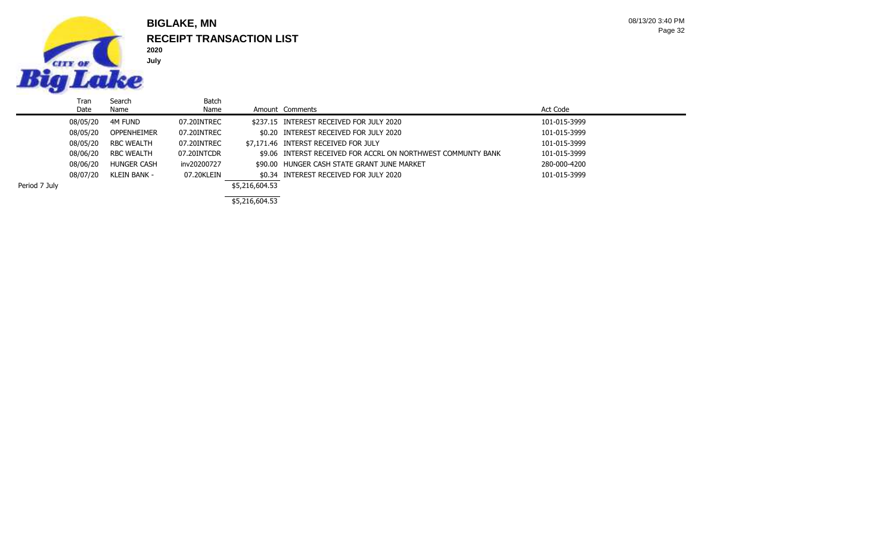# BIGLAKE, MN

## RECEIPT TRANSACTION LIST

**2020**

**July**

| | Tran Date | Search Name | Batch Name | Amount | Comments | Act Code |
|---|---|---|---|---|---|---|
| | 08/05/20 | 4M FUND | 07.20INTREC | $237.15 | INTEREST RECEIVED FOR JULY 2020 | 101-015-3999 |
| | 08/05/20 | OPPENHEIMER | 07.20INTREC | $0.20 | INTEREST RECEIVED FOR JULY 2020 | 101-015-3999 |
| | 08/05/20 | RBC WEALTH | 07.20INTREC | $7,171.46 | INTERST RECEIVED FOR JULY | 101-015-3999 |
| | 08/06/20 | RBC WEALTH | 07.20INTCDR | $9.06 | INTERST RECEIVED FOR ACCRL ON NORTHWEST COMMUNTY BANK | 101-015-3999 |
| | 08/06/20 | HUNGER CASH | inv20200727 | $90.00 | HUNGER CASH STATE GRANT JUNE MARKET | 280-000-4200 |
| | 08/07/20 | KLEIN BANK - | 07.20KLEIN | $0.34 | INTEREST RECEIVED FOR JULY 2020 | 101-015-3999 |
| Period 7 July | | | | $5,216,604.53 | | |
| | | | | $5,216,604.53 | | |